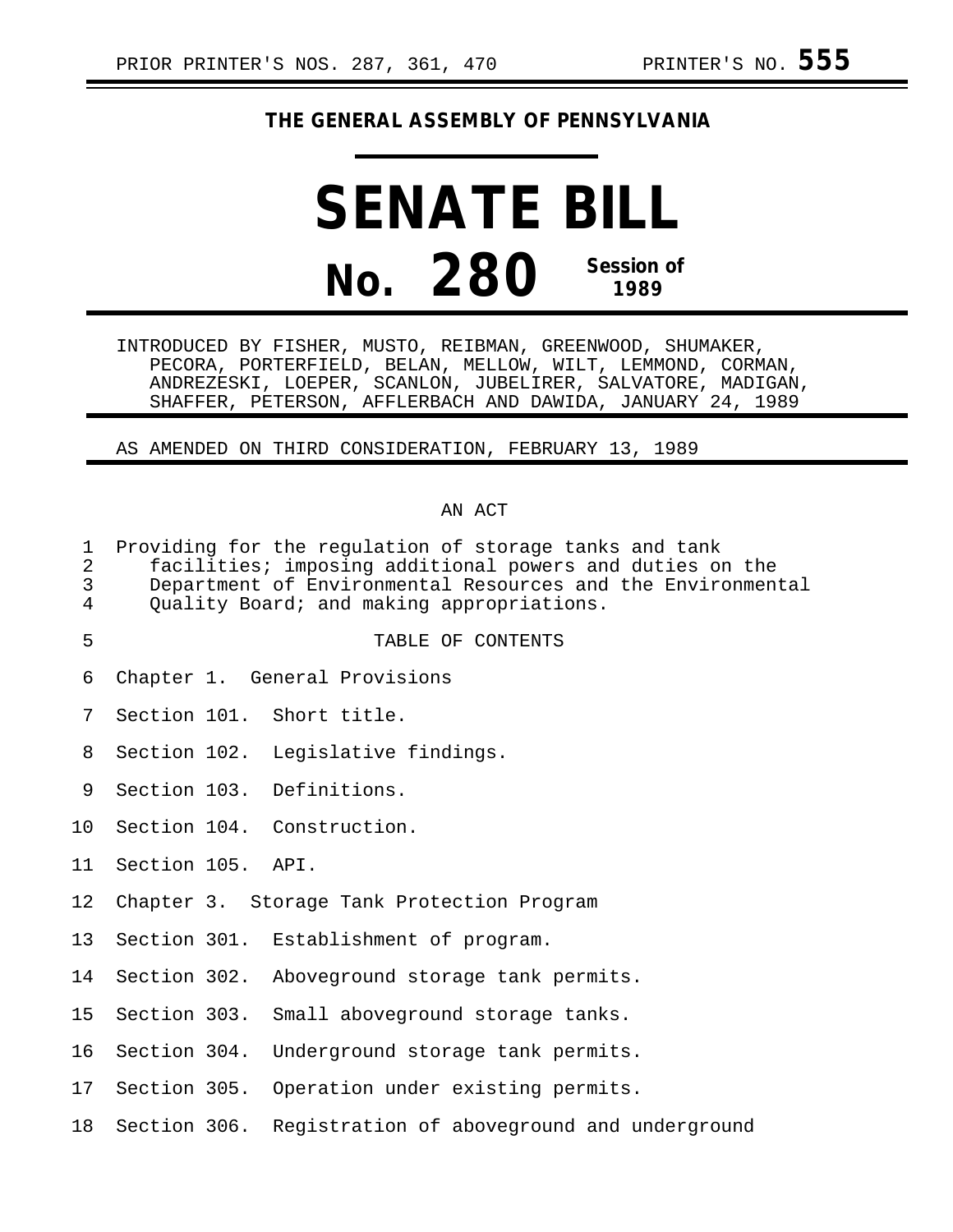PRIOR PRINTER'S NOS. 287, 361, 470 PRINTER'S NO. **555**

**THE GENERAL ASSEMBLY OF PENNSYLVANIA**

# SENATE BILL

# No. 280 Session of 1989

INTRODUCED BY FISHER, MUSTO, REIBMAN, GREENWOOD, SHUMAKER, PECORA, PORTERFIELD, BELAN, MELLOW, WILT, LEMMOND, CORMAN, ANDREZESKI, LOEPER, SCANLON, JUBELIRER, SALVATORE, MADIGAN, SHAFFER, PETERSON, AFFLERBACH AND DAWIDA, JANUARY 24, 1989

AS AMENDED ON THIRD CONSIDERATION, FEBRUARY 13, 1989

AN ACT

1 Providing for the regulation of storage tanks and tank
2 facilities; imposing additional powers and duties on the
3 Department of Environmental Resources and the Environmental
4 Quality Board; and making appropriations.

5 TABLE OF CONTENTS

6 Chapter 1. General Provisions

7 Section 101. Short title.

8 Section 102. Legislative findings.

9 Section 103. Definitions.

10 Section 104. Construction.

11 Section 105. API.

12 Chapter 3. Storage Tank Protection Program

13 Section 301. Establishment of program.

14 Section 302. Aboveground storage tank permits.

15 Section 303. Small aboveground storage tanks.

16 Section 304. Underground storage tank permits.

17 Section 305. Operation under existing permits.

18 Section 306. Registration of aboveground and underground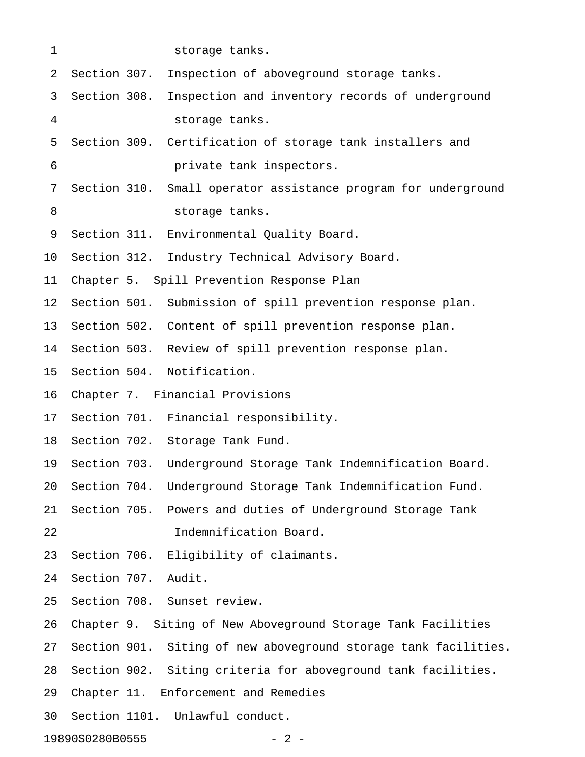storage tanks.

Section 307. Inspection of aboveground storage tanks.

Section 308. Inspection and inventory records of underground storage tanks.

Section 309. Certification of storage tank installers and private tank inspectors.

Section 310. Small operator assistance program for underground storage tanks.

Section 311. Environmental Quality Board.

Section 312. Industry Technical Advisory Board.

Chapter 5. Spill Prevention Response Plan

Section 501. Submission of spill prevention response plan.

Section 502. Content of spill prevention response plan.

Section 503. Review of spill prevention response plan.

Section 504. Notification.

Chapter 7. Financial Provisions

Section 701. Financial responsibility.

Section 702. Storage Tank Fund.

Section 703. Underground Storage Tank Indemnification Board.

Section 704. Underground Storage Tank Indemnification Fund.

Section 705. Powers and duties of Underground Storage Tank Indemnification Board.

Section 706. Eligibility of claimants.

Section 707. Audit.

Section 708. Sunset review.

Chapter 9. Siting of New Aboveground Storage Tank Facilities

Section 901. Siting of new aboveground storage tank facilities.

Section 902. Siting criteria for aboveground tank facilities.

Chapter 11. Enforcement and Remedies

Section 1101. Unlawful conduct.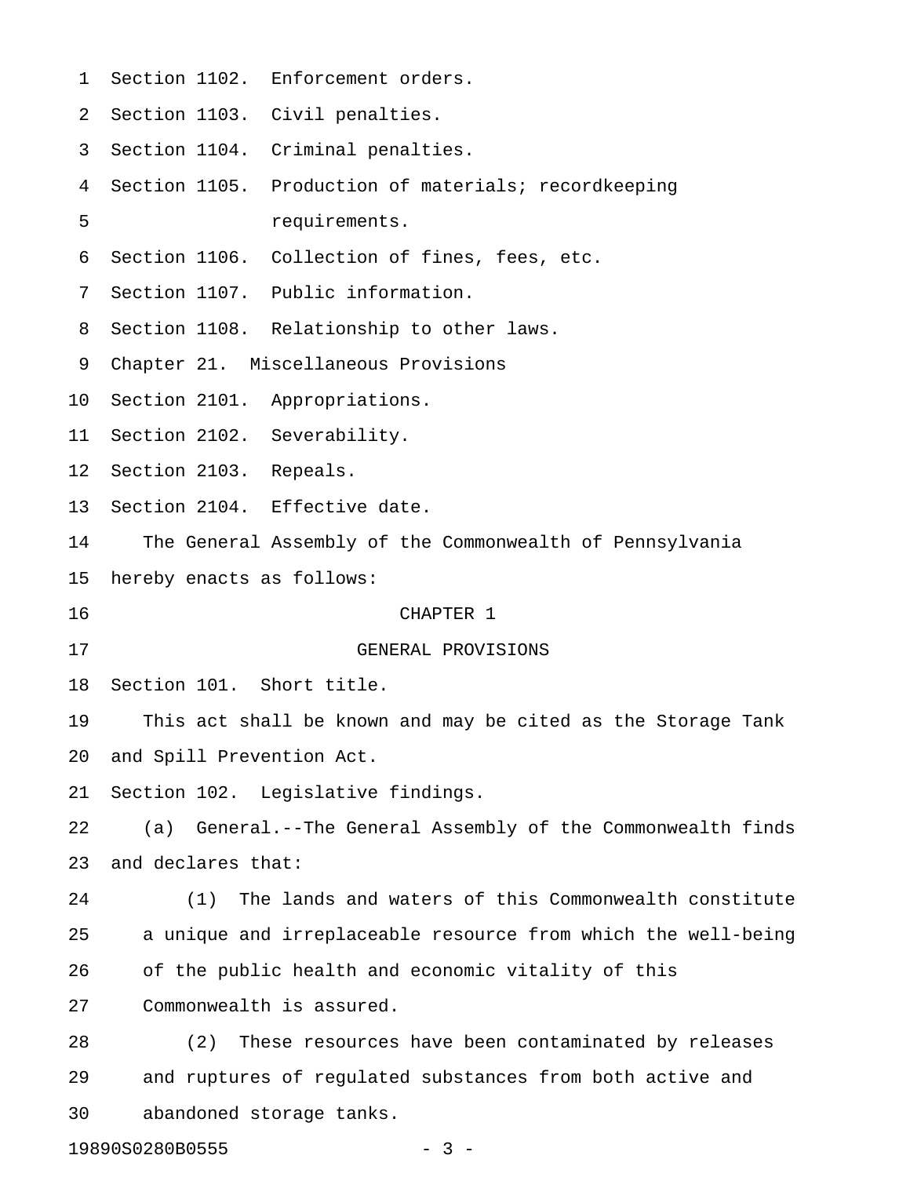Section 1102. Enforcement orders.
Section 1103. Civil penalties.
Section 1104. Criminal penalties.
Section 1105. Production of materials; recordkeeping requirements.
Section 1106. Collection of fines, fees, etc.
Section 1107. Public information.
Section 1108. Relationship to other laws.
Chapter 21. Miscellaneous Provisions
Section 2101. Appropriations.
Section 2102. Severability.
Section 2103. Repeals.
Section 2104. Effective date.

The General Assembly of the Commonwealth of Pennsylvania hereby enacts as follows:

## CHAPTER 1

## GENERAL PROVISIONS

### Section 101. Short title.

This act shall be known and may be cited as the Storage Tank and Spill Prevention Act.

### Section 102. Legislative findings.

(a) General.--The General Assembly of the Commonwealth finds and declares that:

(1) The lands and waters of this Commonwealth constitute a unique and irreplaceable resource from which the well-being of the public health and economic vitality of this Commonwealth is assured.

(2) These resources have been contaminated by releases and ruptures of regulated substances from both active and abandoned storage tanks.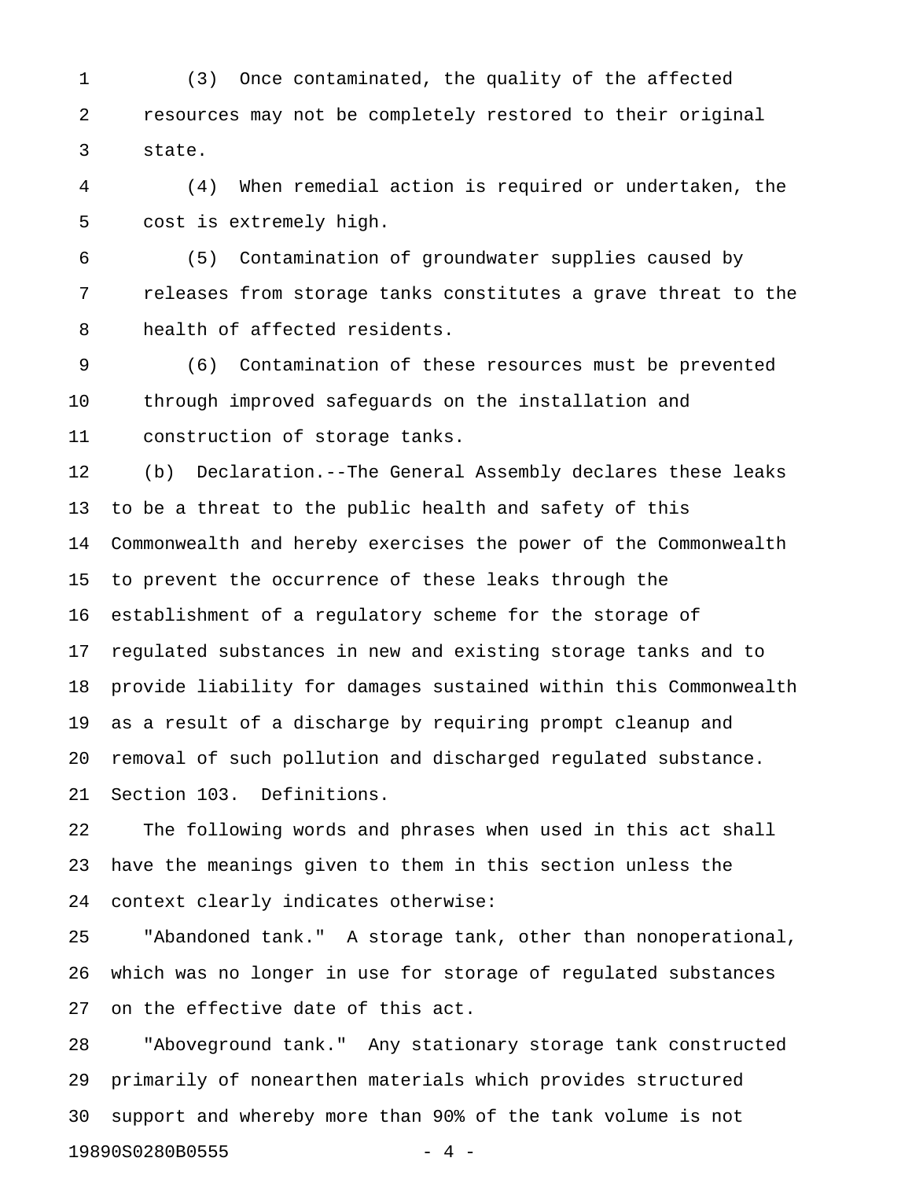(3) Once contaminated, the quality of the affected resources may not be completely restored to their original state.

(4) When remedial action is required or undertaken, the cost is extremely high.

(5) Contamination of groundwater supplies caused by releases from storage tanks constitutes a grave threat to the health of affected residents.

(6) Contamination of these resources must be prevented through improved safeguards on the installation and construction of storage tanks.

(b) Declaration.--The General Assembly declares these leaks to be a threat to the public health and safety of this Commonwealth and hereby exercises the power of the Commonwealth to prevent the occurrence of these leaks through the establishment of a regulatory scheme for the storage of regulated substances in new and existing storage tanks and to provide liability for damages sustained within this Commonwealth as a result of a discharge by requiring prompt cleanup and removal of such pollution and discharged regulated substance.

Section 103. Definitions.

The following words and phrases when used in this act shall have the meanings given to them in this section unless the context clearly indicates otherwise:

"Abandoned tank." A storage tank, other than nonoperational, which was no longer in use for storage of regulated substances on the effective date of this act.

"Aboveground tank." Any stationary storage tank constructed primarily of nonearthen materials which provides structured support and whereby more than 90% of the tank volume is not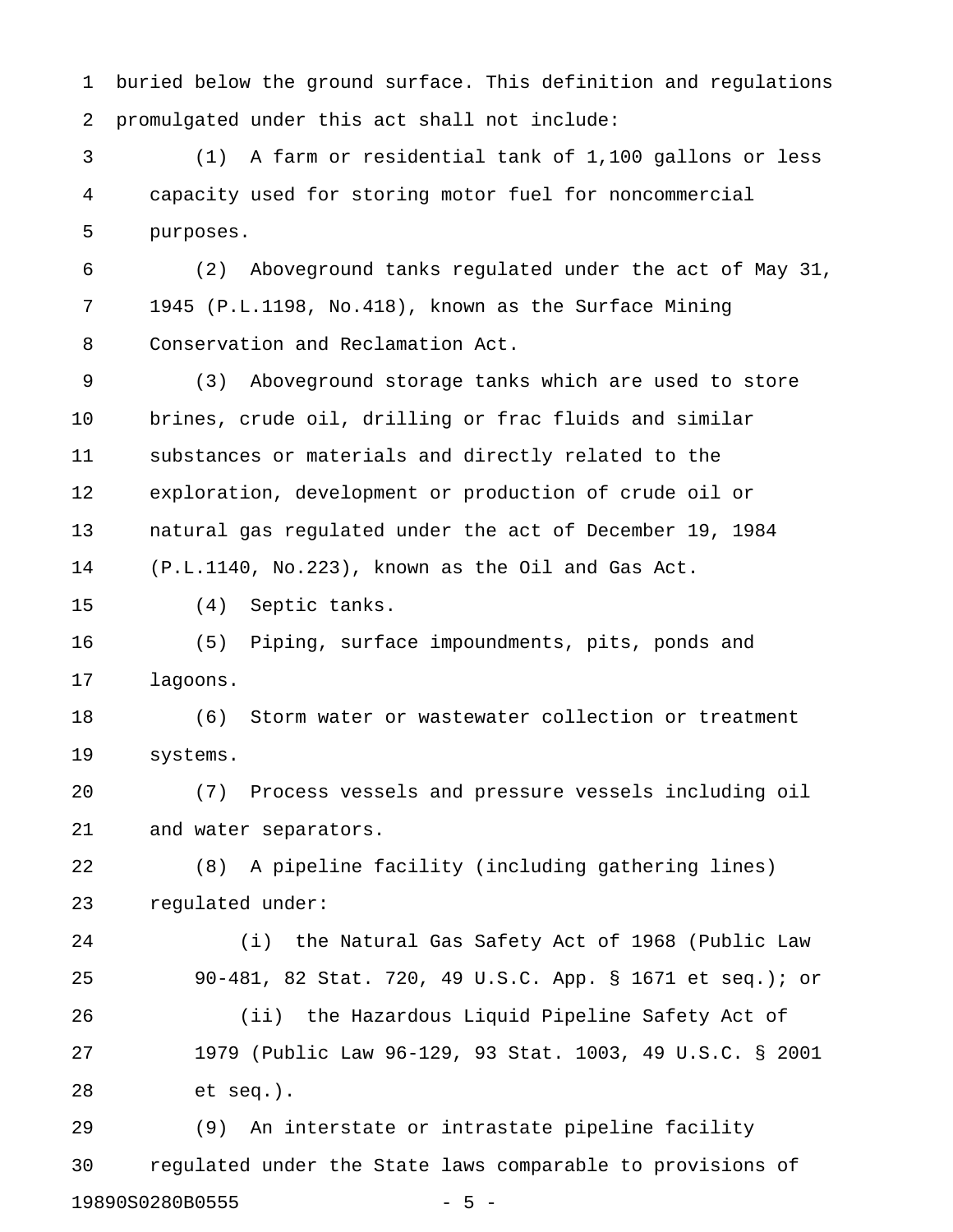buried below the ground surface. This definition and regulations promulgated under this act shall not include:

(1) A farm or residential tank of 1,100 gallons or less capacity used for storing motor fuel for noncommercial purposes.

(2) Aboveground tanks regulated under the act of May 31, 1945 (P.L.1198, No.418), known as the Surface Mining Conservation and Reclamation Act.

(3) Aboveground storage tanks which are used to store brines, crude oil, drilling or frac fluids and similar substances or materials and directly related to the exploration, development or production of crude oil or natural gas regulated under the act of December 19, 1984 (P.L.1140, No.223), known as the Oil and Gas Act.

(4) Septic tanks.

(5) Piping, surface impoundments, pits, ponds and lagoons.

(6) Storm water or wastewater collection or treatment systems.

(7) Process vessels and pressure vessels including oil and water separators.

(8) A pipeline facility (including gathering lines) regulated under:

(i) the Natural Gas Safety Act of 1968 (Public Law 90-481, 82 Stat. 720, 49 U.S.C. App. § 1671 et seq.); or

(ii) the Hazardous Liquid Pipeline Safety Act of 1979 (Public Law 96-129, 93 Stat. 1003, 49 U.S.C. § 2001 et seq.).

(9) An interstate or intrastate pipeline facility regulated under the State laws comparable to provisions of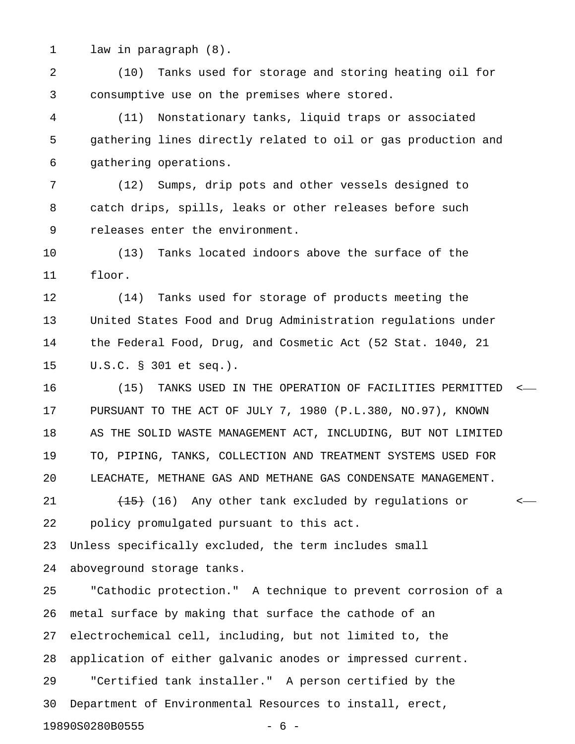law in paragraph (8).

(10) Tanks used for storage and storing heating oil for consumptive use on the premises where stored.

(11) Nonstationary tanks, liquid traps or associated gathering lines directly related to oil or gas production and gathering operations.

(12) Sumps, drip pots and other vessels designed to catch drips, spills, leaks or other releases before such releases enter the environment.

(13) Tanks located indoors above the surface of the floor.

(14) Tanks used for storage of products meeting the United States Food and Drug Administration regulations under the Federal Food, Drug, and Cosmetic Act (52 Stat. 1040, 21 U.S.C. § 301 et seq.).

(15) TANKS USED IN THE OPERATION OF FACILITIES PERMITTED PURSUANT TO THE ACT OF JULY 7, 1980 (P.L.380, NO.97), KNOWN AS THE SOLID WASTE MANAGEMENT ACT, INCLUDING, BUT NOT LIMITED TO, PIPING, TANKS, COLLECTION AND TREATMENT SYSTEMS USED FOR LEACHATE, METHANE GAS AND METHANE GAS CONDENSATE MANAGEMENT.

~~(15)~~ (16) Any other tank excluded by regulations or policy promulgated pursuant to this act.

Unless specifically excluded, the term includes small aboveground storage tanks.

"Cathodic protection." A technique to prevent corrosion of a metal surface by making that surface the cathode of an electrochemical cell, including, but not limited to, the application of either galvanic anodes or impressed current.

"Certified tank installer." A person certified by the Department of Environmental Resources to install, erect,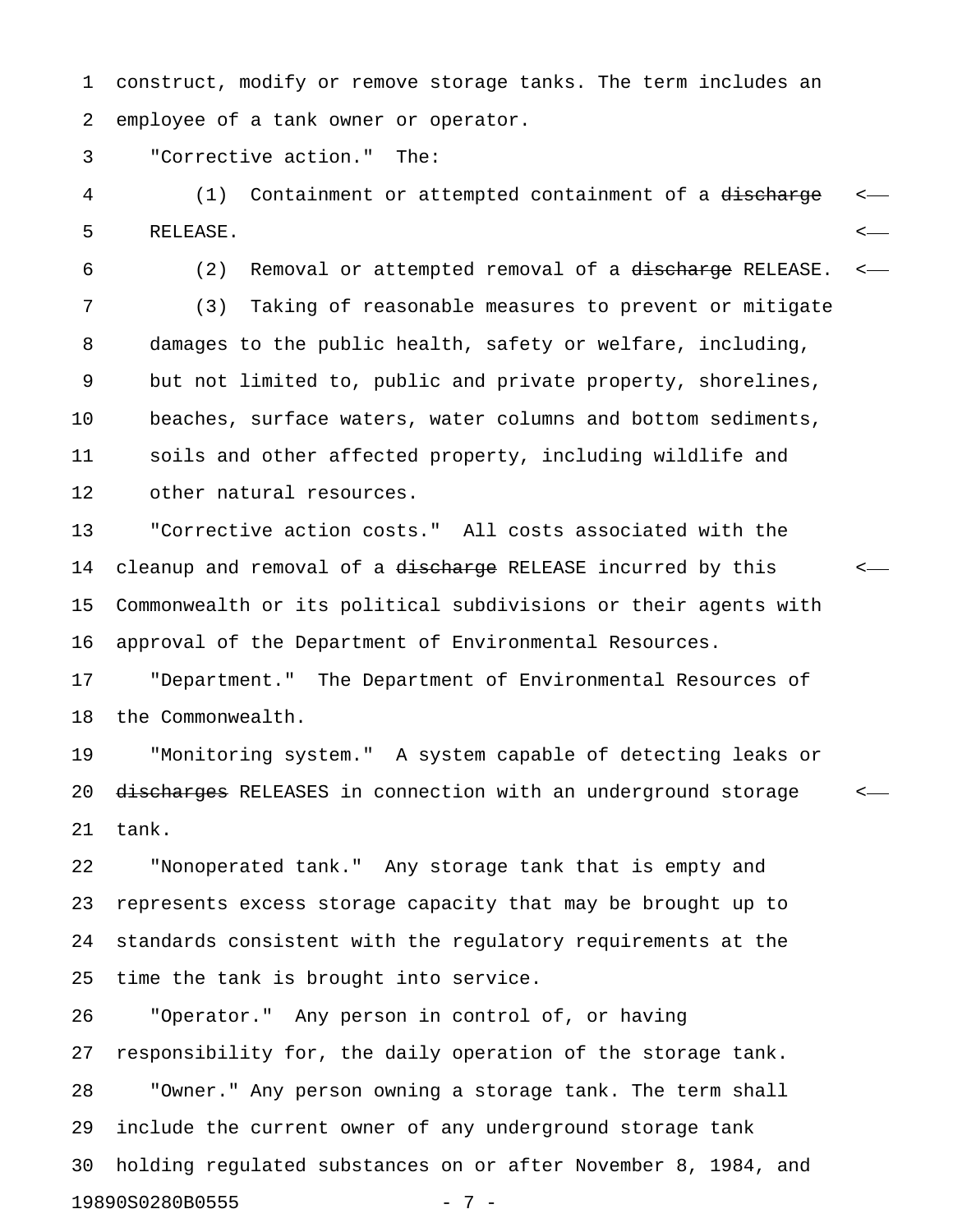construct, modify or remove storage tanks. The term includes an employee of a tank owner or operator.

"Corrective action." The:

(1) Containment or attempted containment of a ~~discharge~~ RELEASE.

(2) Removal or attempted removal of a ~~discharge~~ RELEASE.

(3) Taking of reasonable measures to prevent or mitigate damages to the public health, safety or welfare, including, but not limited to, public and private property, shorelines, beaches, surface waters, water columns and bottom sediments, soils and other affected property, including wildlife and other natural resources.

"Corrective action costs." All costs associated with the cleanup and removal of a ~~discharge~~ RELEASE incurred by this Commonwealth or its political subdivisions or their agents with approval of the Department of Environmental Resources.

"Department." The Department of Environmental Resources of the Commonwealth.

"Monitoring system." A system capable of detecting leaks or ~~discharges~~ RELEASES in connection with an underground storage tank.

"Nonoperated tank." Any storage tank that is empty and represents excess storage capacity that may be brought up to standards consistent with the regulatory requirements at the time the tank is brought into service.

"Operator." Any person in control of, or having responsibility for, the daily operation of the storage tank.

"Owner." Any person owning a storage tank. The term shall include the current owner of any underground storage tank holding regulated substances on or after November 8, 1984, and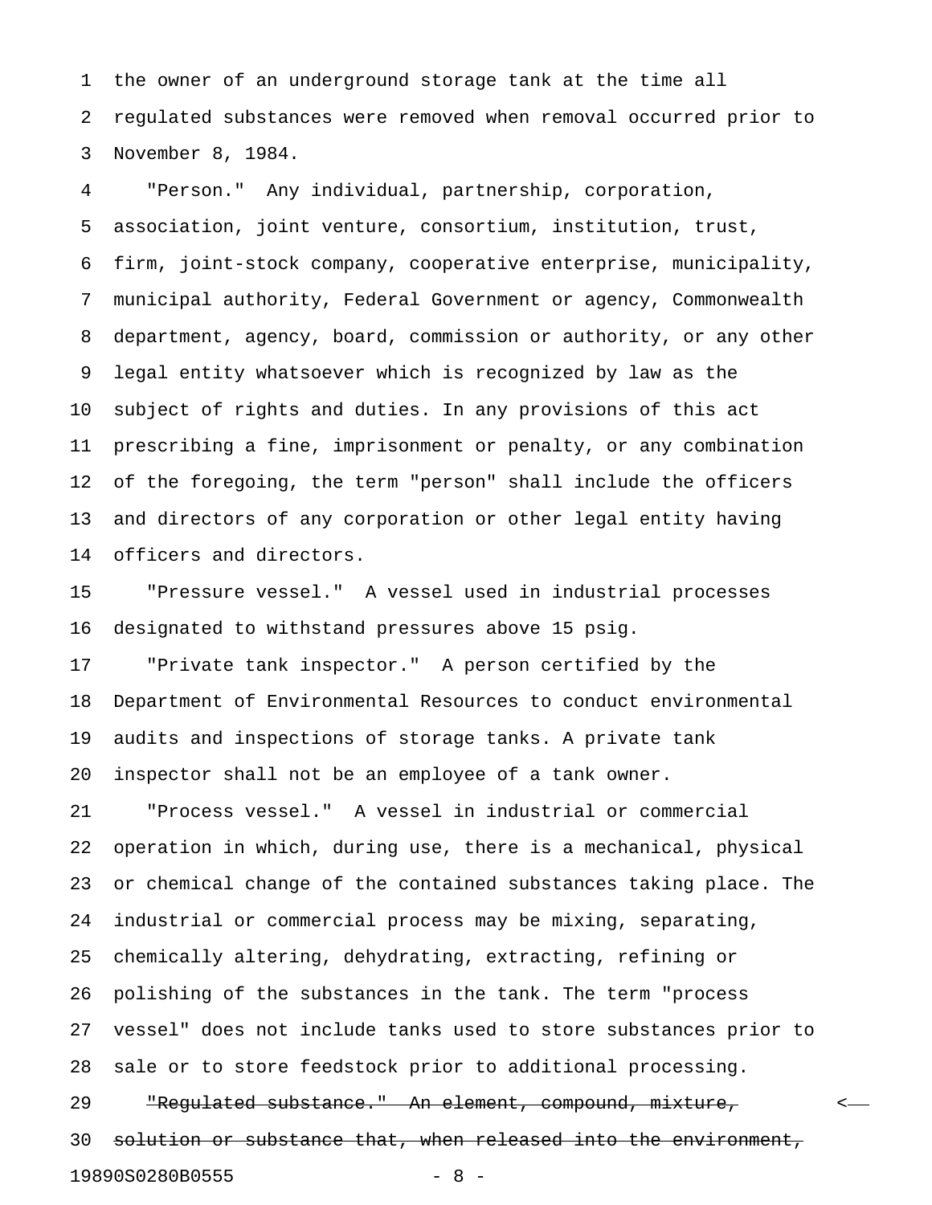the owner of an underground storage tank at the time all regulated substances were removed when removal occurred prior to November 8, 1984.

"Person." Any individual, partnership, corporation, association, joint venture, consortium, institution, trust, firm, joint-stock company, cooperative enterprise, municipality, municipal authority, Federal Government or agency, Commonwealth department, agency, board, commission or authority, or any other legal entity whatsoever which is recognized by law as the subject of rights and duties. In any provisions of this act prescribing a fine, imprisonment or penalty, or any combination of the foregoing, the term "person" shall include the officers and directors of any corporation or other legal entity having officers and directors.

"Pressure vessel." A vessel used in industrial processes designated to withstand pressures above 15 psig.

"Private tank inspector." A person certified by the Department of Environmental Resources to conduct environmental audits and inspections of storage tanks. A private tank inspector shall not be an employee of a tank owner.

"Process vessel." A vessel in industrial or commercial operation in which, during use, there is a mechanical, physical or chemical change of the contained substances taking place. The industrial or commercial process may be mixing, separating, chemically altering, dehydrating, extracting, refining or polishing of the substances in the tank. The term "process vessel" does not include tanks used to store substances prior to sale or to store feedstock prior to additional processing.

~~"Regulated substance." An element, compound, mixture, solution or substance that, when released into the environment,~~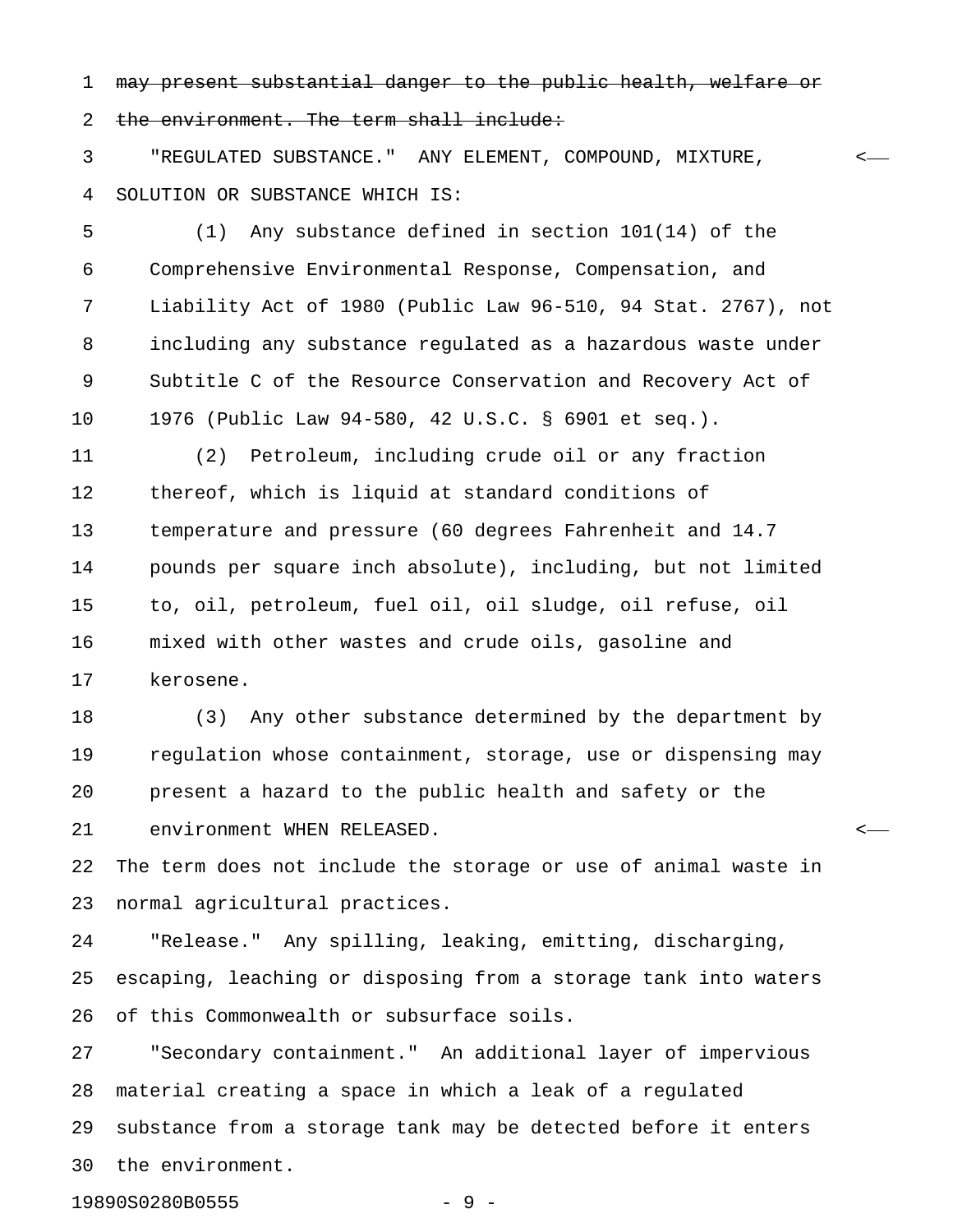~~may present substantial danger to the public health, welfare or the environment. The term shall include:~~

"REGULATED SUBSTANCE." ANY ELEMENT, COMPOUND, MIXTURE, SOLUTION OR SUBSTANCE WHICH IS:

(1) Any substance defined in section 101(14) of the Comprehensive Environmental Response, Compensation, and Liability Act of 1980 (Public Law 96-510, 94 Stat. 2767), not including any substance regulated as a hazardous waste under Subtitle C of the Resource Conservation and Recovery Act of 1976 (Public Law 94-580, 42 U.S.C. § 6901 et seq.).

(2) Petroleum, including crude oil or any fraction thereof, which is liquid at standard conditions of temperature and pressure (60 degrees Fahrenheit and 14.7 pounds per square inch absolute), including, but not limited to, oil, petroleum, fuel oil, oil sludge, oil refuse, oil mixed with other wastes and crude oils, gasoline and kerosene.

(3) Any other substance determined by the department by regulation whose containment, storage, use or dispensing may present a hazard to the public health and safety or the environment WHEN RELEASED.

The term does not include the storage or use of animal waste in normal agricultural practices.

"Release." Any spilling, leaking, emitting, discharging, escaping, leaching or disposing from a storage tank into waters of this Commonwealth or subsurface soils.

"Secondary containment." An additional layer of impervious material creating a space in which a leak of a regulated substance from a storage tank may be detected before it enters the environment.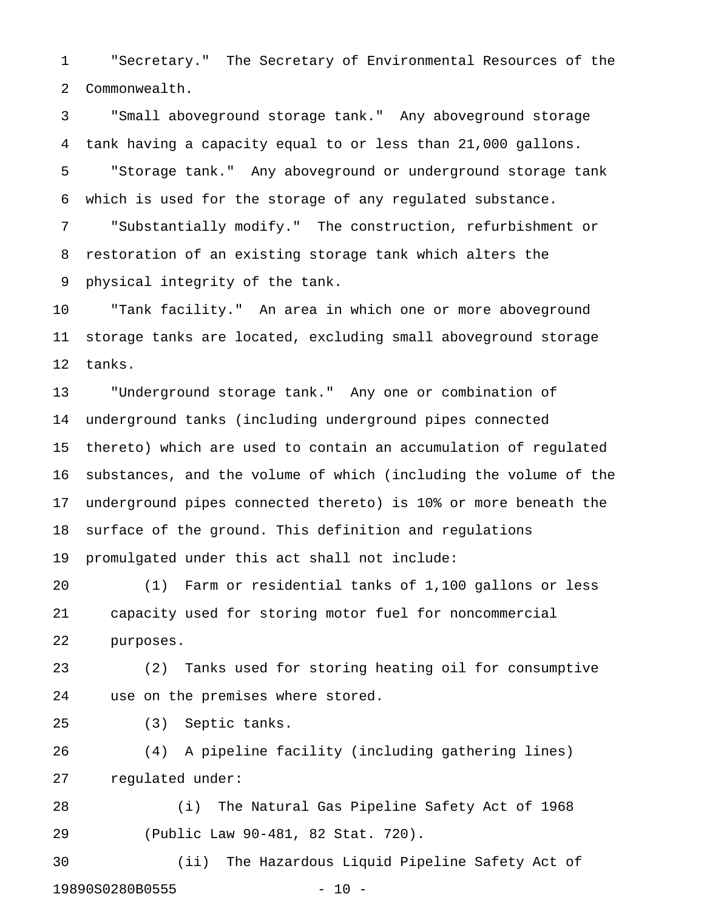"Secretary." The Secretary of Environmental Resources of the Commonwealth.

"Small aboveground storage tank." Any aboveground storage tank having a capacity equal to or less than 21,000 gallons.

"Storage tank." Any aboveground or underground storage tank which is used for the storage of any regulated substance.

"Substantially modify." The construction, refurbishment or restoration of an existing storage tank which alters the physical integrity of the tank.

"Tank facility." An area in which one or more aboveground storage tanks are located, excluding small aboveground storage tanks.

"Underground storage tank." Any one or combination of underground tanks (including underground pipes connected thereto) which are used to contain an accumulation of regulated substances, and the volume of which (including the volume of the underground pipes connected thereto) is 10% or more beneath the surface of the ground. This definition and regulations promulgated under this act shall not include:

(1) Farm or residential tanks of 1,100 gallons or less capacity used for storing motor fuel for noncommercial purposes.

(2) Tanks used for storing heating oil for consumptive use on the premises where stored.

(3) Septic tanks.

(4) A pipeline facility (including gathering lines) regulated under:

(i) The Natural Gas Pipeline Safety Act of 1968 (Public Law 90-481, 82 Stat. 720).

(ii) The Hazardous Liquid Pipeline Safety Act of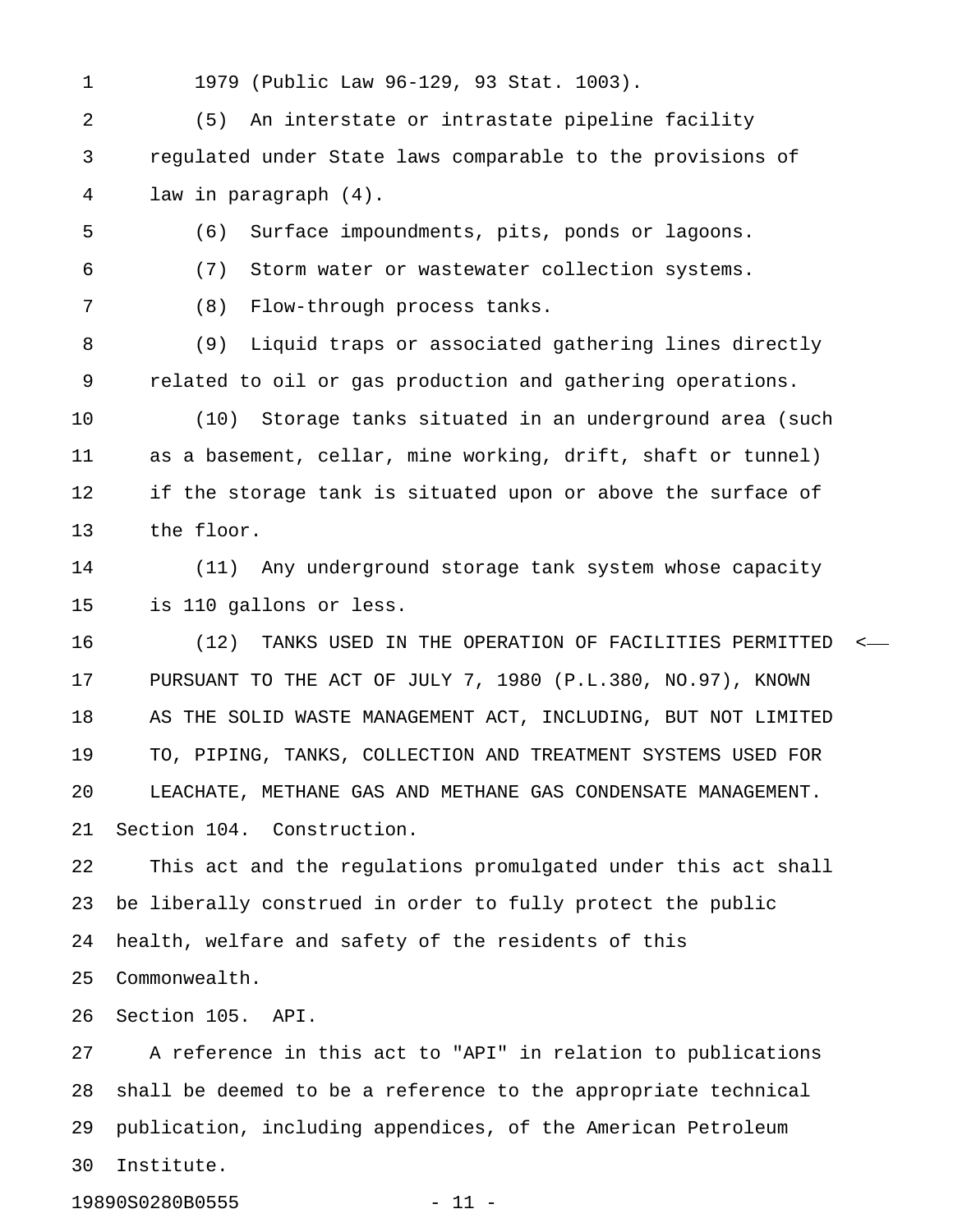1979 (Public Law 96-129, 93 Stat. 1003).

(5) An interstate or intrastate pipeline facility regulated under State laws comparable to the provisions of law in paragraph (4).

(6) Surface impoundments, pits, ponds or lagoons.

(7) Storm water or wastewater collection systems.

(8) Flow-through process tanks.

(9) Liquid traps or associated gathering lines directly related to oil or gas production and gathering operations.

(10) Storage tanks situated in an underground area (such as a basement, cellar, mine working, drift, shaft or tunnel) if the storage tank is situated upon or above the surface of the floor.

(11) Any underground storage tank system whose capacity is 110 gallons or less.

(12) TANKS USED IN THE OPERATION OF FACILITIES PERMITTED PURSUANT TO THE ACT OF JULY 7, 1980 (P.L.380, NO.97), KNOWN AS THE SOLID WASTE MANAGEMENT ACT, INCLUDING, BUT NOT LIMITED TO, PIPING, TANKS, COLLECTION AND TREATMENT SYSTEMS USED FOR LEACHATE, METHANE GAS AND METHANE GAS CONDENSATE MANAGEMENT.

Section 104. Construction.

This act and the regulations promulgated under this act shall be liberally construed in order to fully protect the public health, welfare and safety of the residents of this Commonwealth.

Section 105. API.

A reference in this act to "API" in relation to publications shall be deemed to be a reference to the appropriate technical publication, including appendices, of the American Petroleum Institute.

19890S0280B0555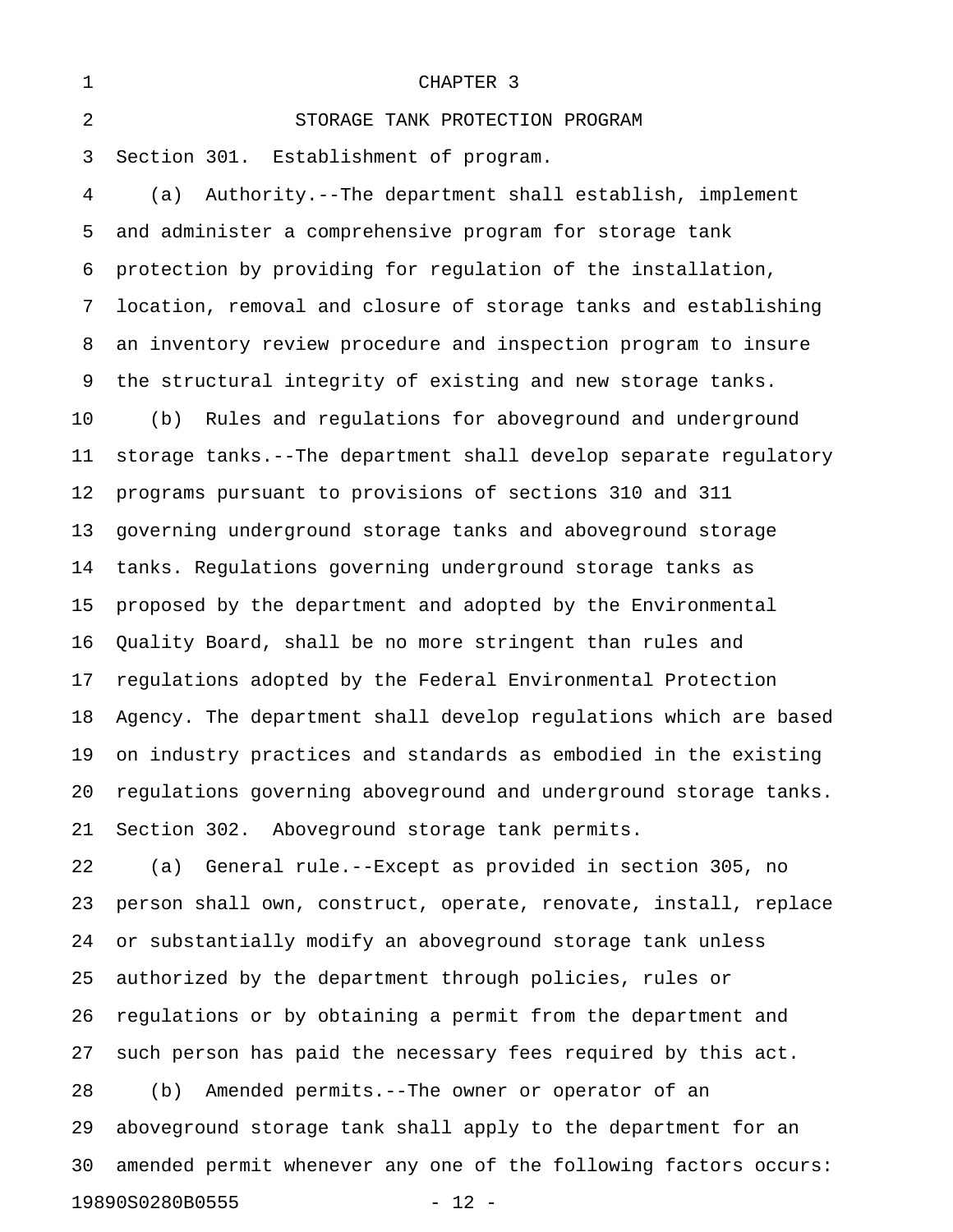# CHAPTER 3

## STORAGE TANK PROTECTION PROGRAM

Section 301. Establishment of program.

(a) Authority.--The department shall establish, implement and administer a comprehensive program for storage tank protection by providing for regulation of the installation, location, removal and closure of storage tanks and establishing an inventory review procedure and inspection program to insure the structural integrity of existing and new storage tanks.

(b) Rules and regulations for aboveground and underground storage tanks.--The department shall develop separate regulatory programs pursuant to provisions of sections 310 and 311 governing underground storage tanks and aboveground storage tanks. Regulations governing underground storage tanks as proposed by the department and adopted by the Environmental Quality Board, shall be no more stringent than rules and regulations adopted by the Federal Environmental Protection Agency. The department shall develop regulations which are based on industry practices and standards as embodied in the existing regulations governing aboveground and underground storage tanks.

Section 302. Aboveground storage tank permits.

(a) General rule.--Except as provided in section 305, no person shall own, construct, operate, renovate, install, replace or substantially modify an aboveground storage tank unless authorized by the department through policies, rules or regulations or by obtaining a permit from the department and such person has paid the necessary fees required by this act.

(b) Amended permits.--The owner or operator of an aboveground storage tank shall apply to the department for an amended permit whenever any one of the following factors occurs: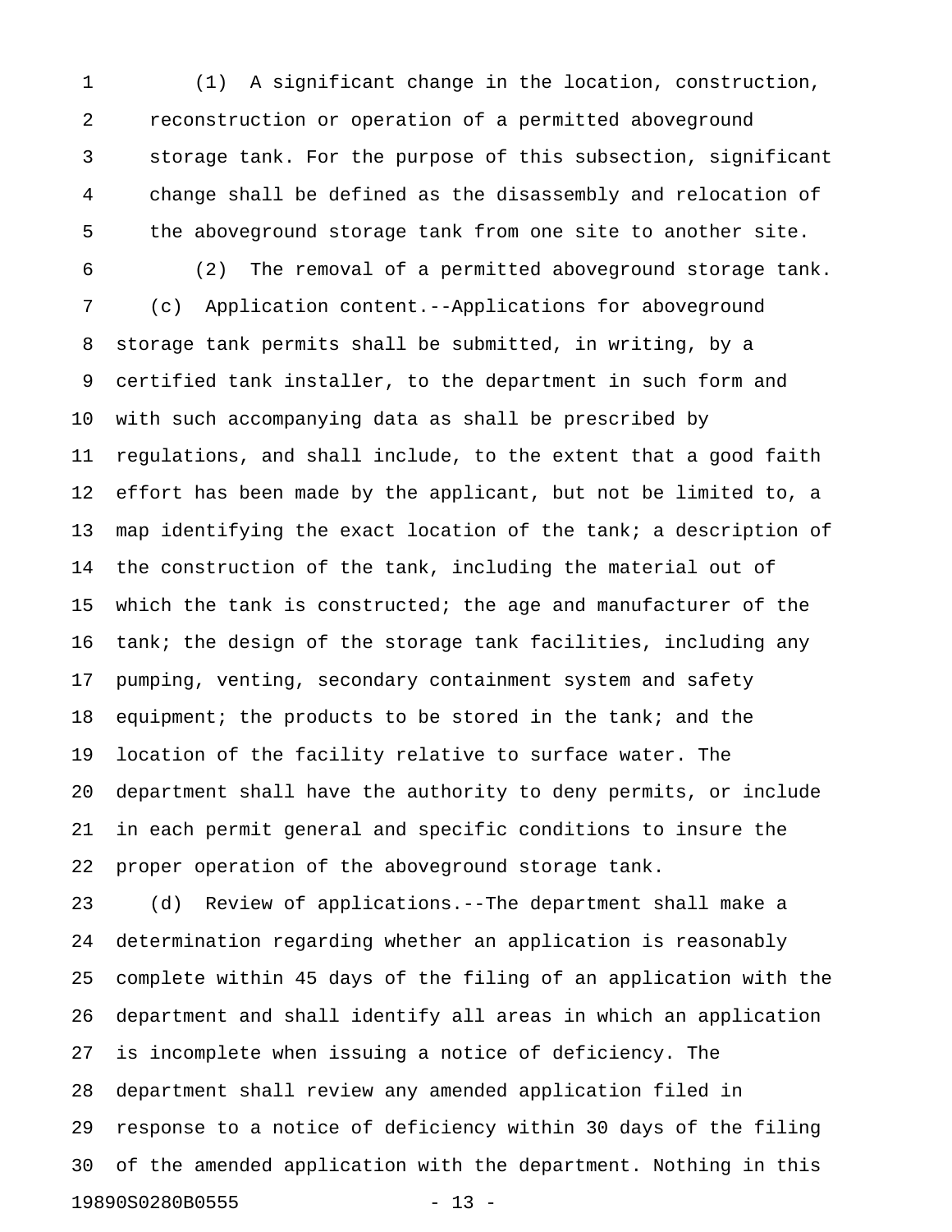(1) A significant change in the location, construction, reconstruction or operation of a permitted aboveground storage tank. For the purpose of this subsection, significant change shall be defined as the disassembly and relocation of the aboveground storage tank from one site to another site.

(2) The removal of a permitted aboveground storage tank.

(c) Application content.--Applications for aboveground storage tank permits shall be submitted, in writing, by a certified tank installer, to the department in such form and with such accompanying data as shall be prescribed by regulations, and shall include, to the extent that a good faith effort has been made by the applicant, but not be limited to, a map identifying the exact location of the tank; a description of the construction of the tank, including the material out of which the tank is constructed; the age and manufacturer of the tank; the design of the storage tank facilities, including any pumping, venting, secondary containment system and safety equipment; the products to be stored in the tank; and the location of the facility relative to surface water. The department shall have the authority to deny permits, or include in each permit general and specific conditions to insure the proper operation of the aboveground storage tank.

(d) Review of applications.--The department shall make a determination regarding whether an application is reasonably complete within 45 days of the filing of an application with the department and shall identify all areas in which an application is incomplete when issuing a notice of deficiency. The department shall review any amended application filed in response to a notice of deficiency within 30 days of the filing of the amended application with the department. Nothing in this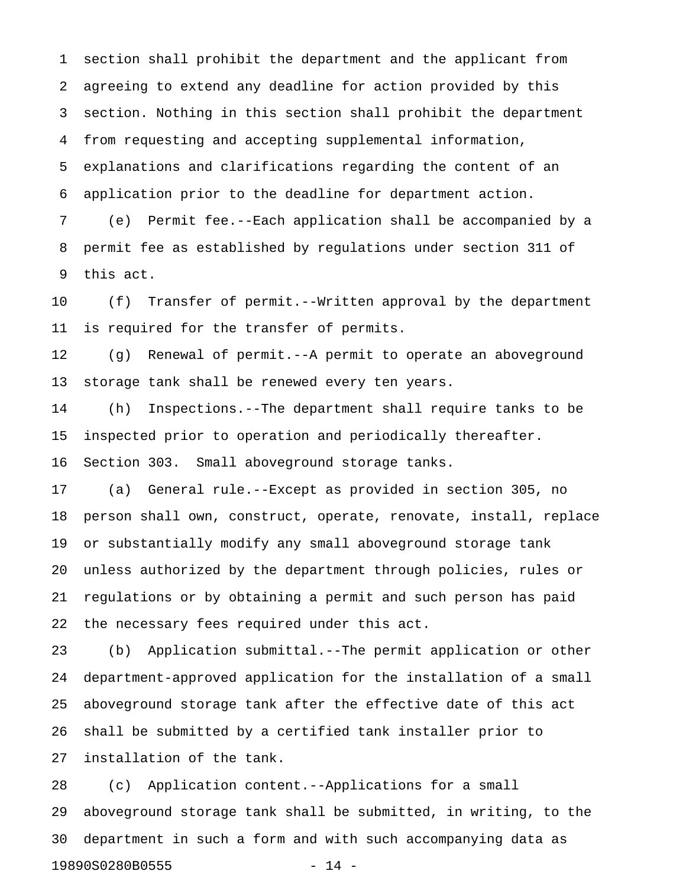section shall prohibit the department and the applicant from agreeing to extend any deadline for action provided by this section. Nothing in this section shall prohibit the department from requesting and accepting supplemental information, explanations and clarifications regarding the content of an application prior to the deadline for department action.

(e) Permit fee.--Each application shall be accompanied by a permit fee as established by regulations under section 311 of this act.

(f) Transfer of permit.--Written approval by the department is required for the transfer of permits.

(g) Renewal of permit.--A permit to operate an aboveground storage tank shall be renewed every ten years.

(h) Inspections.--The department shall require tanks to be inspected prior to operation and periodically thereafter.

Section 303. Small aboveground storage tanks.

(a) General rule.--Except as provided in section 305, no person shall own, construct, operate, renovate, install, replace or substantially modify any small aboveground storage tank unless authorized by the department through policies, rules or regulations or by obtaining a permit and such person has paid the necessary fees required under this act.

(b) Application submittal.--The permit application or other department-approved application for the installation of a small aboveground storage tank after the effective date of this act shall be submitted by a certified tank installer prior to installation of the tank.

(c) Application content.--Applications for a small aboveground storage tank shall be submitted, in writing, to the department in such a form and with such accompanying data as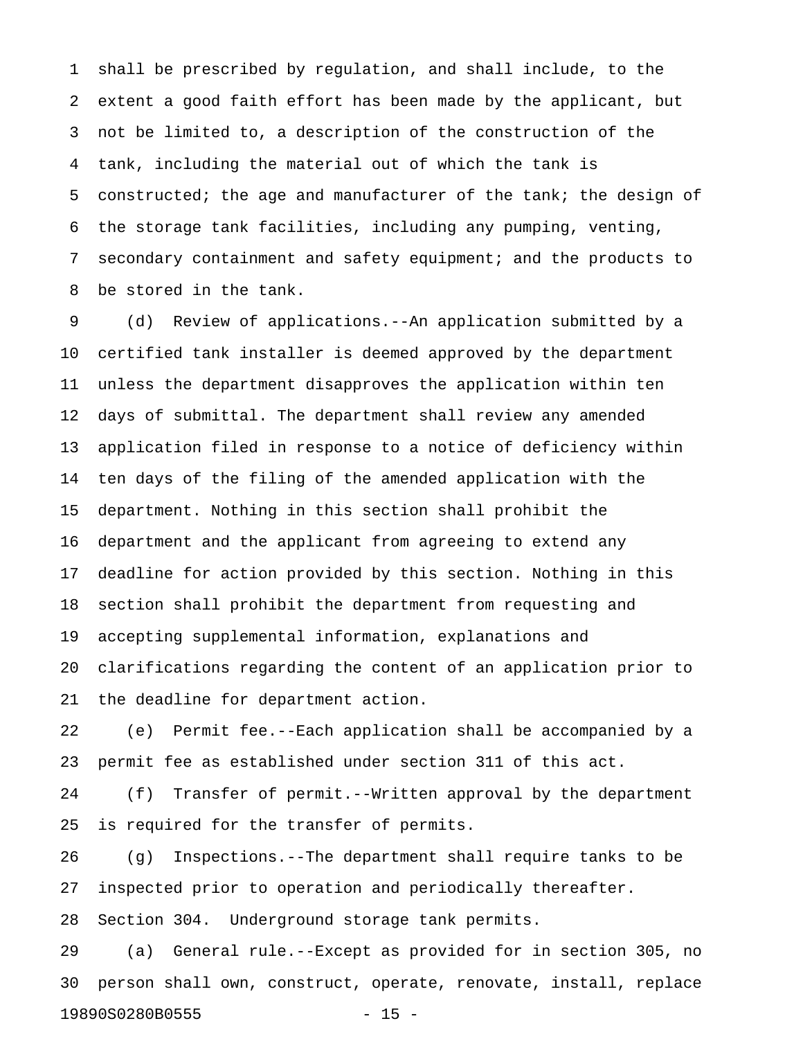shall be prescribed by regulation, and shall include, to the extent a good faith effort has been made by the applicant, but not be limited to, a description of the construction of the tank, including the material out of which the tank is constructed; the age and manufacturer of the tank; the design of the storage tank facilities, including any pumping, venting, secondary containment and safety equipment; and the products to be stored in the tank.

(d) Review of applications.--An application submitted by a certified tank installer is deemed approved by the department unless the department disapproves the application within ten days of submittal. The department shall review any amended application filed in response to a notice of deficiency within ten days of the filing of the amended application with the department. Nothing in this section shall prohibit the department and the applicant from agreeing to extend any deadline for action provided by this section. Nothing in this section shall prohibit the department from requesting and accepting supplemental information, explanations and clarifications regarding the content of an application prior to the deadline for department action.

(e) Permit fee.--Each application shall be accompanied by a permit fee as established under section 311 of this act.

(f) Transfer of permit.--Written approval by the department is required for the transfer of permits.

(g) Inspections.--The department shall require tanks to be inspected prior to operation and periodically thereafter.

Section 304. Underground storage tank permits.

(a) General rule.--Except as provided for in section 305, no person shall own, construct, operate, renovate, install, replace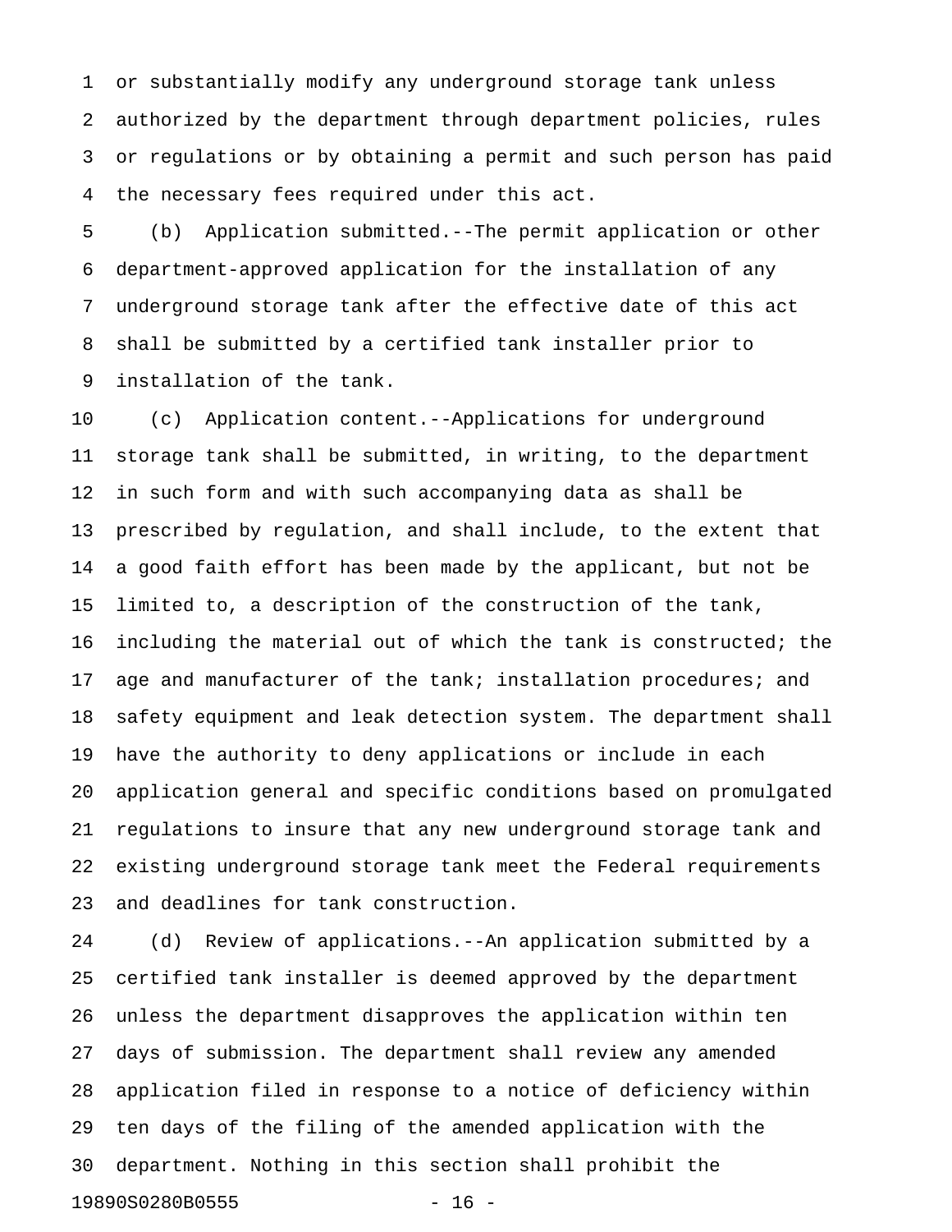or substantially modify any underground storage tank unless authorized by the department through department policies, rules or regulations or by obtaining a permit and such person has paid the necessary fees required under this act.

(b) Application submitted.--The permit application or other department-approved application for the installation of any underground storage tank after the effective date of this act shall be submitted by a certified tank installer prior to installation of the tank.

(c) Application content.--Applications for underground storage tank shall be submitted, in writing, to the department in such form and with such accompanying data as shall be prescribed by regulation, and shall include, to the extent that a good faith effort has been made by the applicant, but not be limited to, a description of the construction of the tank, including the material out of which the tank is constructed; the age and manufacturer of the tank; installation procedures; and safety equipment and leak detection system. The department shall have the authority to deny applications or include in each application general and specific conditions based on promulgated regulations to insure that any new underground storage tank and existing underground storage tank meet the Federal requirements and deadlines for tank construction.

(d) Review of applications.--An application submitted by a certified tank installer is deemed approved by the department unless the department disapproves the application within ten days of submission. The department shall review any amended application filed in response to a notice of deficiency within ten days of the filing of the amended application with the department. Nothing in this section shall prohibit the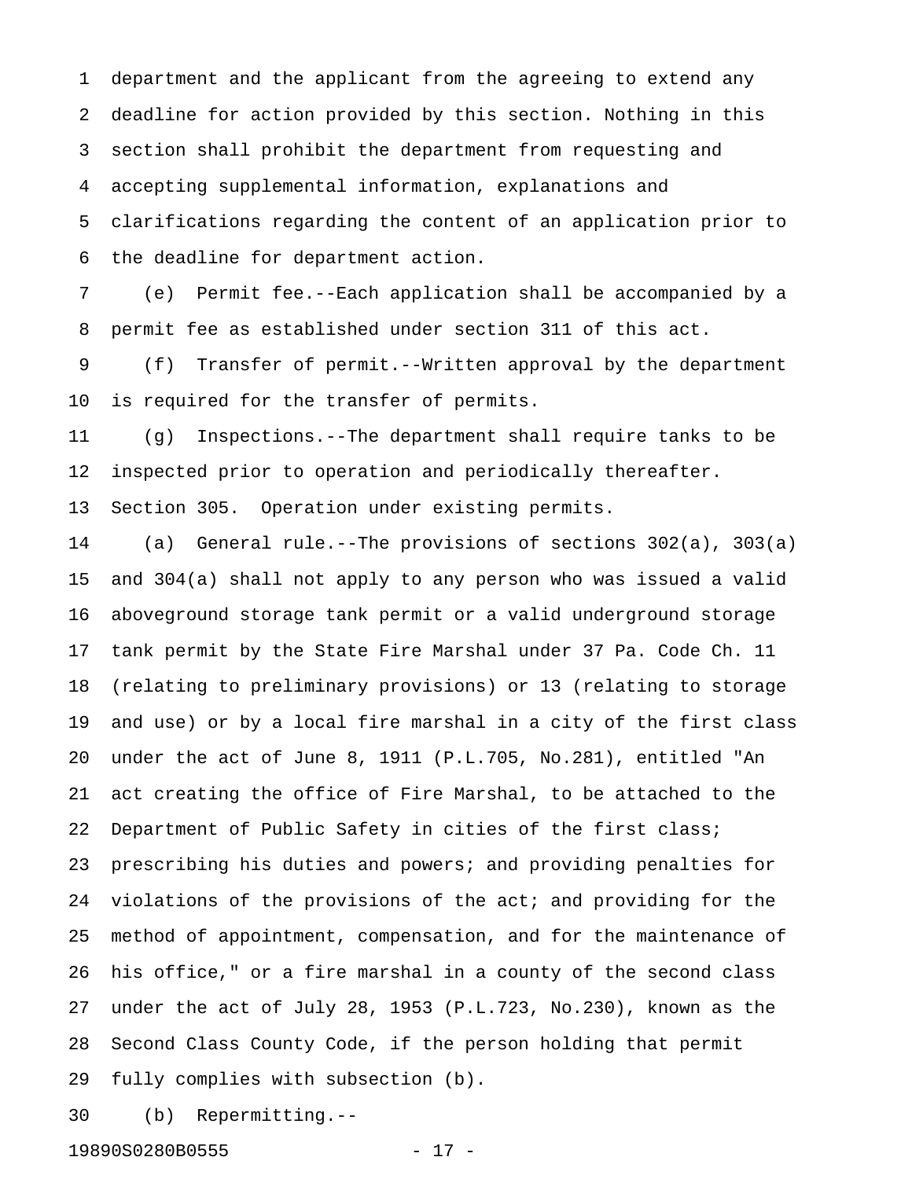department and the applicant from the agreeing to extend any deadline for action provided by this section. Nothing in this section shall prohibit the department from requesting and accepting supplemental information, explanations and clarifications regarding the content of an application prior to the deadline for department action.

(e) Permit fee.--Each application shall be accompanied by a permit fee as established under section 311 of this act.

(f) Transfer of permit.--Written approval by the department is required for the transfer of permits.

(g) Inspections.--The department shall require tanks to be inspected prior to operation and periodically thereafter.

Section 305. Operation under existing permits.

(a) General rule.--The provisions of sections 302(a), 303(a) and 304(a) shall not apply to any person who was issued a valid aboveground storage tank permit or a valid underground storage tank permit by the State Fire Marshal under 37 Pa. Code Ch. 11 (relating to preliminary provisions) or 13 (relating to storage and use) or by a local fire marshal in a city of the first class under the act of June 8, 1911 (P.L.705, No.281), entitled "An act creating the office of Fire Marshal, to be attached to the Department of Public Safety in cities of the first class; prescribing his duties and powers; and providing penalties for violations of the provisions of the act; and providing for the method of appointment, compensation, and for the maintenance of his office," or a fire marshal in a county of the second class under the act of July 28, 1953 (P.L.723, No.230), known as the Second Class County Code, if the person holding that permit fully complies with subsection (b).

(b) Repermitting.--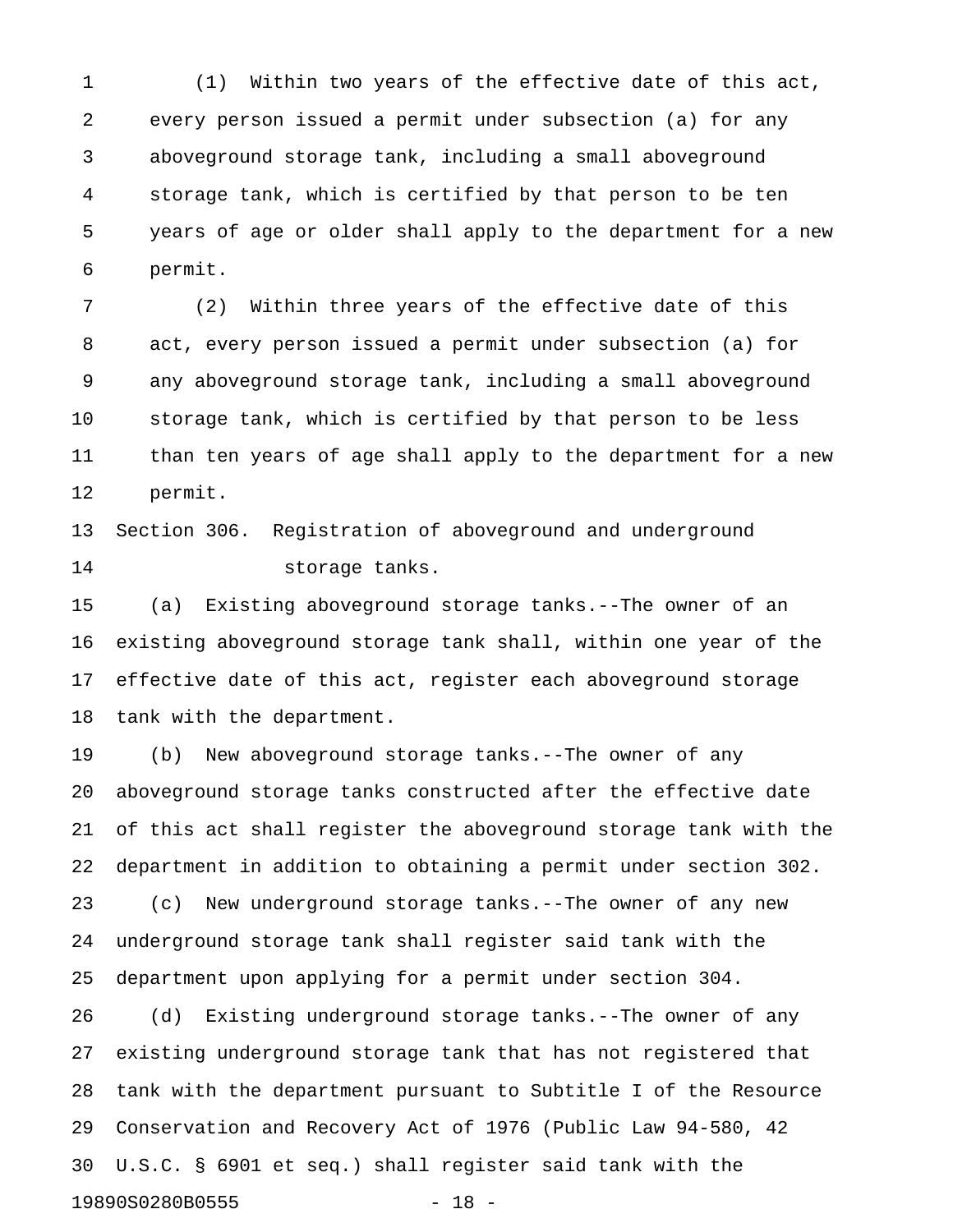(1) Within two years of the effective date of this act, every person issued a permit under subsection (a) for any aboveground storage tank, including a small aboveground storage tank, which is certified by that person to be ten years of age or older shall apply to the department for a new permit.

(2) Within three years of the effective date of this act, every person issued a permit under subsection (a) for any aboveground storage tank, including a small aboveground storage tank, which is certified by that person to be less than ten years of age shall apply to the department for a new permit.

Section 306. Registration of aboveground and underground storage tanks.

(a) Existing aboveground storage tanks.--The owner of an existing aboveground storage tank shall, within one year of the effective date of this act, register each aboveground storage tank with the department.

(b) New aboveground storage tanks.--The owner of any aboveground storage tanks constructed after the effective date of this act shall register the aboveground storage tank with the department in addition to obtaining a permit under section 302.

(c) New underground storage tanks.--The owner of any new underground storage tank shall register said tank with the department upon applying for a permit under section 304.

(d) Existing underground storage tanks.--The owner of any existing underground storage tank that has not registered that tank with the department pursuant to Subtitle I of the Resource Conservation and Recovery Act of 1976 (Public Law 94-580, 42 U.S.C. § 6901 et seq.) shall register said tank with the

19890S0280B0555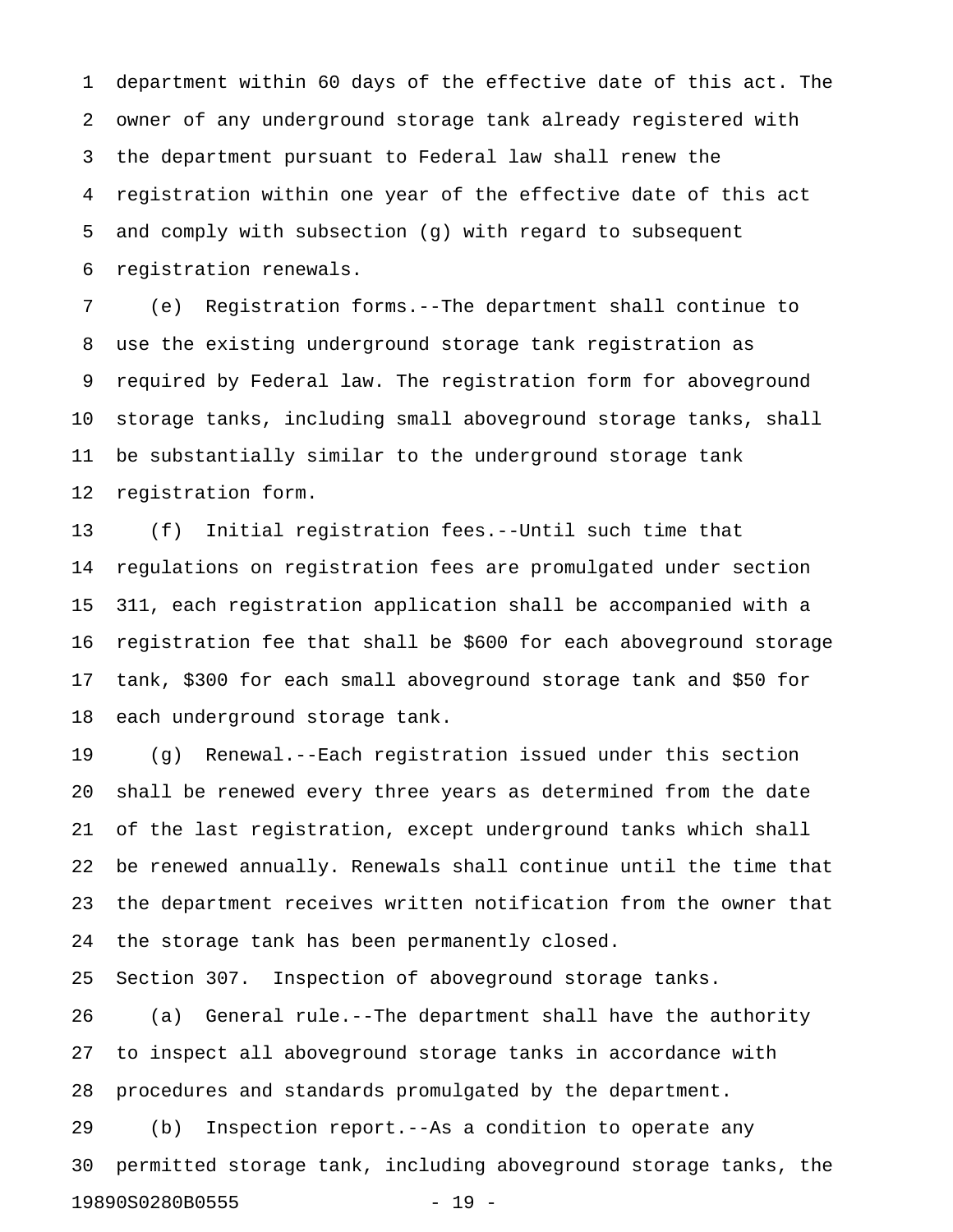department within 60 days of the effective date of this act. The owner of any underground storage tank already registered with the department pursuant to Federal law shall renew the registration within one year of the effective date of this act and comply with subsection (g) with regard to subsequent registration renewals.

(e) Registration forms.--The department shall continue to use the existing underground storage tank registration as required by Federal law. The registration form for aboveground storage tanks, including small aboveground storage tanks, shall be substantially similar to the underground storage tank registration form.

(f) Initial registration fees.--Until such time that regulations on registration fees are promulgated under section 311, each registration application shall be accompanied with a registration fee that shall be $600 for each aboveground storage tank, $300 for each small aboveground storage tank and $50 for each underground storage tank.

(g) Renewal.--Each registration issued under this section shall be renewed every three years as determined from the date of the last registration, except underground tanks which shall be renewed annually. Renewals shall continue until the time that the department receives written notification from the owner that the storage tank has been permanently closed.

Section 307. Inspection of aboveground storage tanks.

(a) General rule.--The department shall have the authority to inspect all aboveground storage tanks in accordance with procedures and standards promulgated by the department.

(b) Inspection report.--As a condition to operate any permitted storage tank, including aboveground storage tanks, the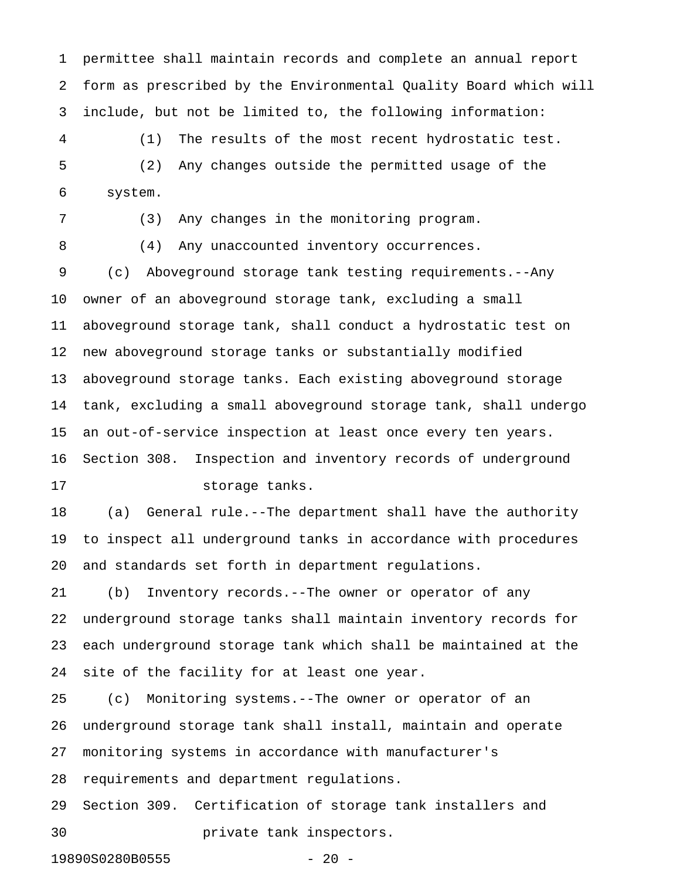permittee shall maintain records and complete an annual report form as prescribed by the Environmental Quality Board which will include, but not be limited to, the following information:

(1) The results of the most recent hydrostatic test.

(2) Any changes outside the permitted usage of the system.

(3) Any changes in the monitoring program.

(4) Any unaccounted inventory occurrences.

(c) Aboveground storage tank testing requirements.--Any owner of an aboveground storage tank, excluding a small aboveground storage tank, shall conduct a hydrostatic test on new aboveground storage tanks or substantially modified aboveground storage tanks. Each existing aboveground storage tank, excluding a small aboveground storage tank, shall undergo an out-of-service inspection at least once every ten years.

Section 308. Inspection and inventory records of underground storage tanks.

(a) General rule.--The department shall have the authority to inspect all underground tanks in accordance with procedures and standards set forth in department regulations.

(b) Inventory records.--The owner or operator of any underground storage tanks shall maintain inventory records for each underground storage tank which shall be maintained at the site of the facility for at least one year.

(c) Monitoring systems.--The owner or operator of an underground storage tank shall install, maintain and operate monitoring systems in accordance with manufacturer's requirements and department regulations.

Section 309. Certification of storage tank installers and private tank inspectors.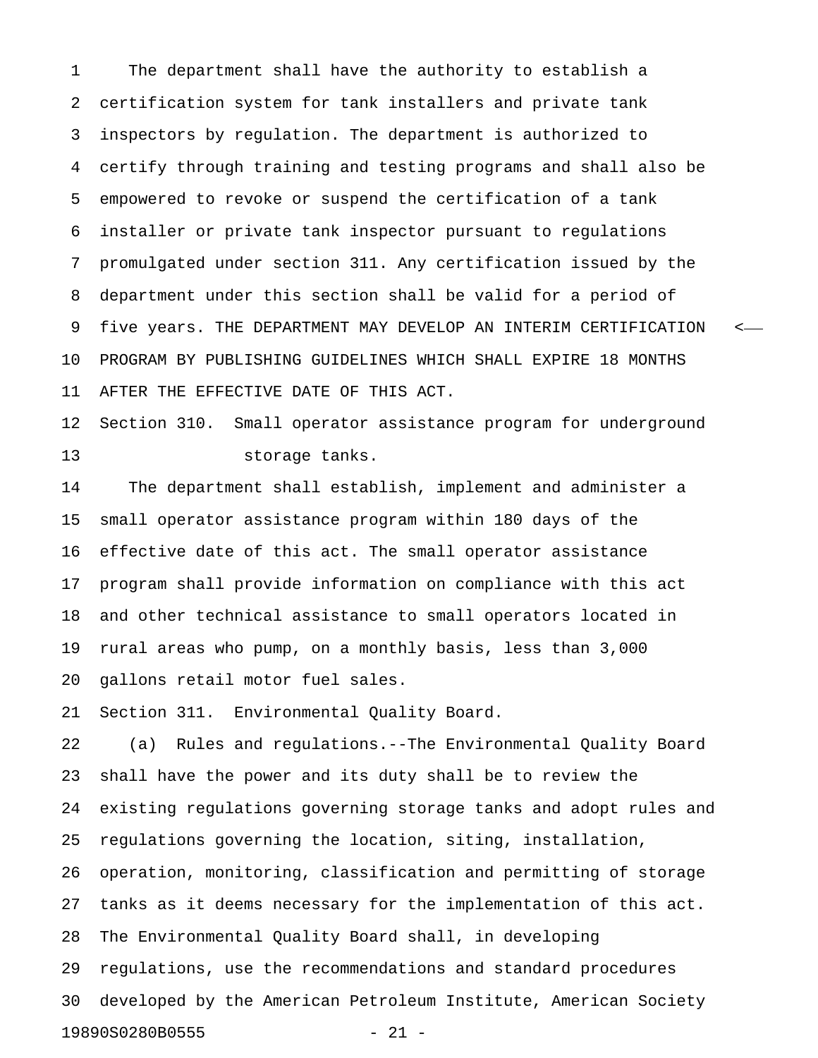The department shall have the authority to establish a certification system for tank installers and private tank inspectors by regulation. The department is authorized to certify through training and testing programs and shall also be empowered to revoke or suspend the certification of a tank installer or private tank inspector pursuant to regulations promulgated under section 311. Any certification issued by the department under this section shall be valid for a period of five years. THE DEPARTMENT MAY DEVELOP AN INTERIM CERTIFICATION PROGRAM BY PUBLISHING GUIDELINES WHICH SHALL EXPIRE 18 MONTHS AFTER THE EFFECTIVE DATE OF THIS ACT.

Section 310. Small operator assistance program for underground storage tanks.

The department shall establish, implement and administer a small operator assistance program within 180 days of the effective date of this act. The small operator assistance program shall provide information on compliance with this act and other technical assistance to small operators located in rural areas who pump, on a monthly basis, less than 3,000 gallons retail motor fuel sales.

Section 311. Environmental Quality Board.

(a) Rules and regulations.--The Environmental Quality Board shall have the power and its duty shall be to review the existing regulations governing storage tanks and adopt rules and regulations governing the location, siting, installation, operation, monitoring, classification and permitting of storage tanks as it deems necessary for the implementation of this act. The Environmental Quality Board shall, in developing regulations, use the recommendations and standard procedures developed by the American Petroleum Institute, American Society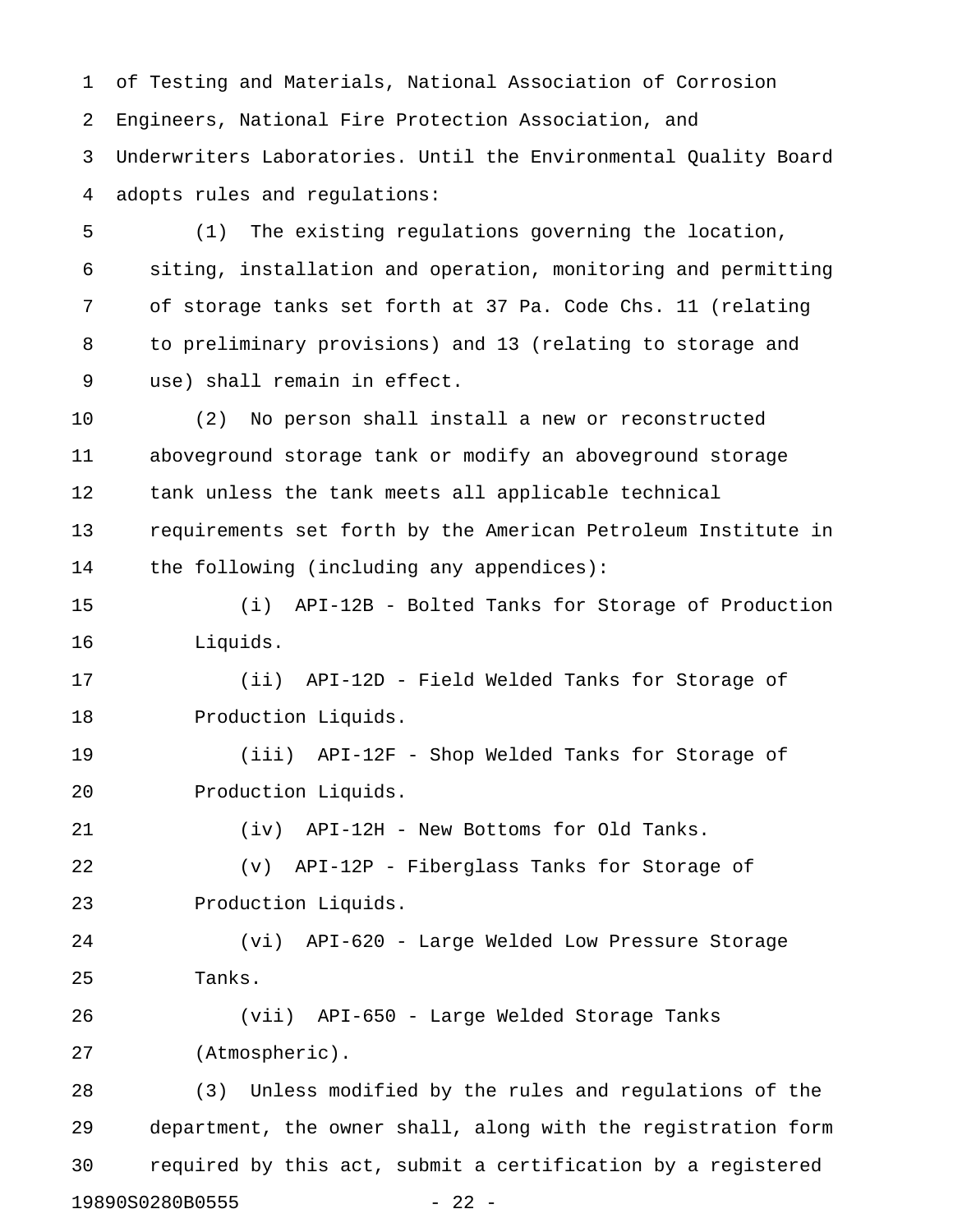of Testing and Materials, National Association of Corrosion Engineers, National Fire Protection Association, and Underwriters Laboratories. Until the Environmental Quality Board adopts rules and regulations:

(1) The existing regulations governing the location, siting, installation and operation, monitoring and permitting of storage tanks set forth at 37 Pa. Code Chs. 11 (relating to preliminary provisions) and 13 (relating to storage and use) shall remain in effect.

(2) No person shall install a new or reconstructed aboveground storage tank or modify an aboveground storage tank unless the tank meets all applicable technical requirements set forth by the American Petroleum Institute in the following (including any appendices):

(i) API-12B - Bolted Tanks for Storage of Production Liquids.

(ii) API-12D - Field Welded Tanks for Storage of Production Liquids.

(iii) API-12F - Shop Welded Tanks for Storage of Production Liquids.

(iv) API-12H - New Bottoms for Old Tanks.

(v) API-12P - Fiberglass Tanks for Storage of Production Liquids.

(vi) API-620 - Large Welded Low Pressure Storage Tanks.

(vii) API-650 - Large Welded Storage Tanks (Atmospheric).

(3) Unless modified by the rules and regulations of the department, the owner shall, along with the registration form required by this act, submit a certification by a registered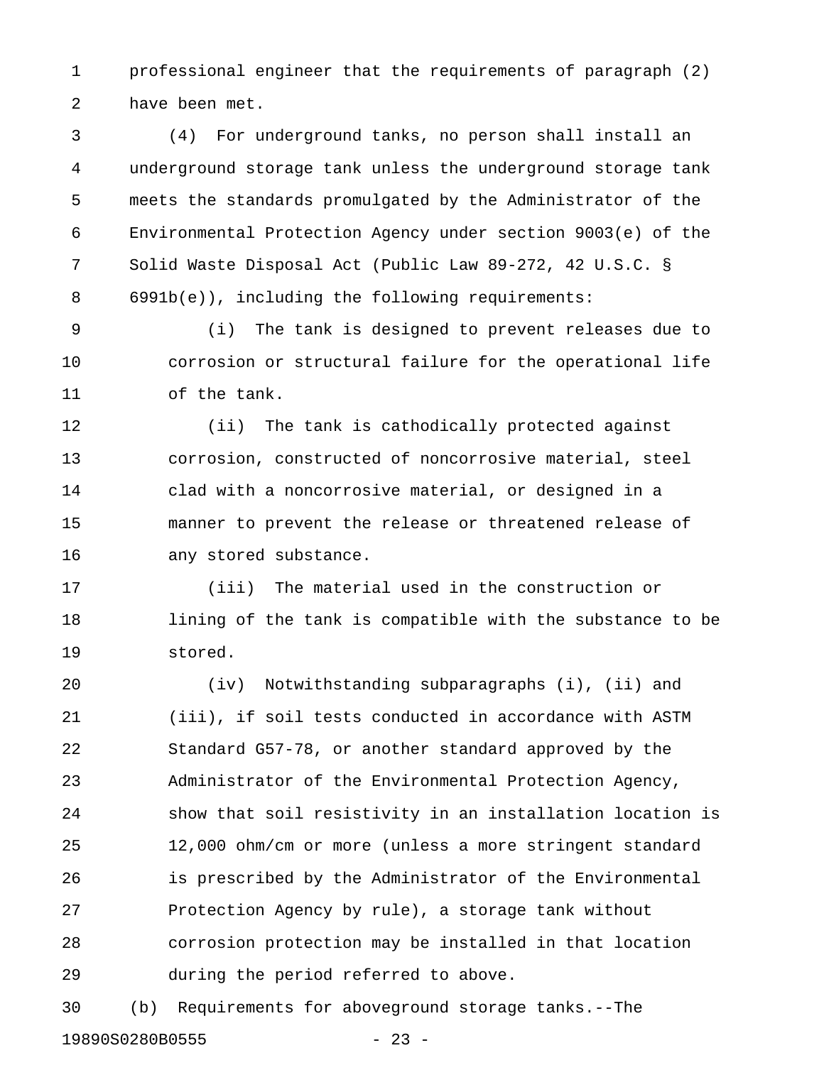professional engineer that the requirements of paragraph (2) have been met.

(4) For underground tanks, no person shall install an underground storage tank unless the underground storage tank meets the standards promulgated by the Administrator of the Environmental Protection Agency under section 9003(e) of the Solid Waste Disposal Act (Public Law 89-272, 42 U.S.C. § 6991b(e)), including the following requirements:

(i) The tank is designed to prevent releases due to corrosion or structural failure for the operational life of the tank.

(ii) The tank is cathodically protected against corrosion, constructed of noncorrosive material, steel clad with a noncorrosive material, or designed in a manner to prevent the release or threatened release of any stored substance.

(iii) The material used in the construction or lining of the tank is compatible with the substance to be stored.

(iv) Notwithstanding subparagraphs (i), (ii) and (iii), if soil tests conducted in accordance with ASTM Standard G57-78, or another standard approved by the Administrator of the Environmental Protection Agency, show that soil resistivity in an installation location is 12,000 ohm/cm or more (unless a more stringent standard is prescribed by the Administrator of the Environmental Protection Agency by rule), a storage tank without corrosion protection may be installed in that location during the period referred to above.

(b) Requirements for aboveground storage tanks.--The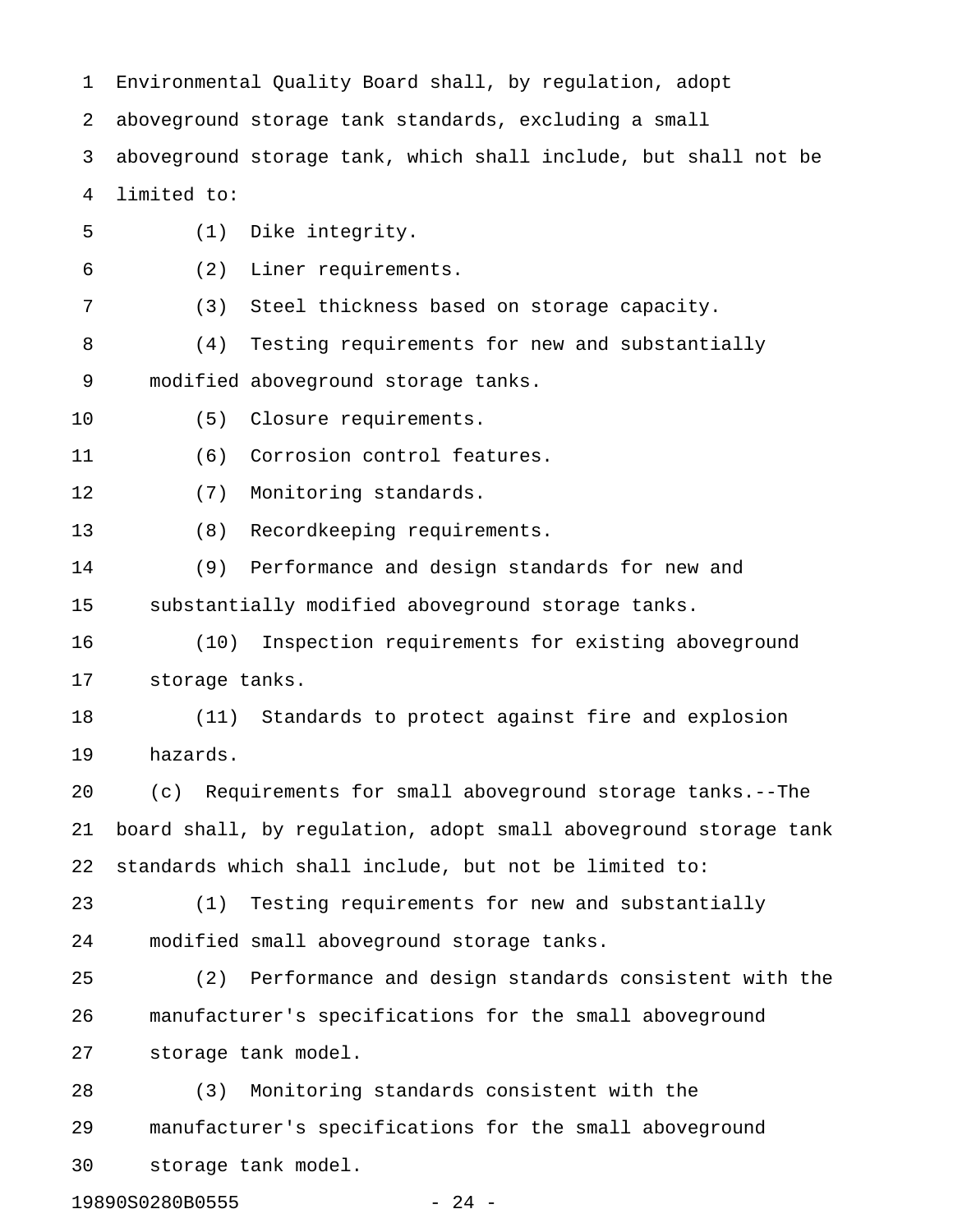Environmental Quality Board shall, by regulation, adopt aboveground storage tank standards, excluding a small aboveground storage tank, which shall include, but shall not be limited to:

(1) Dike integrity.

(2) Liner requirements.

(3) Steel thickness based on storage capacity.

(4) Testing requirements for new and substantially modified aboveground storage tanks.

(5) Closure requirements.

(6) Corrosion control features.

(7) Monitoring standards.

(8) Recordkeeping requirements.

(9) Performance and design standards for new and substantially modified aboveground storage tanks.

(10) Inspection requirements for existing aboveground storage tanks.

(11) Standards to protect against fire and explosion hazards.

(c) Requirements for small aboveground storage tanks.--The board shall, by regulation, adopt small aboveground storage tank standards which shall include, but not be limited to:

(1) Testing requirements for new and substantially modified small aboveground storage tanks.

(2) Performance and design standards consistent with the manufacturer's specifications for the small aboveground storage tank model.

(3) Monitoring standards consistent with the manufacturer's specifications for the small aboveground storage tank model.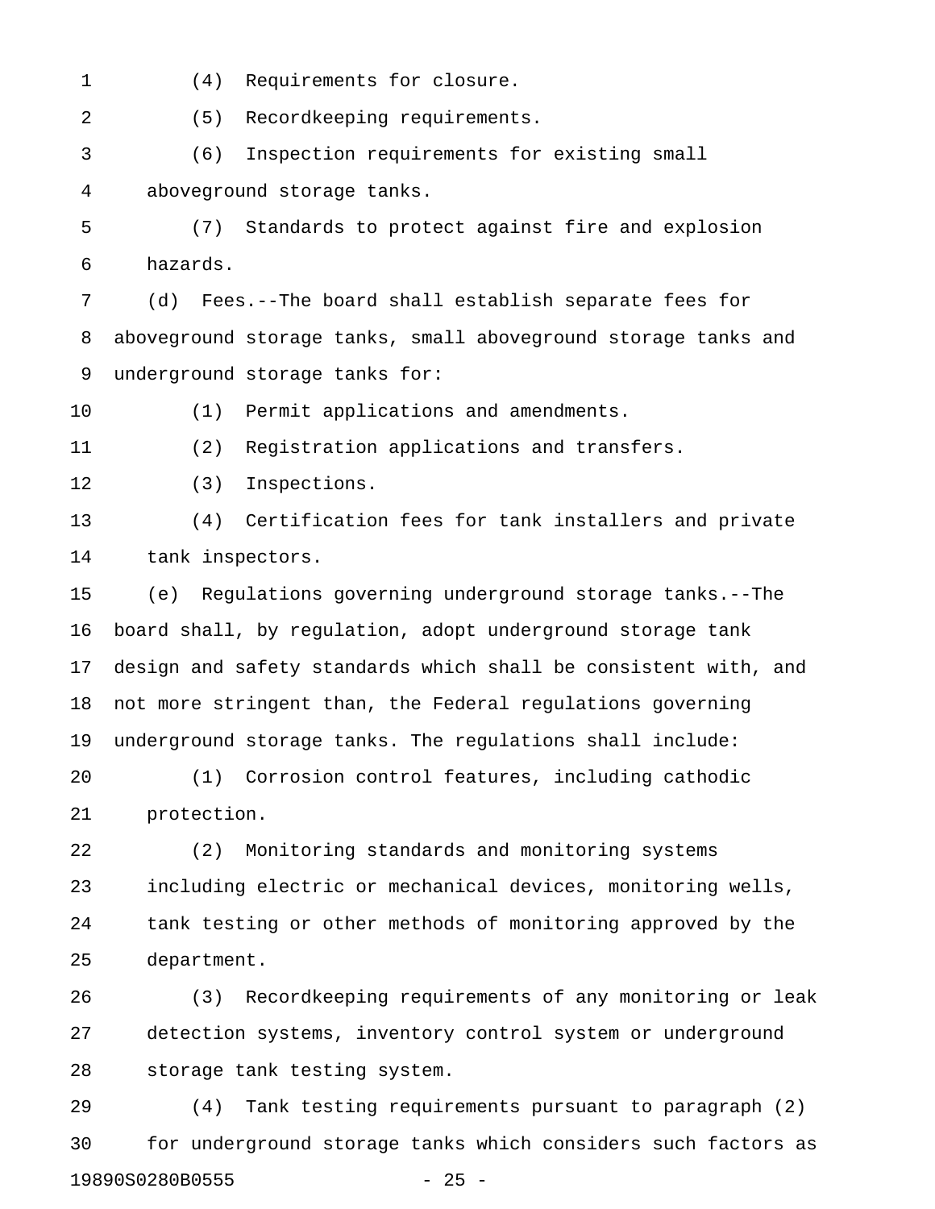(4) Requirements for closure.

(5) Recordkeeping requirements.

(6) Inspection requirements for existing small aboveground storage tanks.

(7) Standards to protect against fire and explosion hazards.

(d) Fees.--The board shall establish separate fees for aboveground storage tanks, small aboveground storage tanks and underground storage tanks for:

(1) Permit applications and amendments.

(2) Registration applications and transfers.

(3) Inspections.

(4) Certification fees for tank installers and private tank inspectors.

(e) Regulations governing underground storage tanks.--The board shall, by regulation, adopt underground storage tank design and safety standards which shall be consistent with, and not more stringent than, the Federal regulations governing underground storage tanks. The regulations shall include:

(1) Corrosion control features, including cathodic protection.

(2) Monitoring standards and monitoring systems including electric or mechanical devices, monitoring wells, tank testing or other methods of monitoring approved by the department.

(3) Recordkeeping requirements of any monitoring or leak detection systems, inventory control system or underground storage tank testing system.

(4) Tank testing requirements pursuant to paragraph (2) for underground storage tanks which considers such factors as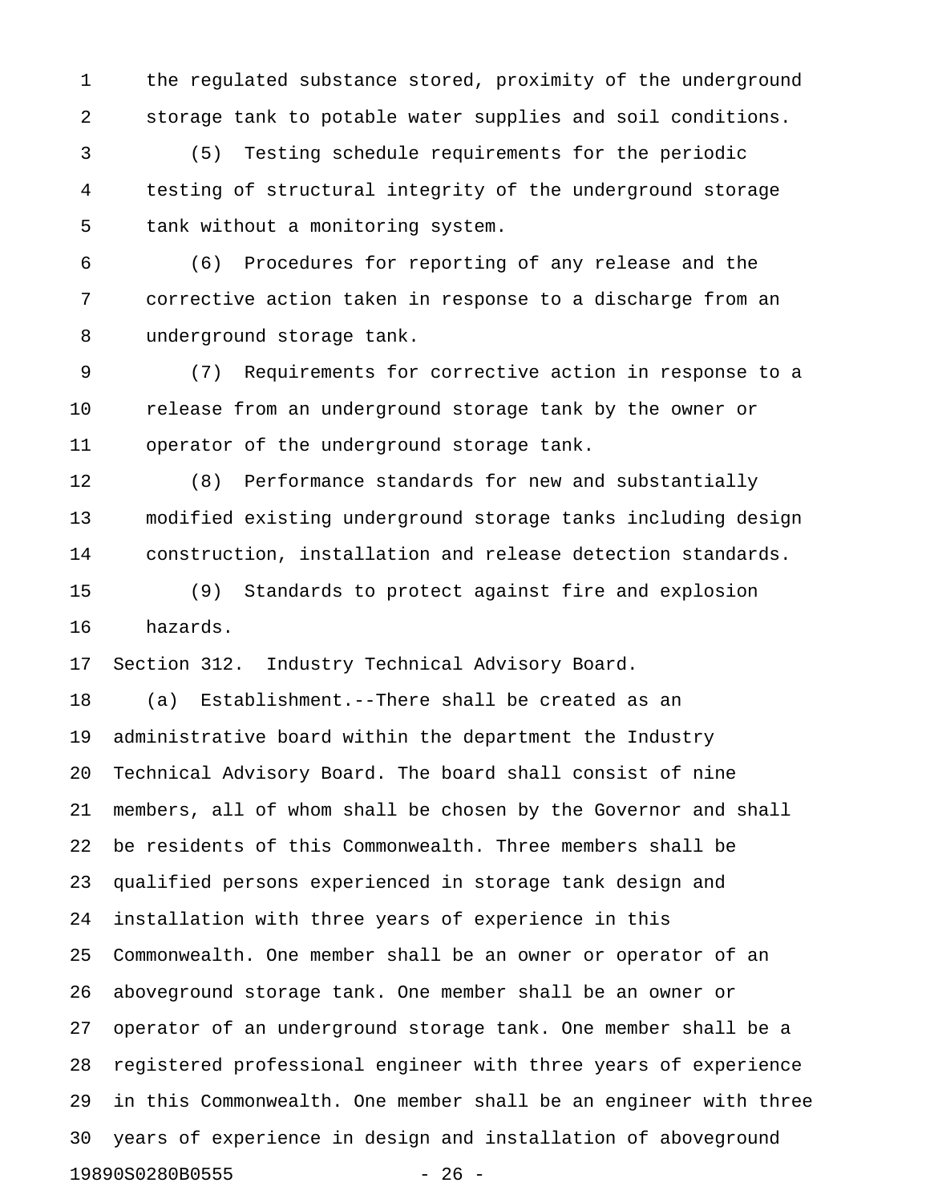the regulated substance stored, proximity of the underground storage tank to potable water supplies and soil conditions.

(5) Testing schedule requirements for the periodic testing of structural integrity of the underground storage tank without a monitoring system.

(6) Procedures for reporting of any release and the corrective action taken in response to a discharge from an underground storage tank.

(7) Requirements for corrective action in response to a release from an underground storage tank by the owner or operator of the underground storage tank.

(8) Performance standards for new and substantially modified existing underground storage tanks including design construction, installation and release detection standards.

(9) Standards to protect against fire and explosion hazards.

Section 312. Industry Technical Advisory Board.

(a) Establishment.--There shall be created as an administrative board within the department the Industry Technical Advisory Board. The board shall consist of nine members, all of whom shall be chosen by the Governor and shall be residents of this Commonwealth. Three members shall be qualified persons experienced in storage tank design and installation with three years of experience in this Commonwealth. One member shall be an owner or operator of an aboveground storage tank. One member shall be an owner or operator of an underground storage tank. One member shall be a registered professional engineer with three years of experience in this Commonwealth. One member shall be an engineer with three years of experience in design and installation of aboveground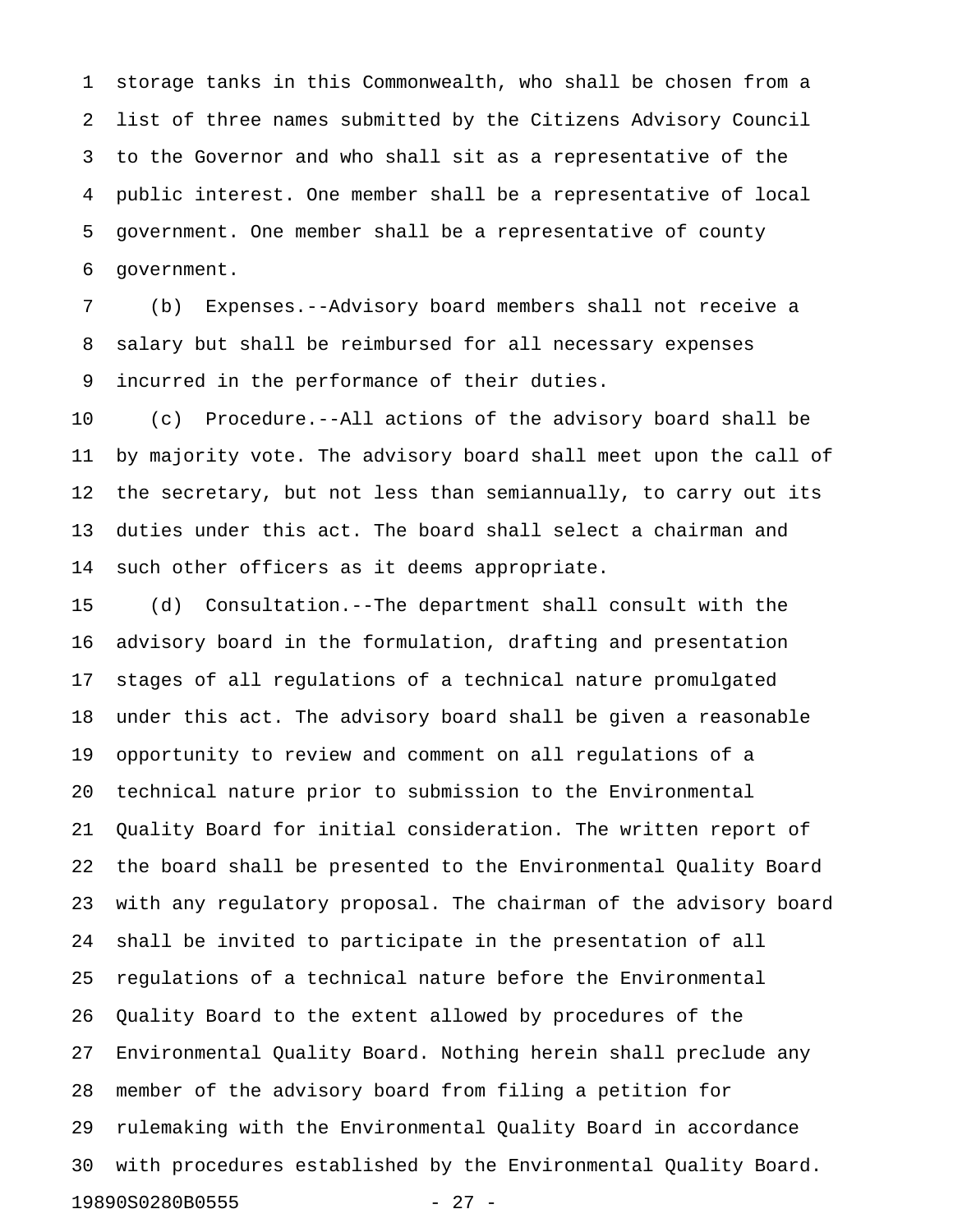storage tanks in this Commonwealth, who shall be chosen from a list of three names submitted by the Citizens Advisory Council to the Governor and who shall sit as a representative of the public interest. One member shall be a representative of local government. One member shall be a representative of county government.

(b) Expenses.--Advisory board members shall not receive a salary but shall be reimbursed for all necessary expenses incurred in the performance of their duties.

(c) Procedure.--All actions of the advisory board shall be by majority vote. The advisory board shall meet upon the call of the secretary, but not less than semiannually, to carry out its duties under this act. The board shall select a chairman and such other officers as it deems appropriate.

(d) Consultation.--The department shall consult with the advisory board in the formulation, drafting and presentation stages of all regulations of a technical nature promulgated under this act. The advisory board shall be given a reasonable opportunity to review and comment on all regulations of a technical nature prior to submission to the Environmental Quality Board for initial consideration. The written report of the board shall be presented to the Environmental Quality Board with any regulatory proposal. The chairman of the advisory board shall be invited to participate in the presentation of all regulations of a technical nature before the Environmental Quality Board to the extent allowed by procedures of the Environmental Quality Board. Nothing herein shall preclude any member of the advisory board from filing a petition for rulemaking with the Environmental Quality Board in accordance with procedures established by the Environmental Quality Board.

19890S0280B0555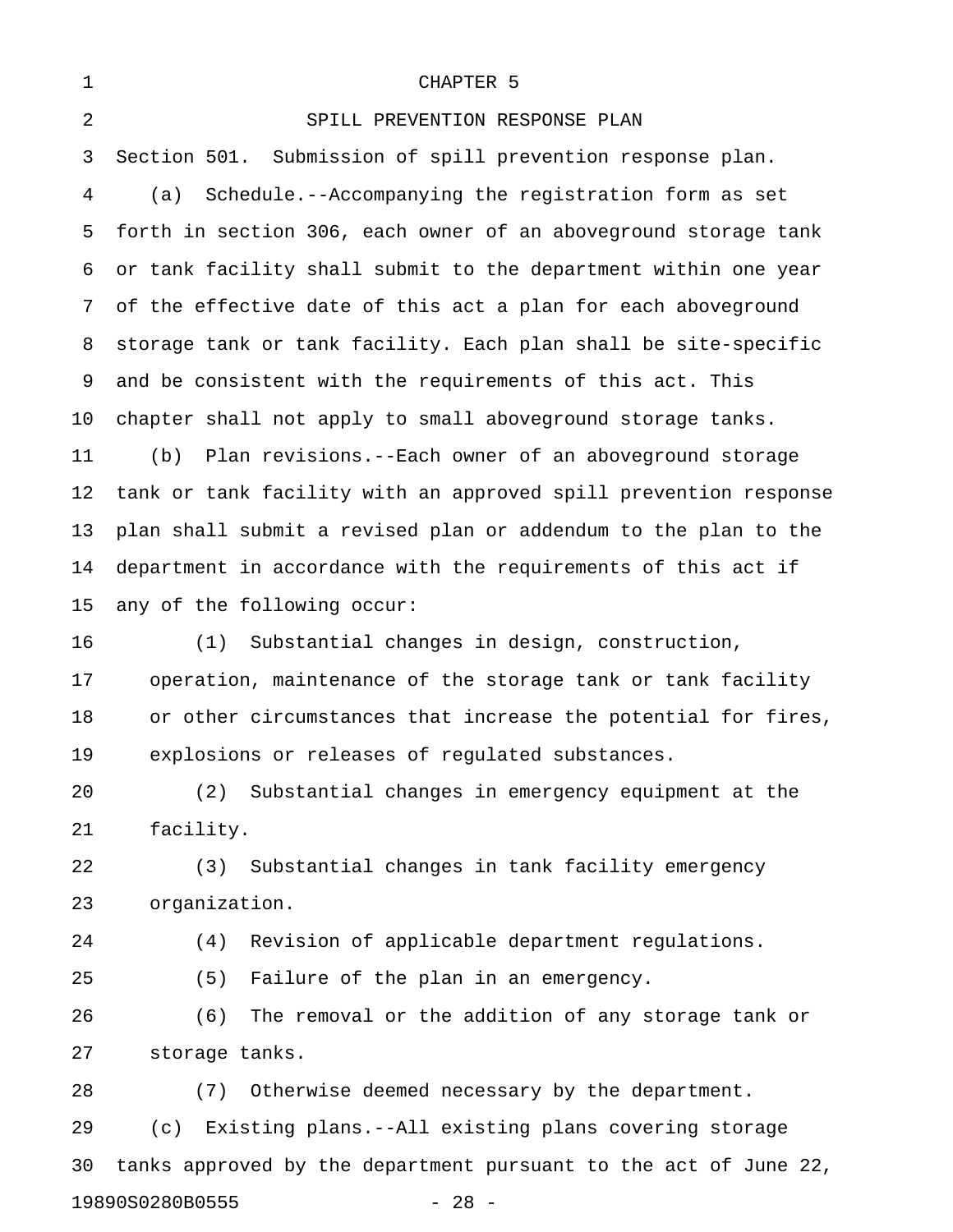# CHAPTER 5

## SPILL PREVENTION RESPONSE PLAN

Section 501. Submission of spill prevention response plan.

(a) Schedule.--Accompanying the registration form as set forth in section 306, each owner of an aboveground storage tank or tank facility shall submit to the department within one year of the effective date of this act a plan for each aboveground storage tank or tank facility. Each plan shall be site-specific and be consistent with the requirements of this act. This chapter shall not apply to small aboveground storage tanks.

(b) Plan revisions.--Each owner of an aboveground storage tank or tank facility with an approved spill prevention response plan shall submit a revised plan or addendum to the plan to the department in accordance with the requirements of this act if any of the following occur:

(1) Substantial changes in design, construction, operation, maintenance of the storage tank or tank facility or other circumstances that increase the potential for fires, explosions or releases of regulated substances.

(2) Substantial changes in emergency equipment at the facility.

(3) Substantial changes in tank facility emergency organization.

(4) Revision of applicable department regulations.

(5) Failure of the plan in an emergency.

(6) The removal or the addition of any storage tank or storage tanks.

(7) Otherwise deemed necessary by the department.

(c) Existing plans.--All existing plans covering storage tanks approved by the department pursuant to the act of June 22,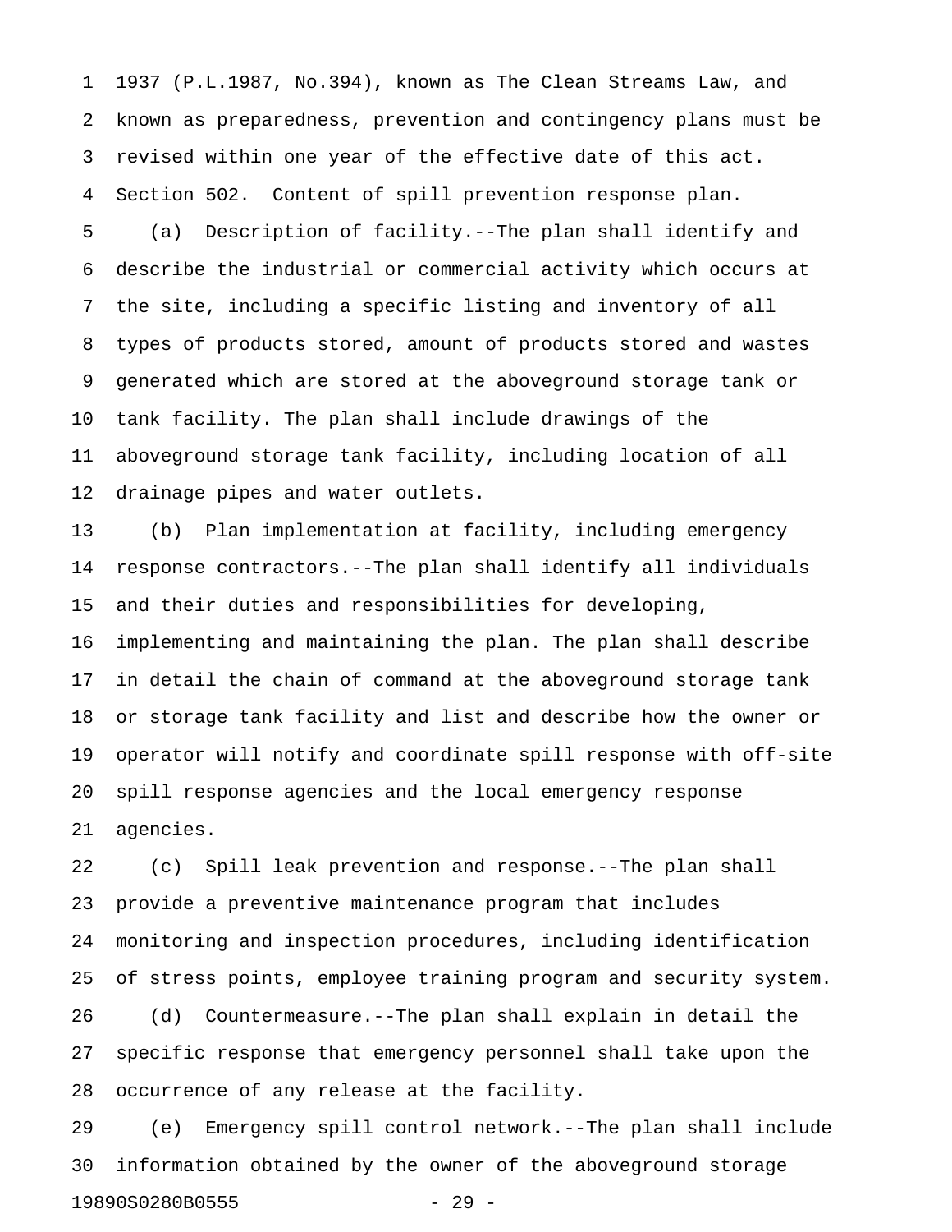1937 (P.L.1987, No.394), known as The Clean Streams Law, and known as preparedness, prevention and contingency plans must be revised within one year of the effective date of this act.

Section 502. Content of spill prevention response plan.

(a) Description of facility.--The plan shall identify and describe the industrial or commercial activity which occurs at the site, including a specific listing and inventory of all types of products stored, amount of products stored and wastes generated which are stored at the aboveground storage tank or tank facility. The plan shall include drawings of the aboveground storage tank facility, including location of all drainage pipes and water outlets.

(b) Plan implementation at facility, including emergency response contractors.--The plan shall identify all individuals and their duties and responsibilities for developing, implementing and maintaining the plan. The plan shall describe in detail the chain of command at the aboveground storage tank or storage tank facility and list and describe how the owner or operator will notify and coordinate spill response with off-site spill response agencies and the local emergency response agencies.

(c) Spill leak prevention and response.--The plan shall provide a preventive maintenance program that includes monitoring and inspection procedures, including identification of stress points, employee training program and security system.

(d) Countermeasure.--The plan shall explain in detail the specific response that emergency personnel shall take upon the occurrence of any release at the facility.

(e) Emergency spill control network.--The plan shall include information obtained by the owner of the aboveground storage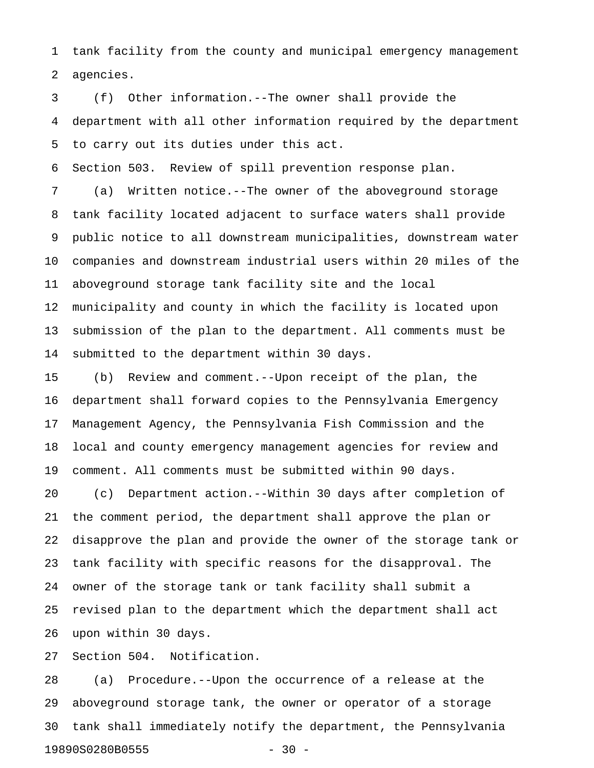tank facility from the county and municipal emergency management agencies.

(f) Other information.--The owner shall provide the department with all other information required by the department to carry out its duties under this act.

Section 503. Review of spill prevention response plan.

(a) Written notice.--The owner of the aboveground storage tank facility located adjacent to surface waters shall provide public notice to all downstream municipalities, downstream water companies and downstream industrial users within 20 miles of the aboveground storage tank facility site and the local municipality and county in which the facility is located upon submission of the plan to the department. All comments must be submitted to the department within 30 days.

(b) Review and comment.--Upon receipt of the plan, the department shall forward copies to the Pennsylvania Emergency Management Agency, the Pennsylvania Fish Commission and the local and county emergency management agencies for review and comment. All comments must be submitted within 90 days.

(c) Department action.--Within 30 days after completion of the comment period, the department shall approve the plan or disapprove the plan and provide the owner of the storage tank or tank facility with specific reasons for the disapproval. The owner of the storage tank or tank facility shall submit a revised plan to the department which the department shall act upon within 30 days.

Section 504. Notification.

(a) Procedure.--Upon the occurrence of a release at the aboveground storage tank, the owner or operator of a storage tank shall immediately notify the department, the Pennsylvania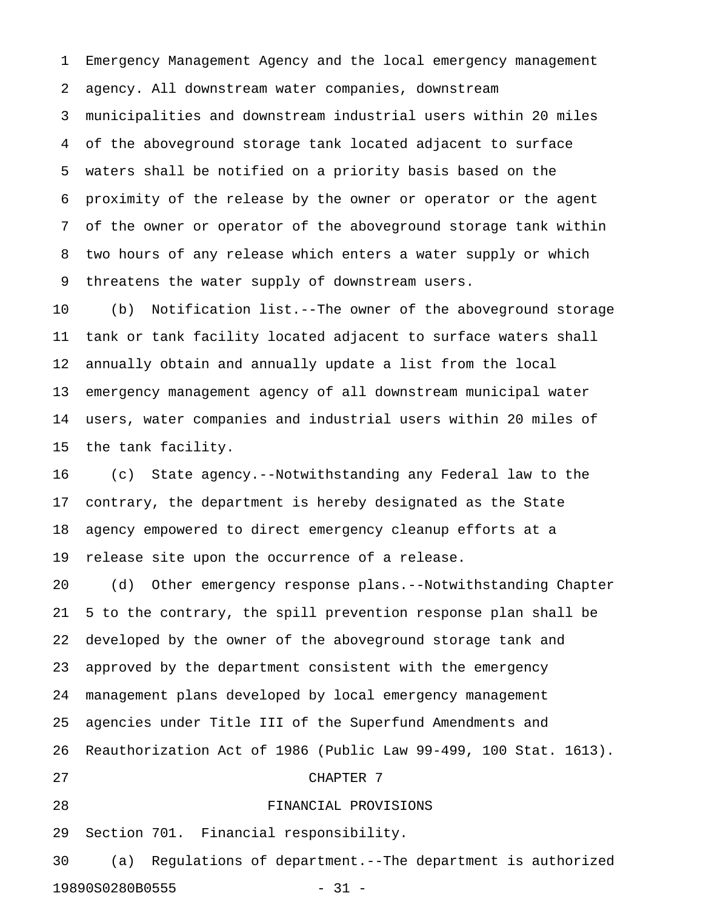Emergency Management Agency and the local emergency management agency. All downstream water companies, downstream municipalities and downstream industrial users within 20 miles of the aboveground storage tank located adjacent to surface waters shall be notified on a priority basis based on the proximity of the release by the owner or operator or the agent of the owner or operator of the aboveground storage tank within two hours of any release which enters a water supply or which threatens the water supply of downstream users.

(b) Notification list.--The owner of the aboveground storage tank or tank facility located adjacent to surface waters shall annually obtain and annually update a list from the local emergency management agency of all downstream municipal water users, water companies and industrial users within 20 miles of the tank facility.

(c) State agency.--Notwithstanding any Federal law to the contrary, the department is hereby designated as the State agency empowered to direct emergency cleanup efforts at a release site upon the occurrence of a release.

(d) Other emergency response plans.--Notwithstanding Chapter 5 to the contrary, the spill prevention response plan shall be developed by the owner of the aboveground storage tank and approved by the department consistent with the emergency management plans developed by local emergency management agencies under Title III of the Superfund Amendments and Reauthorization Act of 1986 (Public Law 99-499, 100 Stat. 1613).

## CHAPTER 7

## FINANCIAL PROVISIONS

Section 701. Financial responsibility.

(a) Regulations of department.--The department is authorized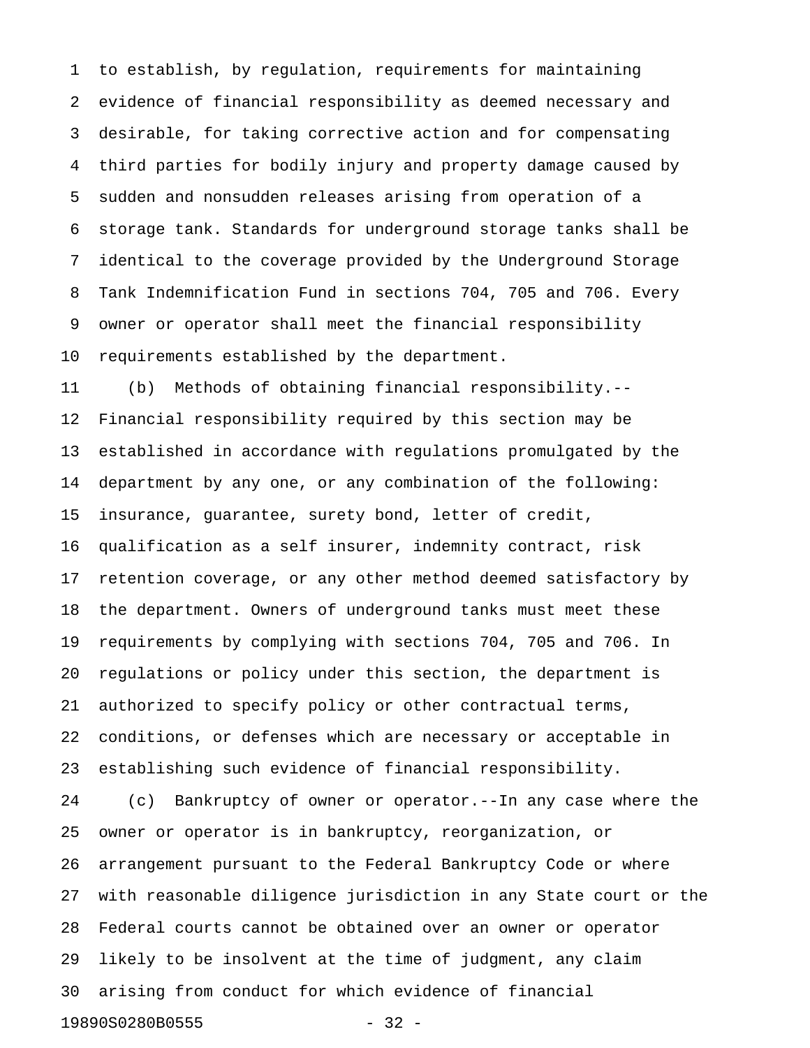to establish, by regulation, requirements for maintaining evidence of financial responsibility as deemed necessary and desirable, for taking corrective action and for compensating third parties for bodily injury and property damage caused by sudden and nonsudden releases arising from operation of a storage tank. Standards for underground storage tanks shall be identical to the coverage provided by the Underground Storage Tank Indemnification Fund in sections 704, 705 and 706. Every owner or operator shall meet the financial responsibility requirements established by the department.

(b) Methods of obtaining financial responsibility.--Financial responsibility required by this section may be established in accordance with regulations promulgated by the department by any one, or any combination of the following: insurance, guarantee, surety bond, letter of credit, qualification as a self insurer, indemnity contract, risk retention coverage, or any other method deemed satisfactory by the department. Owners of underground tanks must meet these requirements by complying with sections 704, 705 and 706. In regulations or policy under this section, the department is authorized to specify policy or other contractual terms, conditions, or defenses which are necessary or acceptable in establishing such evidence of financial responsibility.

(c) Bankruptcy of owner or operator.--In any case where the owner or operator is in bankruptcy, reorganization, or arrangement pursuant to the Federal Bankruptcy Code or where with reasonable diligence jurisdiction in any State court or the Federal courts cannot be obtained over an owner or operator likely to be insolvent at the time of judgment, any claim arising from conduct for which evidence of financial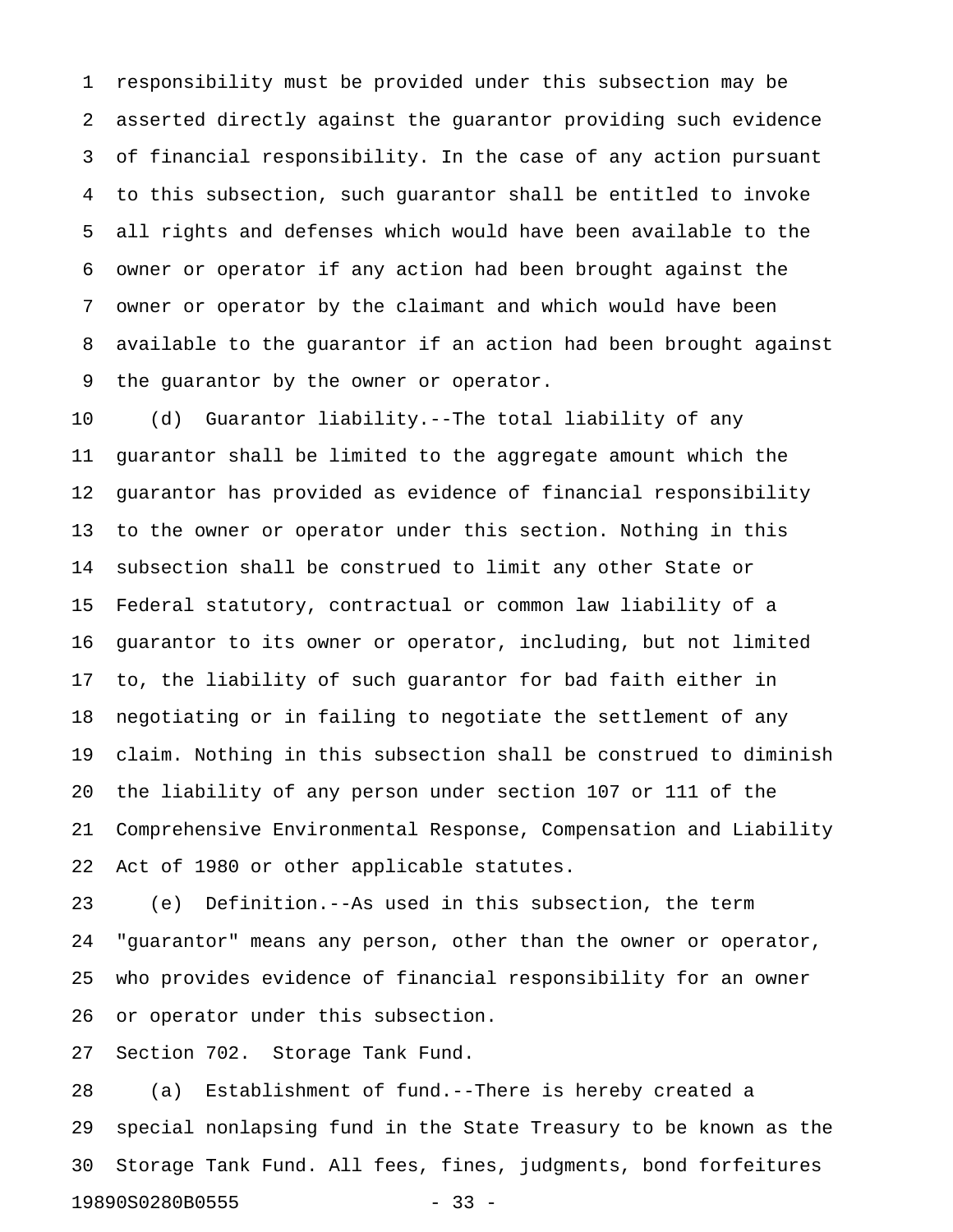responsibility must be provided under this subsection may be asserted directly against the guarantor providing such evidence of financial responsibility. In the case of any action pursuant to this subsection, such guarantor shall be entitled to invoke all rights and defenses which would have been available to the owner or operator if any action had been brought against the owner or operator by the claimant and which would have been available to the guarantor if an action had been brought against the guarantor by the owner or operator.

(d) Guarantor liability.--The total liability of any guarantor shall be limited to the aggregate amount which the guarantor has provided as evidence of financial responsibility to the owner or operator under this section. Nothing in this subsection shall be construed to limit any other State or Federal statutory, contractual or common law liability of a guarantor to its owner or operator, including, but not limited to, the liability of such guarantor for bad faith either in negotiating or in failing to negotiate the settlement of any claim. Nothing in this subsection shall be construed to diminish the liability of any person under section 107 or 111 of the Comprehensive Environmental Response, Compensation and Liability Act of 1980 or other applicable statutes.

(e) Definition.--As used in this subsection, the term "guarantor" means any person, other than the owner or operator, who provides evidence of financial responsibility for an owner or operator under this subsection.

Section 702. Storage Tank Fund.

(a) Establishment of fund.--There is hereby created a special nonlapsing fund in the State Treasury to be known as the Storage Tank Fund. All fees, fines, judgments, bond forfeitures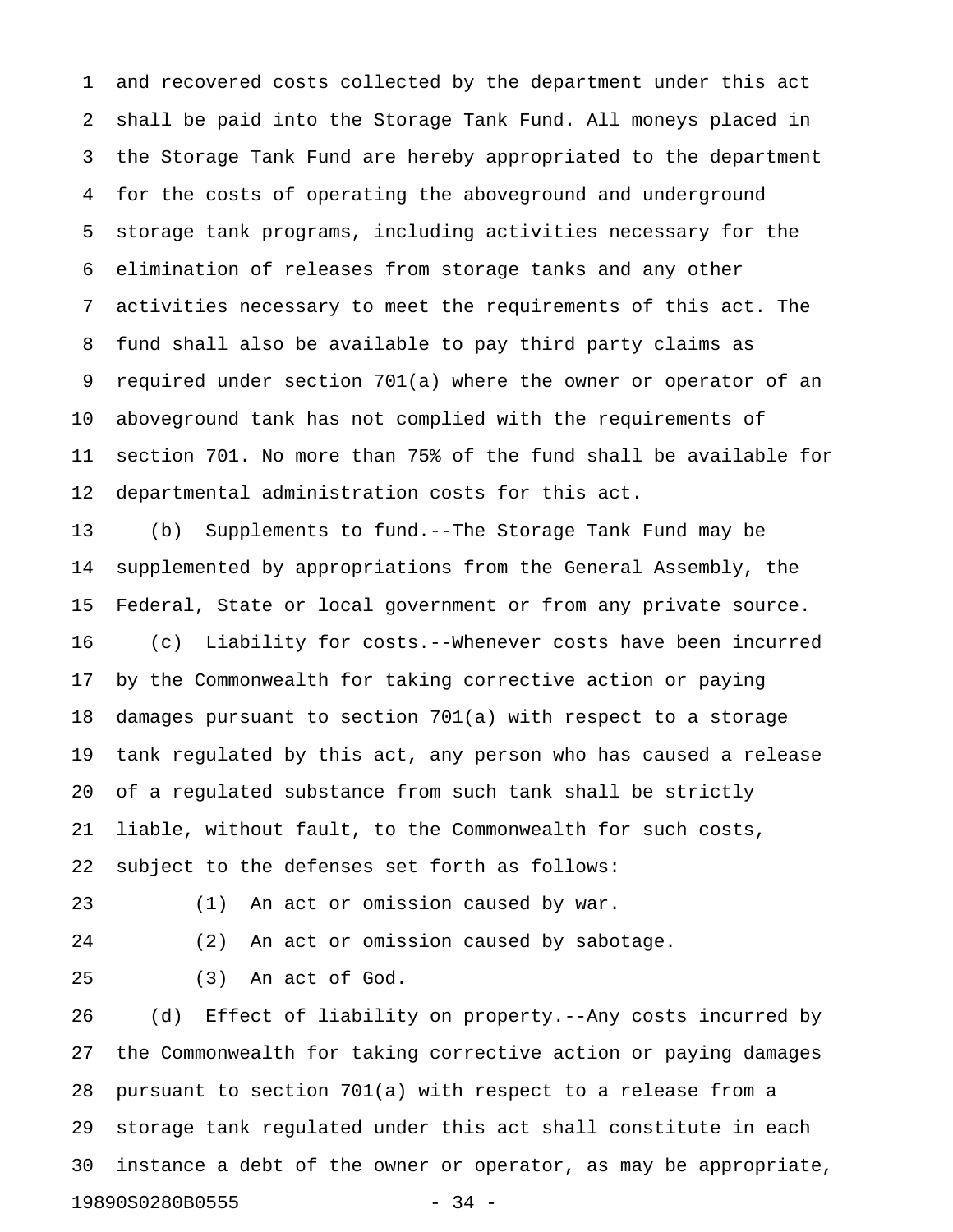and recovered costs collected by the department under this act shall be paid into the Storage Tank Fund. All moneys placed in the Storage Tank Fund are hereby appropriated to the department for the costs of operating the aboveground and underground storage tank programs, including activities necessary for the elimination of releases from storage tanks and any other activities necessary to meet the requirements of this act. The fund shall also be available to pay third party claims as required under section 701(a) where the owner or operator of an aboveground tank has not complied with the requirements of section 701. No more than 75% of the fund shall be available for departmental administration costs for this act.

(b) Supplements to fund.--The Storage Tank Fund may be supplemented by appropriations from the General Assembly, the Federal, State or local government or from any private source.

(c) Liability for costs.--Whenever costs have been incurred by the Commonwealth for taking corrective action or paying damages pursuant to section 701(a) with respect to a storage tank regulated by this act, any person who has caused a release of a regulated substance from such tank shall be strictly liable, without fault, to the Commonwealth for such costs, subject to the defenses set forth as follows:

(1) An act or omission caused by war.

(2) An act or omission caused by sabotage.

(3) An act of God.

(d) Effect of liability on property.--Any costs incurred by the Commonwealth for taking corrective action or paying damages pursuant to section 701(a) with respect to a release from a storage tank regulated under this act shall constitute in each instance a debt of the owner or operator, as may be appropriate,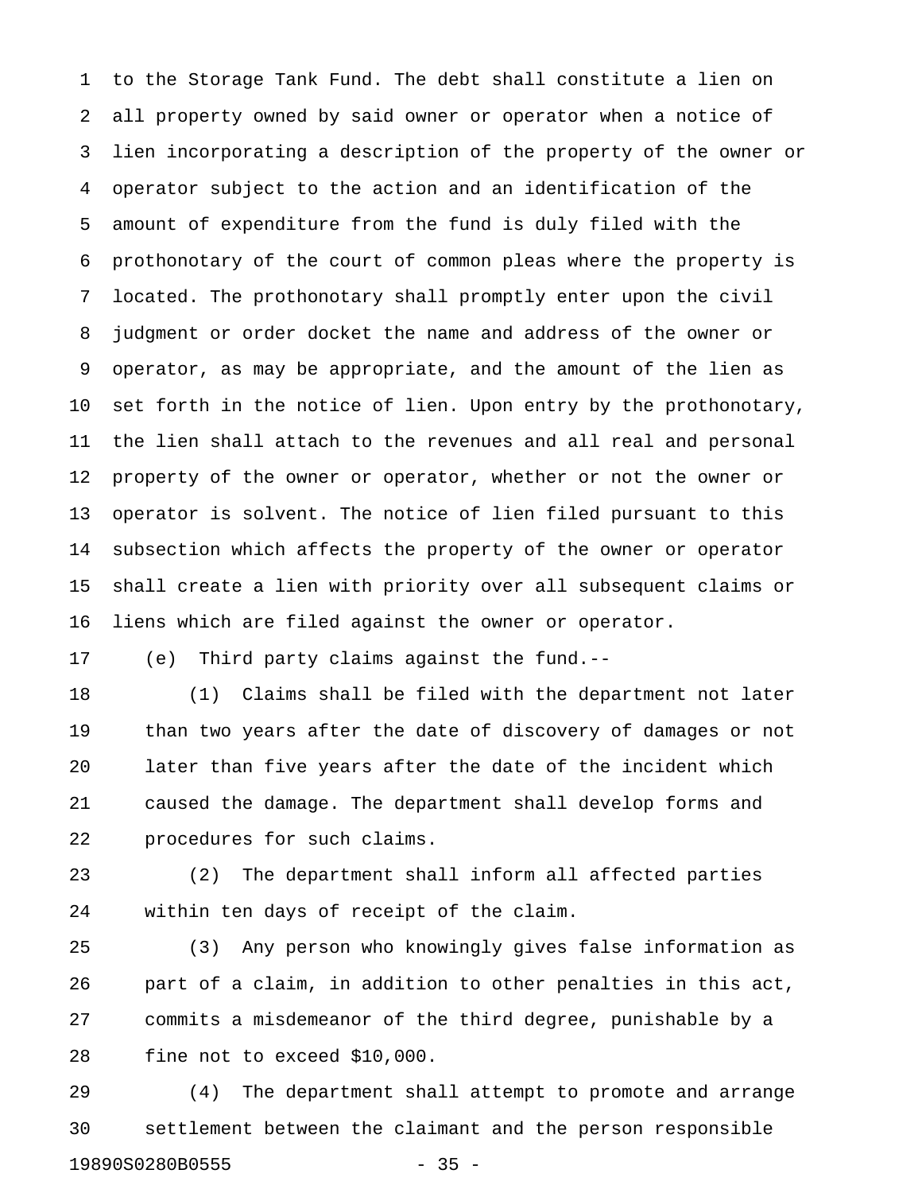to the Storage Tank Fund. The debt shall constitute a lien on all property owned by said owner or operator when a notice of lien incorporating a description of the property of the owner or operator subject to the action and an identification of the amount of expenditure from the fund is duly filed with the prothonotary of the court of common pleas where the property is located. The prothonotary shall promptly enter upon the civil judgment or order docket the name and address of the owner or operator, as may be appropriate, and the amount of the lien as set forth in the notice of lien. Upon entry by the prothonotary, the lien shall attach to the revenues and all real and personal property of the owner or operator, whether or not the owner or operator is solvent. The notice of lien filed pursuant to this subsection which affects the property of the owner or operator shall create a lien with priority over all subsequent claims or liens which are filed against the owner or operator.

(e) Third party claims against the fund.--

(1) Claims shall be filed with the department not later than two years after the date of discovery of damages or not later than five years after the date of the incident which caused the damage. The department shall develop forms and procedures for such claims.

(2) The department shall inform all affected parties within ten days of receipt of the claim.

(3) Any person who knowingly gives false information as part of a claim, in addition to other penalties in this act, commits a misdemeanor of the third degree, punishable by a fine not to exceed $10,000.

(4) The department shall attempt to promote and arrange settlement between the claimant and the person responsible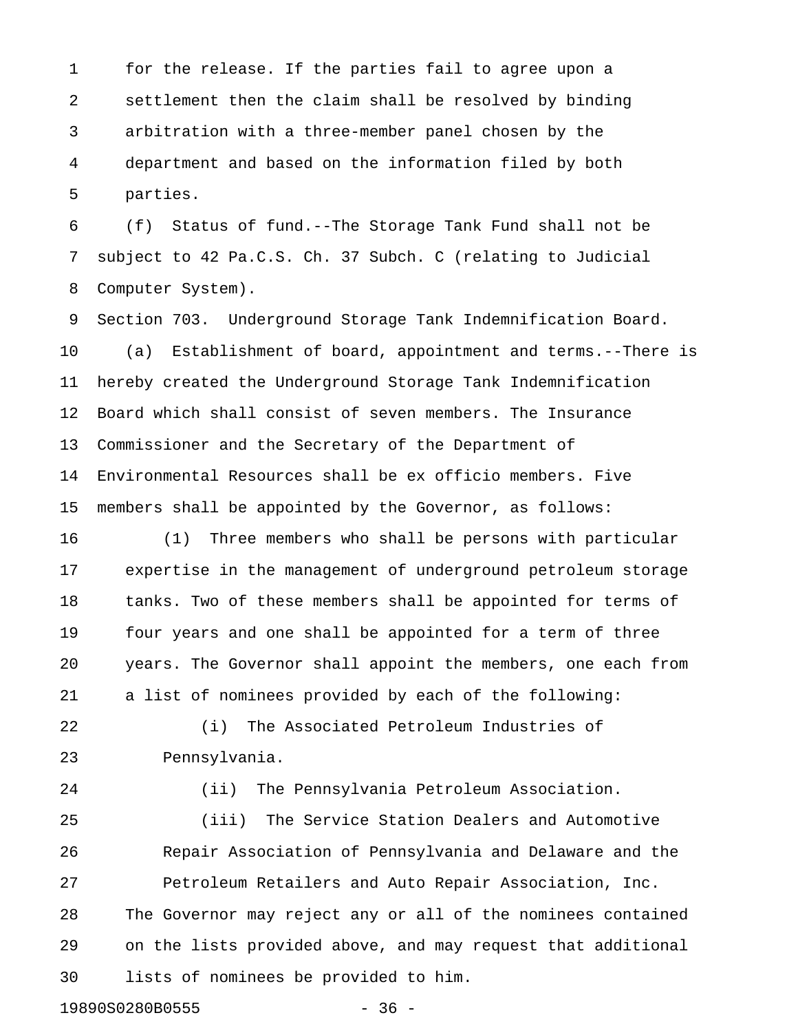for the release. If the parties fail to agree upon a settlement then the claim shall be resolved by binding arbitration with a three-member panel chosen by the department and based on the information filed by both parties.

(f) Status of fund.--The Storage Tank Fund shall not be subject to 42 Pa.C.S. Ch. 37 Subch. C (relating to Judicial Computer System).

Section 703. Underground Storage Tank Indemnification Board.

(a) Establishment of board, appointment and terms.--There is hereby created the Underground Storage Tank Indemnification Board which shall consist of seven members. The Insurance Commissioner and the Secretary of the Department of Environmental Resources shall be ex officio members. Five members shall be appointed by the Governor, as follows:

(1) Three members who shall be persons with particular expertise in the management of underground petroleum storage tanks. Two of these members shall be appointed for terms of four years and one shall be appointed for a term of three years. The Governor shall appoint the members, one each from a list of nominees provided by each of the following:

(i) The Associated Petroleum Industries of Pennsylvania.

(ii) The Pennsylvania Petroleum Association.

(iii) The Service Station Dealers and Automotive Repair Association of Pennsylvania and Delaware and the Petroleum Retailers and Auto Repair Association, Inc.

The Governor may reject any or all of the nominees contained on the lists provided above, and may request that additional lists of nominees be provided to him.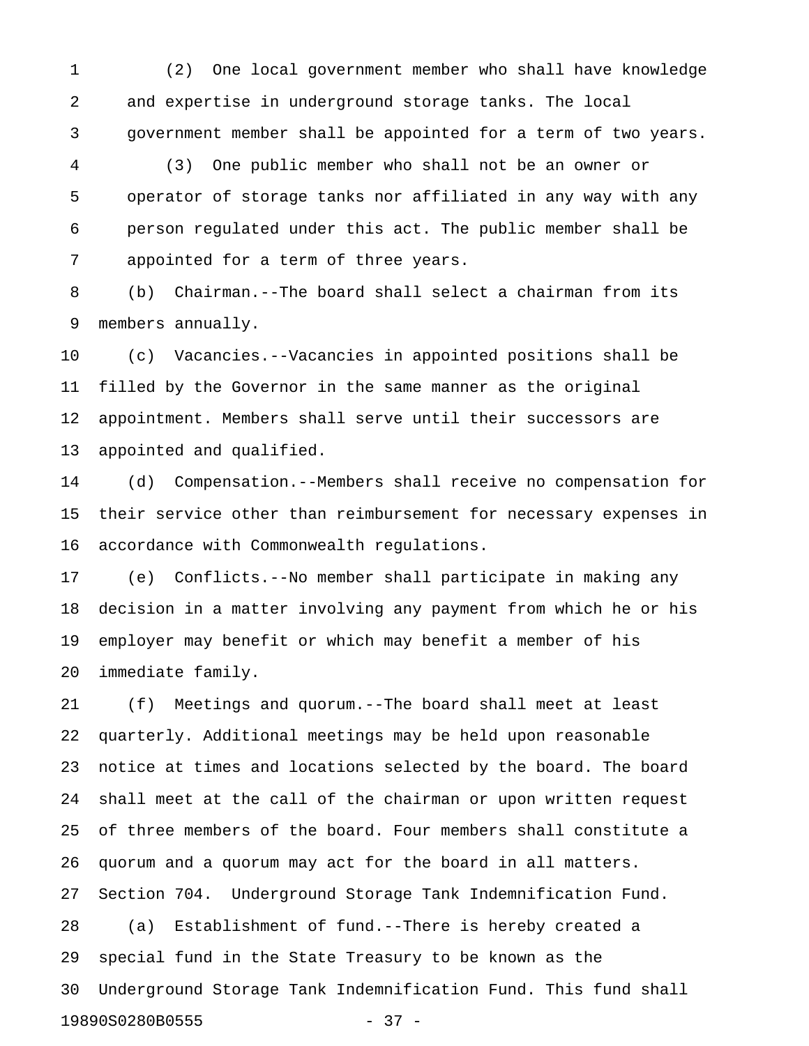(2) One local government member who shall have knowledge and expertise in underground storage tanks. The local government member shall be appointed for a term of two years.

(3) One public member who shall not be an owner or operator of storage tanks nor affiliated in any way with any person regulated under this act. The public member shall be appointed for a term of three years.

(b) Chairman.--The board shall select a chairman from its members annually.

(c) Vacancies.--Vacancies in appointed positions shall be filled by the Governor in the same manner as the original appointment. Members shall serve until their successors are appointed and qualified.

(d) Compensation.--Members shall receive no compensation for their service other than reimbursement for necessary expenses in accordance with Commonwealth regulations.

(e) Conflicts.--No member shall participate in making any decision in a matter involving any payment from which he or his employer may benefit or which may benefit a member of his immediate family.

(f) Meetings and quorum.--The board shall meet at least quarterly. Additional meetings may be held upon reasonable notice at times and locations selected by the board. The board shall meet at the call of the chairman or upon written request of three members of the board. Four members shall constitute a quorum and a quorum may act for the board in all matters.

Section 704. Underground Storage Tank Indemnification Fund.

(a) Establishment of fund.--There is hereby created a special fund in the State Treasury to be known as the Underground Storage Tank Indemnification Fund. This fund shall

19890S0280B0555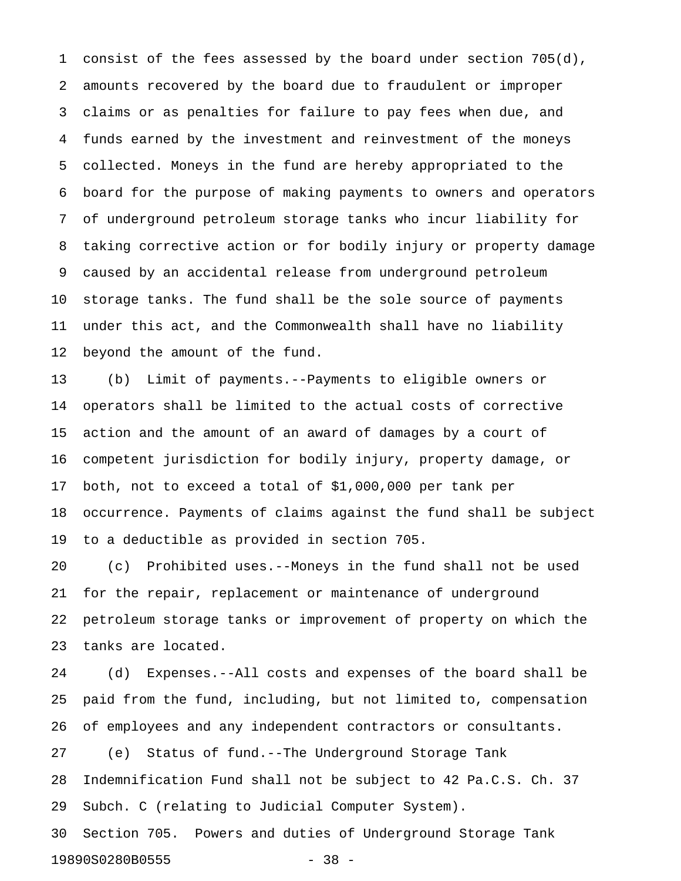consist of the fees assessed by the board under section 705(d), amounts recovered by the board due to fraudulent or improper claims or as penalties for failure to pay fees when due, and funds earned by the investment and reinvestment of the moneys collected. Moneys in the fund are hereby appropriated to the board for the purpose of making payments to owners and operators of underground petroleum storage tanks who incur liability for taking corrective action or for bodily injury or property damage caused by an accidental release from underground petroleum storage tanks. The fund shall be the sole source of payments under this act, and the Commonwealth shall have no liability beyond the amount of the fund.

(b) Limit of payments.--Payments to eligible owners or operators shall be limited to the actual costs of corrective action and the amount of an award of damages by a court of competent jurisdiction for bodily injury, property damage, or both, not to exceed a total of $1,000,000 per tank per occurrence. Payments of claims against the fund shall be subject to a deductible as provided in section 705.

(c) Prohibited uses.--Moneys in the fund shall not be used for the repair, replacement or maintenance of underground petroleum storage tanks or improvement of property on which the tanks are located.

(d) Expenses.--All costs and expenses of the board shall be paid from the fund, including, but not limited to, compensation of employees and any independent contractors or consultants.

(e) Status of fund.--The Underground Storage Tank Indemnification Fund shall not be subject to 42 Pa.C.S. Ch. 37 Subch. C (relating to Judicial Computer System).

Section 705. Powers and duties of Underground Storage Tank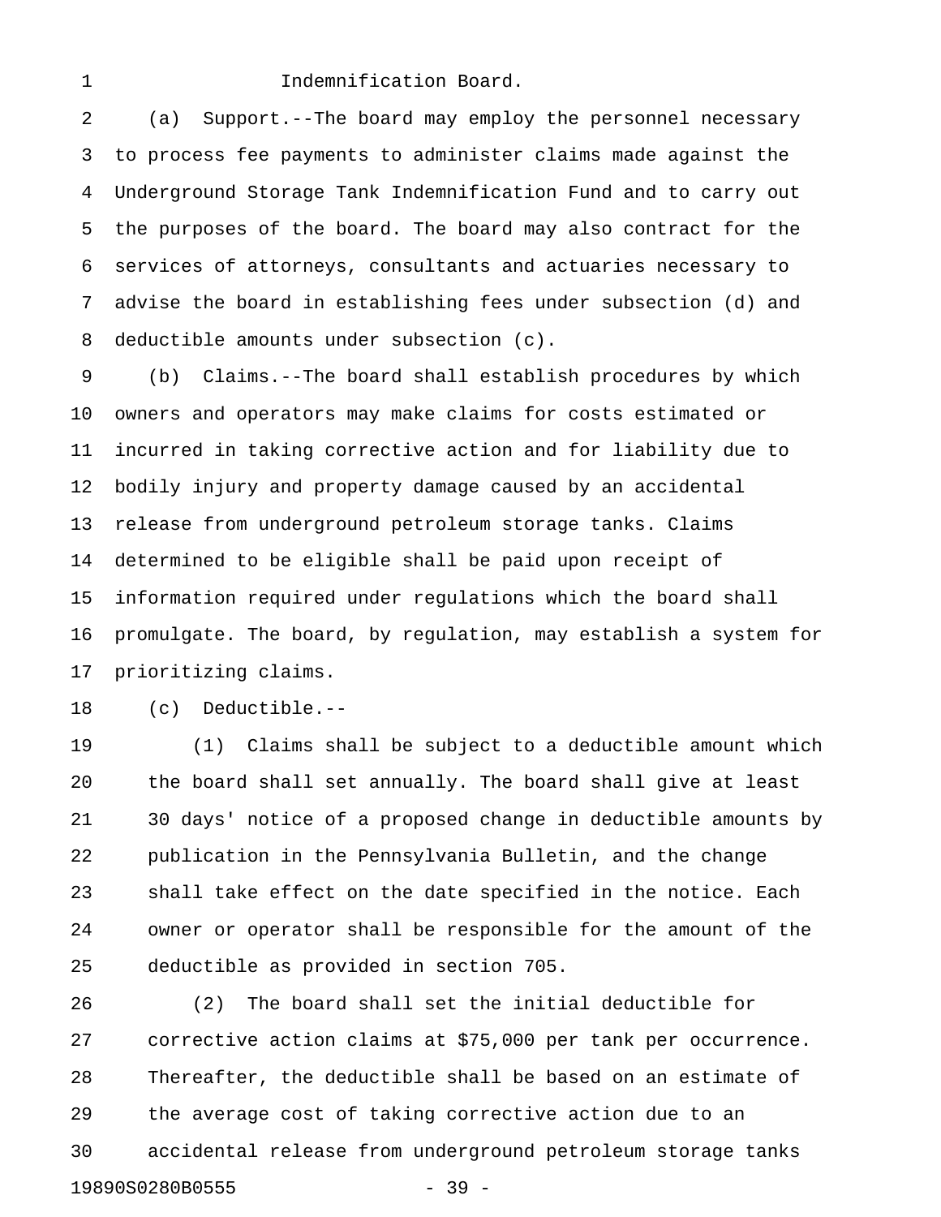Indemnification Board.

(a) Support.--The board may employ the personnel necessary to process fee payments to administer claims made against the Underground Storage Tank Indemnification Fund and to carry out the purposes of the board. The board may also contract for the services of attorneys, consultants and actuaries necessary to advise the board in establishing fees under subsection (d) and deductible amounts under subsection (c).

(b) Claims.--The board shall establish procedures by which owners and operators may make claims for costs estimated or incurred in taking corrective action and for liability due to bodily injury and property damage caused by an accidental release from underground petroleum storage tanks. Claims determined to be eligible shall be paid upon receipt of information required under regulations which the board shall promulgate. The board, by regulation, may establish a system for prioritizing claims.

(c) Deductible.--

(1) Claims shall be subject to a deductible amount which the board shall set annually. The board shall give at least 30 days' notice of a proposed change in deductible amounts by publication in the Pennsylvania Bulletin, and the change shall take effect on the date specified in the notice. Each owner or operator shall be responsible for the amount of the deductible as provided in section 705.

(2) The board shall set the initial deductible for corrective action claims at $75,000 per tank per occurrence. Thereafter, the deductible shall be based on an estimate of the average cost of taking corrective action due to an accidental release from underground petroleum storage tanks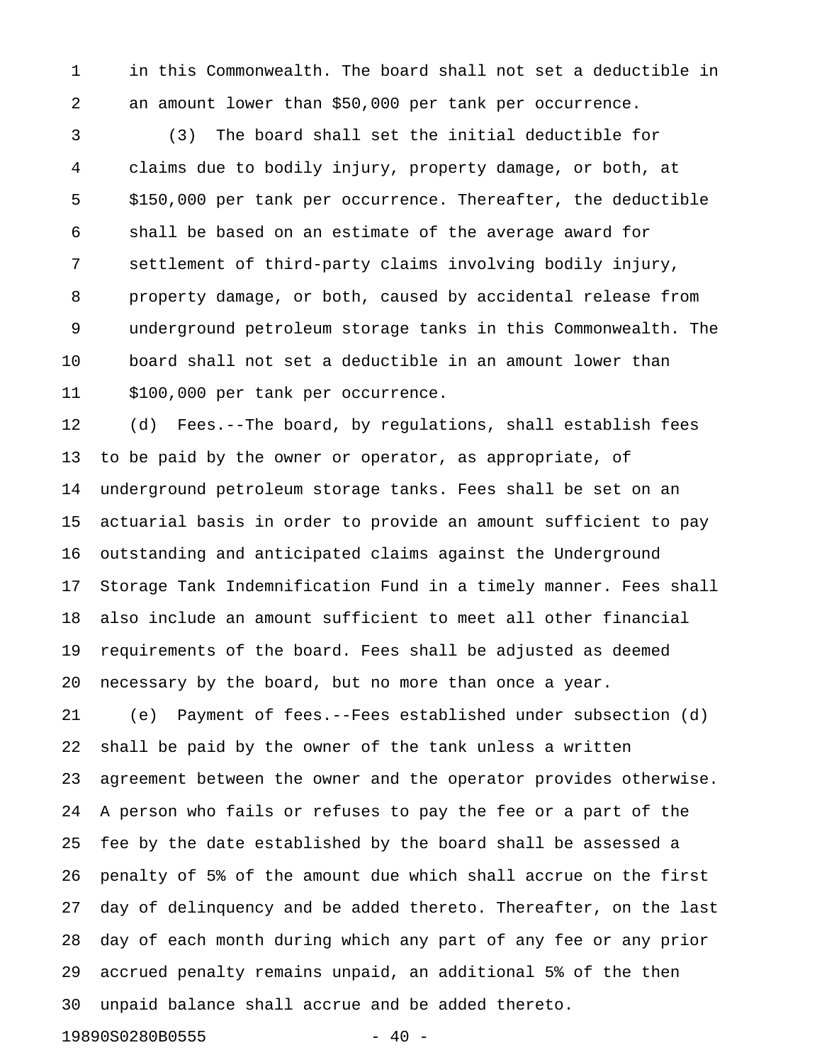in this Commonwealth. The board shall not set a deductible in an amount lower than $50,000 per tank per occurrence.

(3) The board shall set the initial deductible for claims due to bodily injury, property damage, or both, at $150,000 per tank per occurrence. Thereafter, the deductible shall be based on an estimate of the average award for settlement of third-party claims involving bodily injury, property damage, or both, caused by accidental release from underground petroleum storage tanks in this Commonwealth. The board shall not set a deductible in an amount lower than $100,000 per tank per occurrence.

(d) Fees.--The board, by regulations, shall establish fees to be paid by the owner or operator, as appropriate, of underground petroleum storage tanks. Fees shall be set on an actuarial basis in order to provide an amount sufficient to pay outstanding and anticipated claims against the Underground Storage Tank Indemnification Fund in a timely manner. Fees shall also include an amount sufficient to meet all other financial requirements of the board. Fees shall be adjusted as deemed necessary by the board, but no more than once a year.

(e) Payment of fees.--Fees established under subsection (d) shall be paid by the owner of the tank unless a written agreement between the owner and the operator provides otherwise. A person who fails or refuses to pay the fee or a part of the fee by the date established by the board shall be assessed a penalty of 5% of the amount due which shall accrue on the first day of delinquency and be added thereto. Thereafter, on the last day of each month during which any part of any fee or any prior accrued penalty remains unpaid, an additional 5% of the then unpaid balance shall accrue and be added thereto.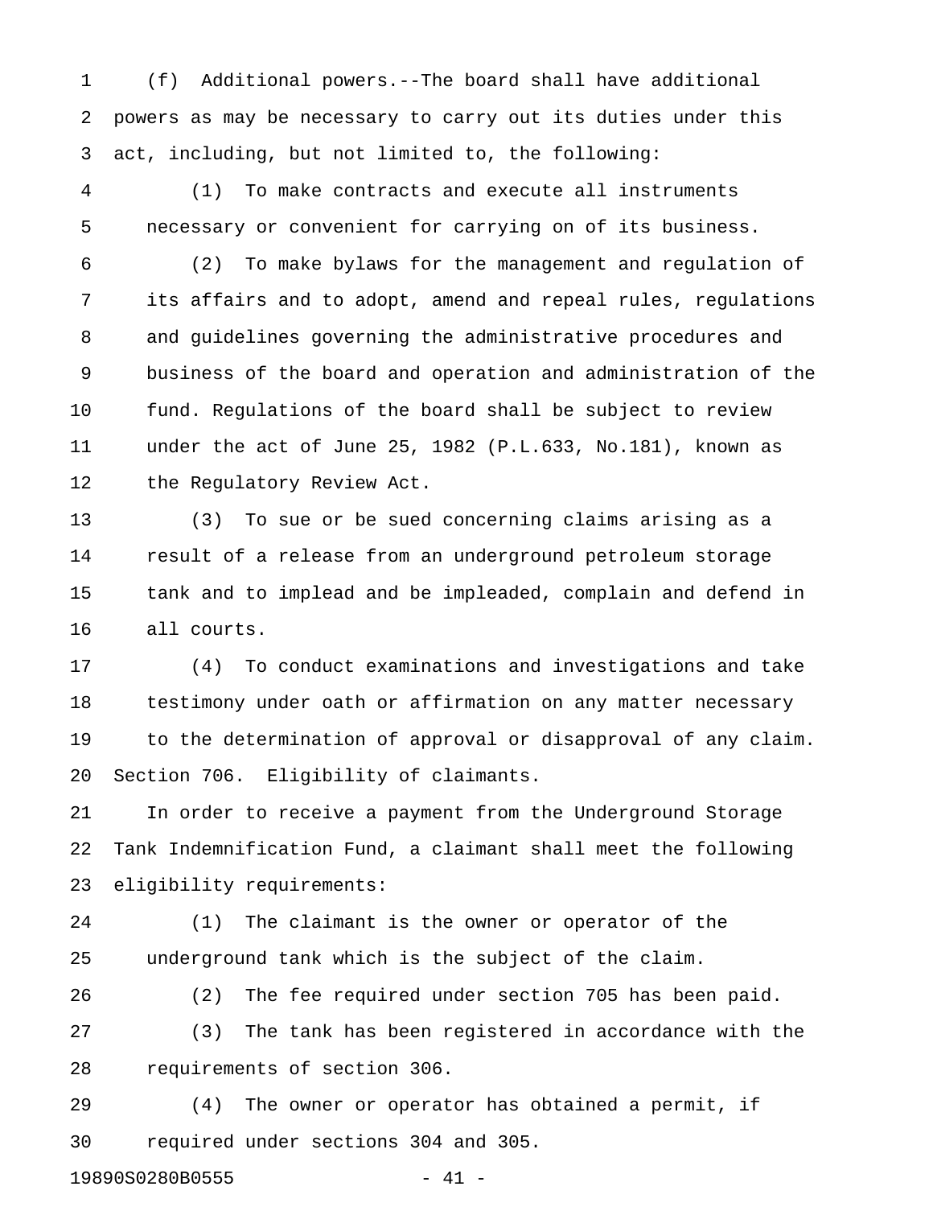(f) Additional powers.--The board shall have additional powers as may be necessary to carry out its duties under this act, including, but not limited to, the following:

(1) To make contracts and execute all instruments necessary or convenient for carrying on of its business.

(2) To make bylaws for the management and regulation of its affairs and to adopt, amend and repeal rules, regulations and guidelines governing the administrative procedures and business of the board and operation and administration of the fund. Regulations of the board shall be subject to review under the act of June 25, 1982 (P.L.633, No.181), known as the Regulatory Review Act.

(3) To sue or be sued concerning claims arising as a result of a release from an underground petroleum storage tank and to implead and be impleaded, complain and defend in all courts.

(4) To conduct examinations and investigations and take testimony under oath or affirmation on any matter necessary to the determination of approval or disapproval of any claim.

Section 706. Eligibility of claimants.

In order to receive a payment from the Underground Storage Tank Indemnification Fund, a claimant shall meet the following eligibility requirements:

(1) The claimant is the owner or operator of the underground tank which is the subject of the claim.

(2) The fee required under section 705 has been paid.

(3) The tank has been registered in accordance with the requirements of section 306.

(4) The owner or operator has obtained a permit, if required under sections 304 and 305.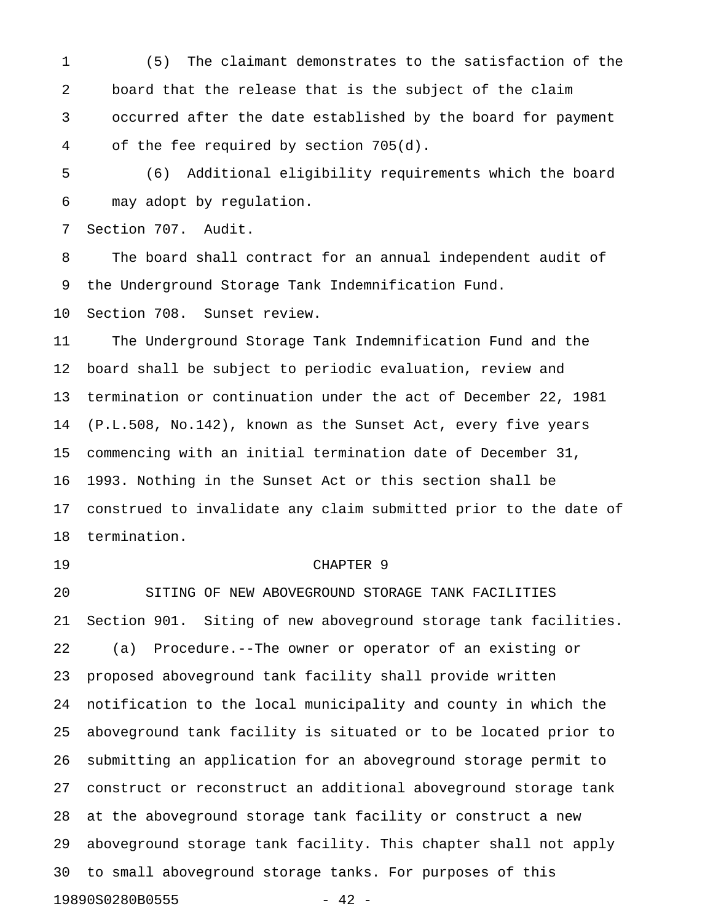(5) The claimant demonstrates to the satisfaction of the board that the release that is the subject of the claim occurred after the date established by the board for payment of the fee required by section 705(d).

(6) Additional eligibility requirements which the board may adopt by regulation.

Section 707. Audit.

The board shall contract for an annual independent audit of the Underground Storage Tank Indemnification Fund.

Section 708. Sunset review.

The Underground Storage Tank Indemnification Fund and the board shall be subject to periodic evaluation, review and termination or continuation under the act of December 22, 1981 (P.L.508, No.142), known as the Sunset Act, every five years commencing with an initial termination date of December 31, 1993. Nothing in the Sunset Act or this section shall be construed to invalidate any claim submitted prior to the date of termination.

CHAPTER 9

SITING OF NEW ABOVEGROUND STORAGE TANK FACILITIES

Section 901. Siting of new aboveground storage tank facilities.

(a) Procedure.--The owner or operator of an existing or proposed aboveground tank facility shall provide written notification to the local municipality and county in which the aboveground tank facility is situated or to be located prior to submitting an application for an aboveground storage permit to construct or reconstruct an additional aboveground storage tank at the aboveground storage tank facility or construct a new aboveground storage tank facility. This chapter shall not apply to small aboveground storage tanks. For purposes of this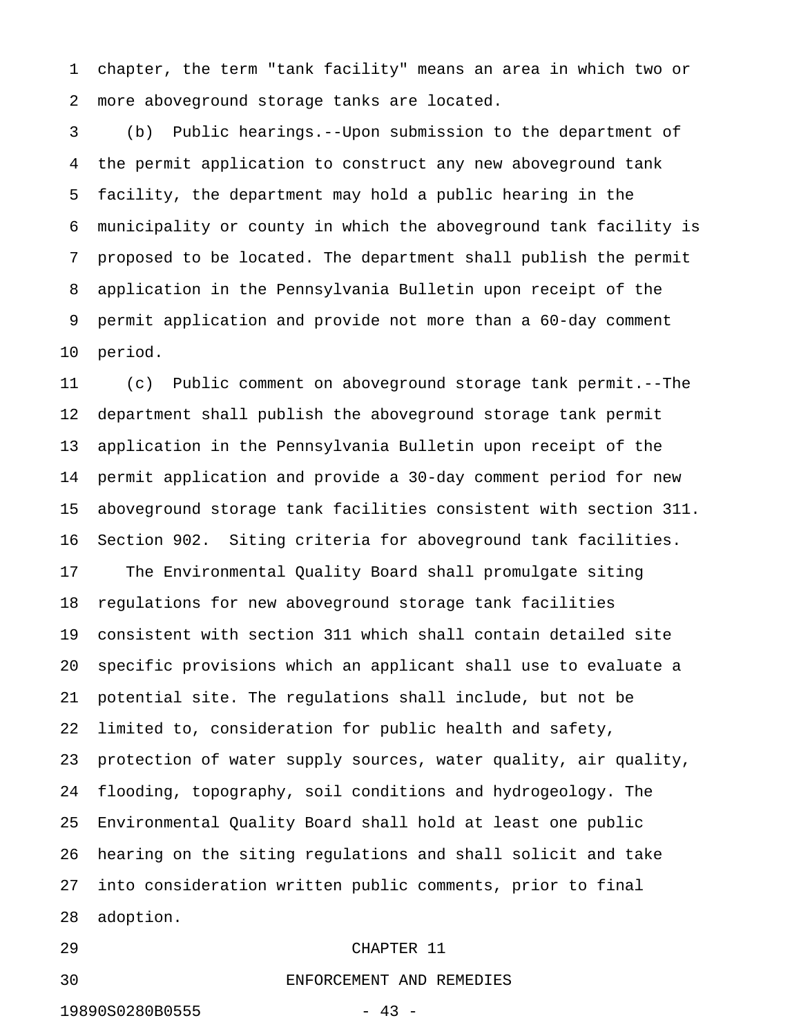chapter, the term "tank facility" means an area in which two or more aboveground storage tanks are located.

(b) Public hearings.--Upon submission to the department of the permit application to construct any new aboveground tank facility, the department may hold a public hearing in the municipality or county in which the aboveground tank facility is proposed to be located. The department shall publish the permit application in the Pennsylvania Bulletin upon receipt of the permit application and provide not more than a 60-day comment period.

(c) Public comment on aboveground storage tank permit.--The department shall publish the aboveground storage tank permit application in the Pennsylvania Bulletin upon receipt of the permit application and provide a 30-day comment period for new aboveground storage tank facilities consistent with section 311.

Section 902. Siting criteria for aboveground tank facilities.

The Environmental Quality Board shall promulgate siting regulations for new aboveground storage tank facilities consistent with section 311 which shall contain detailed site specific provisions which an applicant shall use to evaluate a potential site. The regulations shall include, but not be limited to, consideration for public health and safety, protection of water supply sources, water quality, air quality, flooding, topography, soil conditions and hydrogeology. The Environmental Quality Board shall hold at least one public hearing on the siting regulations and shall solicit and take into consideration written public comments, prior to final adoption.

## CHAPTER 11

## ENFORCEMENT AND REMEDIES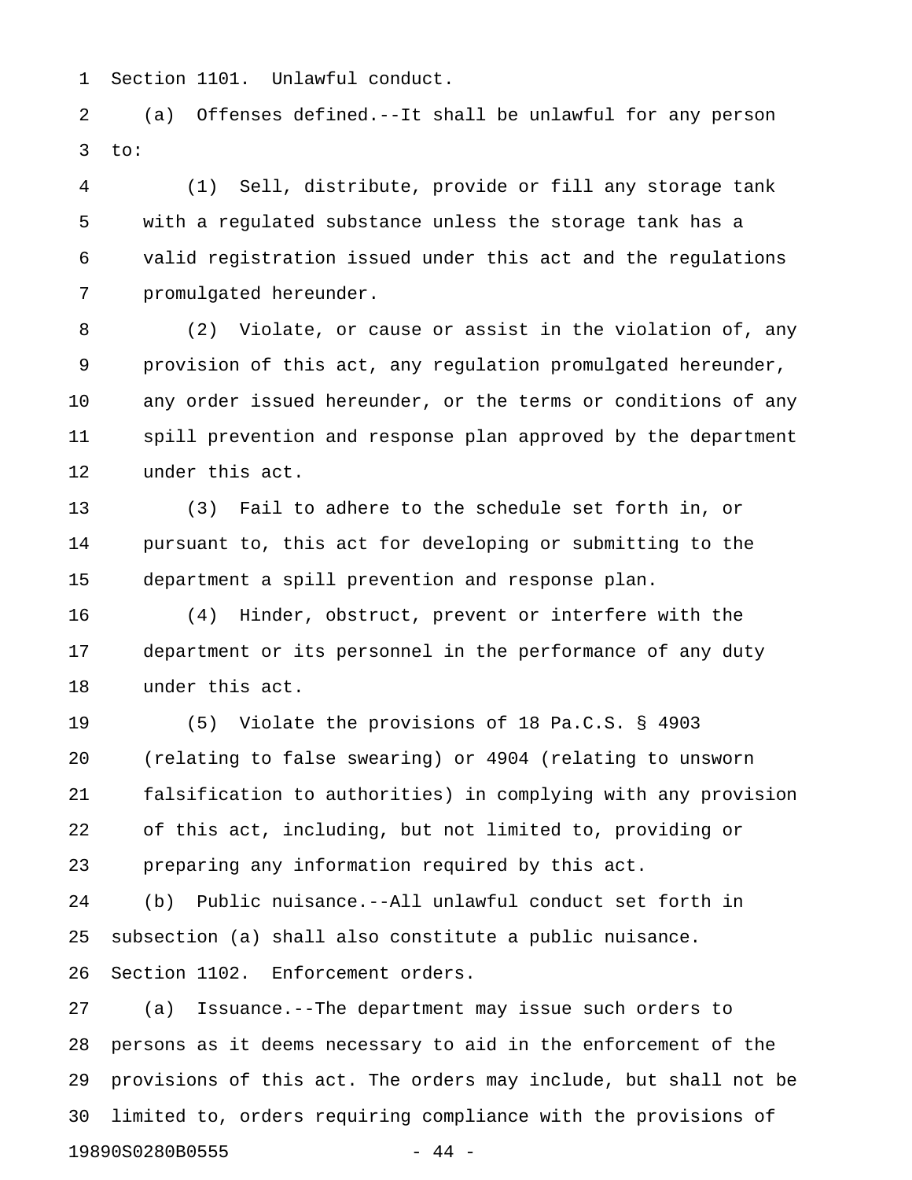Section 1101. Unlawful conduct.

(a) Offenses defined.--It shall be unlawful for any person to:

(1) Sell, distribute, provide or fill any storage tank with a regulated substance unless the storage tank has a valid registration issued under this act and the regulations promulgated hereunder.

(2) Violate, or cause or assist in the violation of, any provision of this act, any regulation promulgated hereunder, any order issued hereunder, or the terms or conditions of any spill prevention and response plan approved by the department under this act.

(3) Fail to adhere to the schedule set forth in, or pursuant to, this act for developing or submitting to the department a spill prevention and response plan.

(4) Hinder, obstruct, prevent or interfere with the department or its personnel in the performance of any duty under this act.

(5) Violate the provisions of 18 Pa.C.S. § 4903 (relating to false swearing) or 4904 (relating to unsworn falsification to authorities) in complying with any provision of this act, including, but not limited to, providing or preparing any information required by this act.

(b) Public nuisance.--All unlawful conduct set forth in subsection (a) shall also constitute a public nuisance.

Section 1102. Enforcement orders.

(a) Issuance.--The department may issue such orders to persons as it deems necessary to aid in the enforcement of the provisions of this act. The orders may include, but shall not be limited to, orders requiring compliance with the provisions of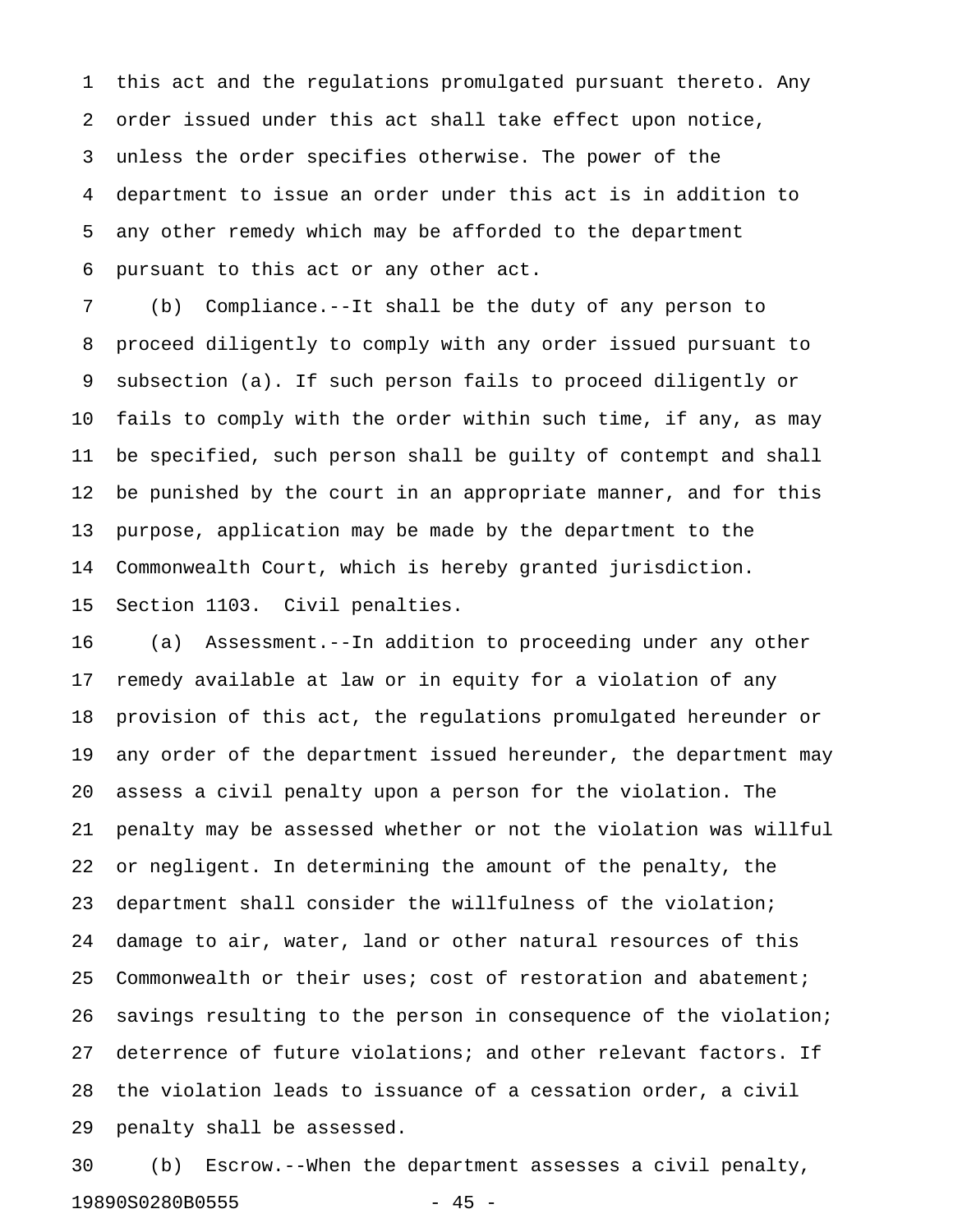this act and the regulations promulgated pursuant thereto. Any order issued under this act shall take effect upon notice, unless the order specifies otherwise. The power of the department to issue an order under this act is in addition to any other remedy which may be afforded to the department pursuant to this act or any other act.

(b) Compliance.--It shall be the duty of any person to proceed diligently to comply with any order issued pursuant to subsection (a). If such person fails to proceed diligently or fails to comply with the order within such time, if any, as may be specified, such person shall be guilty of contempt and shall be punished by the court in an appropriate manner, and for this purpose, application may be made by the department to the Commonwealth Court, which is hereby granted jurisdiction.

Section 1103. Civil penalties.

(a) Assessment.--In addition to proceeding under any other remedy available at law or in equity for a violation of any provision of this act, the regulations promulgated hereunder or any order of the department issued hereunder, the department may assess a civil penalty upon a person for the violation. The penalty may be assessed whether or not the violation was willful or negligent. In determining the amount of the penalty, the department shall consider the willfulness of the violation; damage to air, water, land or other natural resources of this Commonwealth or their uses; cost of restoration and abatement; savings resulting to the person in consequence of the violation; deterrence of future violations; and other relevant factors. If the violation leads to issuance of a cessation order, a civil penalty shall be assessed.

(b) Escrow.--When the department assesses a civil penalty,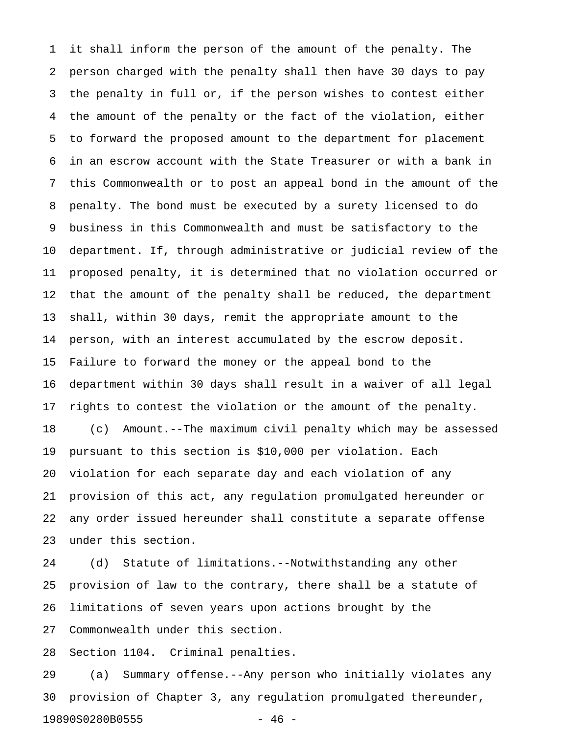it shall inform the person of the amount of the penalty. The person charged with the penalty shall then have 30 days to pay the penalty in full or, if the person wishes to contest either the amount of the penalty or the fact of the violation, either to forward the proposed amount to the department for placement in an escrow account with the State Treasurer or with a bank in this Commonwealth or to post an appeal bond in the amount of the penalty. The bond must be executed by a surety licensed to do business in this Commonwealth and must be satisfactory to the department. If, through administrative or judicial review of the proposed penalty, it is determined that no violation occurred or that the amount of the penalty shall be reduced, the department shall, within 30 days, remit the appropriate amount to the person, with an interest accumulated by the escrow deposit. Failure to forward the money or the appeal bond to the department within 30 days shall result in a waiver of all legal rights to contest the violation or the amount of the penalty.

(c) Amount.--The maximum civil penalty which may be assessed pursuant to this section is $10,000 per violation. Each violation for each separate day and each violation of any provision of this act, any regulation promulgated hereunder or any order issued hereunder shall constitute a separate offense under this section.

(d) Statute of limitations.--Notwithstanding any other provision of law to the contrary, there shall be a statute of limitations of seven years upon actions brought by the Commonwealth under this section.

Section 1104. Criminal penalties.

(a) Summary offense.--Any person who initially violates any provision of Chapter 3, any regulation promulgated thereunder,

19890S0280B0555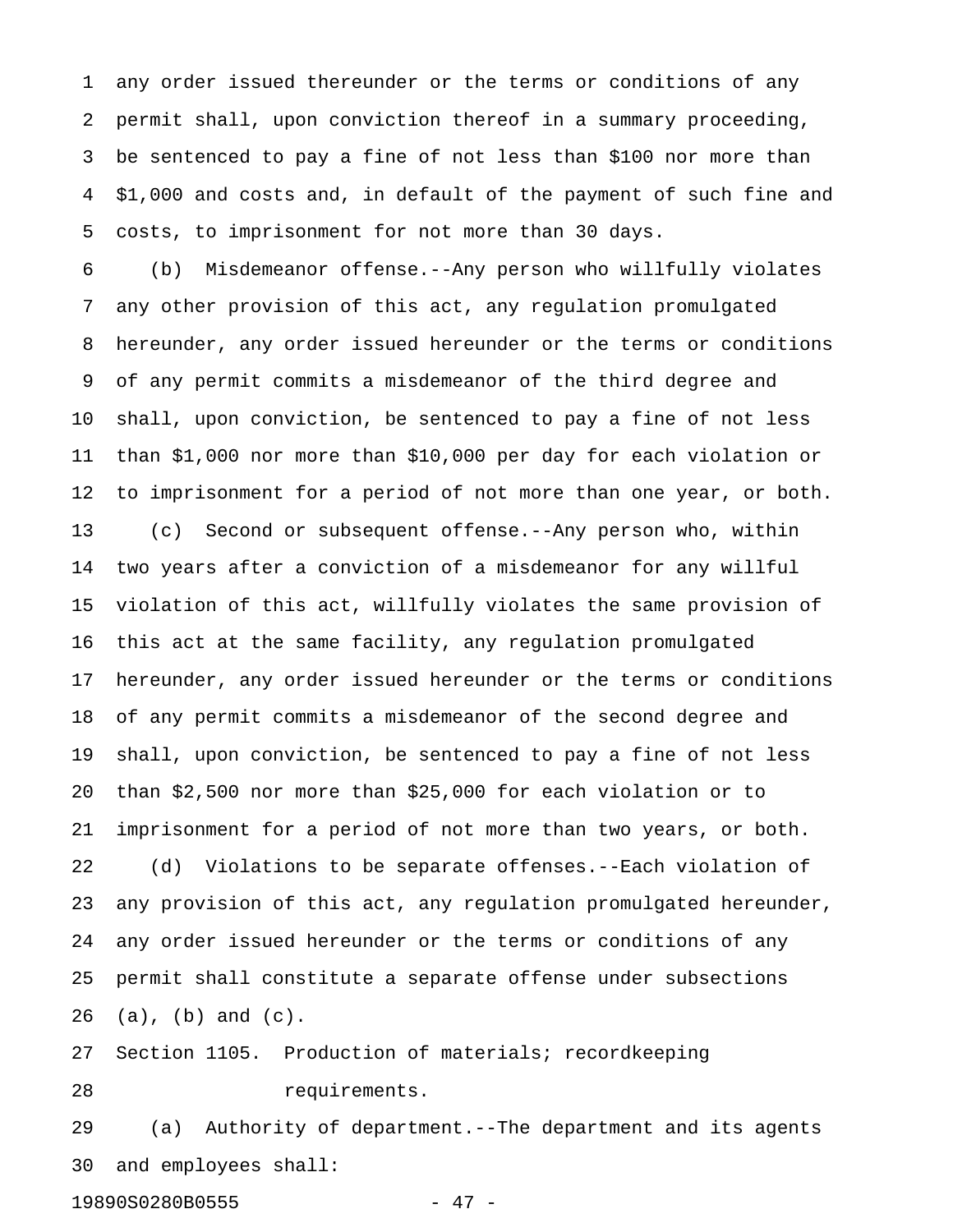any order issued thereunder or the terms or conditions of any permit shall, upon conviction thereof in a summary proceeding, be sentenced to pay a fine of not less than $100 nor more than $1,000 and costs and, in default of the payment of such fine and costs, to imprisonment for not more than 30 days.

(b) Misdemeanor offense.--Any person who willfully violates any other provision of this act, any regulation promulgated hereunder, any order issued hereunder or the terms or conditions of any permit commits a misdemeanor of the third degree and shall, upon conviction, be sentenced to pay a fine of not less than $1,000 nor more than $10,000 per day for each violation or to imprisonment for a period of not more than one year, or both.

(c) Second or subsequent offense.--Any person who, within two years after a conviction of a misdemeanor for any willful violation of this act, willfully violates the same provision of this act at the same facility, any regulation promulgated hereunder, any order issued hereunder or the terms or conditions of any permit commits a misdemeanor of the second degree and shall, upon conviction, be sentenced to pay a fine of not less than $2,500 nor more than $25,000 for each violation or to imprisonment for a period of not more than two years, or both.

(d) Violations to be separate offenses.--Each violation of any provision of this act, any regulation promulgated hereunder, any order issued hereunder or the terms or conditions of any permit shall constitute a separate offense under subsections (a), (b) and (c).

Section 1105. Production of materials; recordkeeping requirements.

(a) Authority of department.--The department and its agents and employees shall: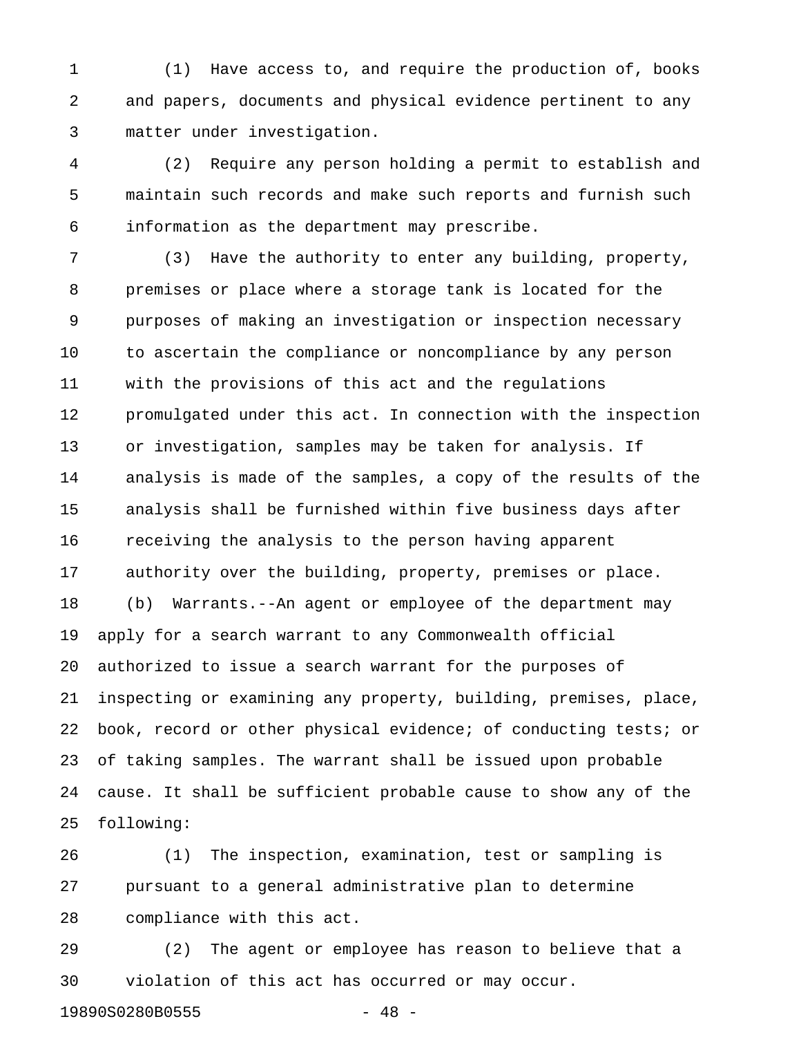(1) Have access to, and require the production of, books and papers, documents and physical evidence pertinent to any matter under investigation.

(2) Require any person holding a permit to establish and maintain such records and make such reports and furnish such information as the department may prescribe.

(3) Have the authority to enter any building, property, premises or place where a storage tank is located for the purposes of making an investigation or inspection necessary to ascertain the compliance or noncompliance by any person with the provisions of this act and the regulations promulgated under this act. In connection with the inspection or investigation, samples may be taken for analysis. If analysis is made of the samples, a copy of the results of the analysis shall be furnished within five business days after receiving the analysis to the person having apparent authority over the building, property, premises or place.

(b) Warrants.--An agent or employee of the department may apply for a search warrant to any Commonwealth official authorized to issue a search warrant for the purposes of inspecting or examining any property, building, premises, place, book, record or other physical evidence; of conducting tests; or of taking samples. The warrant shall be issued upon probable cause. It shall be sufficient probable cause to show any of the following:

(1) The inspection, examination, test or sampling is pursuant to a general administrative plan to determine compliance with this act.

(2) The agent or employee has reason to believe that a violation of this act has occurred or may occur.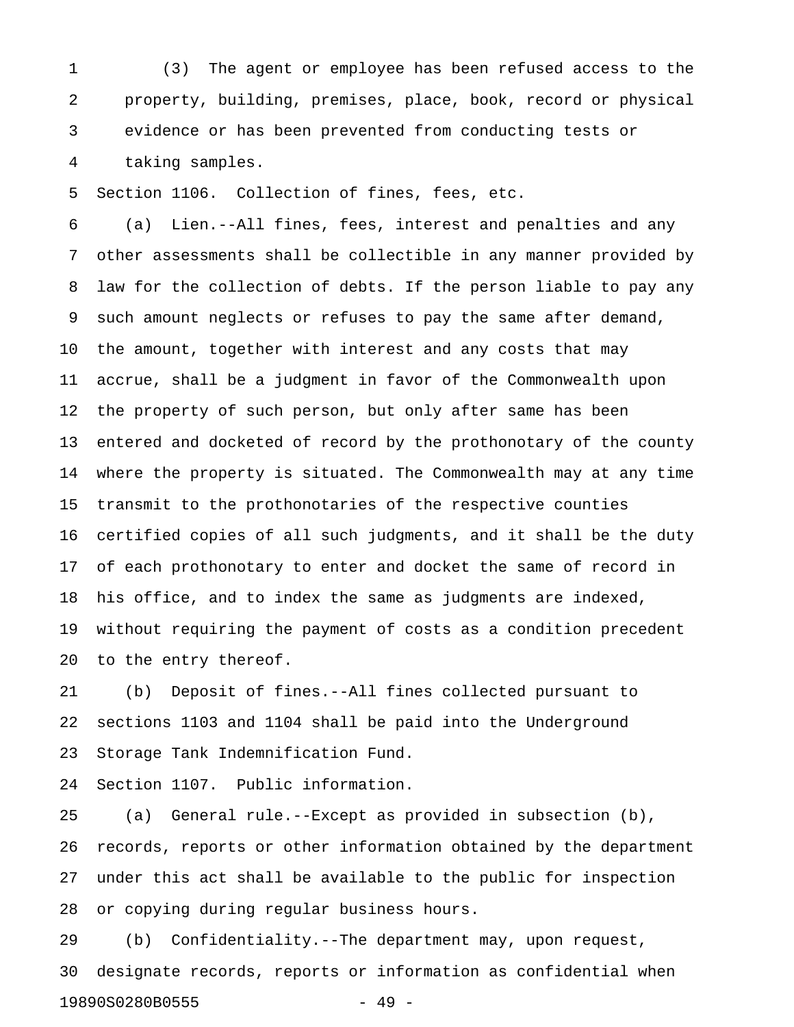(3) The agent or employee has been refused access to the property, building, premises, place, book, record or physical evidence or has been prevented from conducting tests or taking samples.

Section 1106. Collection of fines, fees, etc.

(a) Lien.--All fines, fees, interest and penalties and any other assessments shall be collectible in any manner provided by law for the collection of debts. If the person liable to pay any such amount neglects or refuses to pay the same after demand, the amount, together with interest and any costs that may accrue, shall be a judgment in favor of the Commonwealth upon the property of such person, but only after same has been entered and docketed of record by the prothonotary of the county where the property is situated. The Commonwealth may at any time transmit to the prothonotaries of the respective counties certified copies of all such judgments, and it shall be the duty of each prothonotary to enter and docket the same of record in his office, and to index the same as judgments are indexed, without requiring the payment of costs as a condition precedent to the entry thereof.

(b) Deposit of fines.--All fines collected pursuant to sections 1103 and 1104 shall be paid into the Underground Storage Tank Indemnification Fund.

Section 1107. Public information.

(a) General rule.--Except as provided in subsection (b), records, reports or other information obtained by the department under this act shall be available to the public for inspection or copying during regular business hours.

(b) Confidentiality.--The department may, upon request, designate records, reports or information as confidential when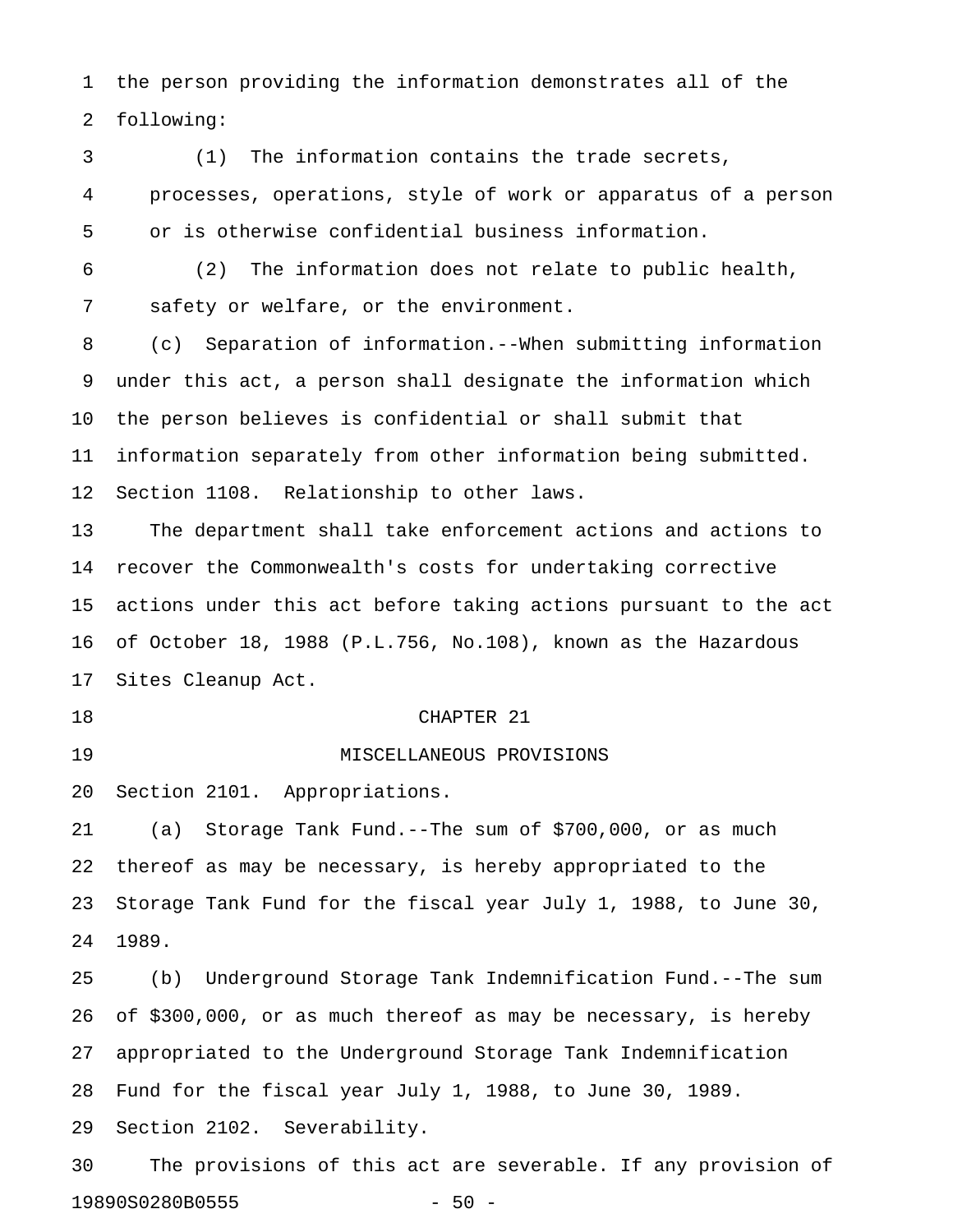the person providing the information demonstrates all of the following:

(1) The information contains the trade secrets, processes, operations, style of work or apparatus of a person or is otherwise confidential business information.

(2) The information does not relate to public health, safety or welfare, or the environment.

(c) Separation of information.--When submitting information under this act, a person shall designate the information which the person believes is confidential or shall submit that information separately from other information being submitted.

Section 1108. Relationship to other laws.

The department shall take enforcement actions and actions to recover the Commonwealth's costs for undertaking corrective actions under this act before taking actions pursuant to the act of October 18, 1988 (P.L.756, No.108), known as the Hazardous Sites Cleanup Act.

## CHAPTER 21

## MISCELLANEOUS PROVISIONS

Section 2101. Appropriations.

(a) Storage Tank Fund.--The sum of $700,000, or as much thereof as may be necessary, is hereby appropriated to the Storage Tank Fund for the fiscal year July 1, 1988, to June 30, 1989.

(b) Underground Storage Tank Indemnification Fund.--The sum of $300,000, or as much thereof as may be necessary, is hereby appropriated to the Underground Storage Tank Indemnification Fund for the fiscal year July 1, 1988, to June 30, 1989.

Section 2102. Severability.

The provisions of this act are severable. If any provision of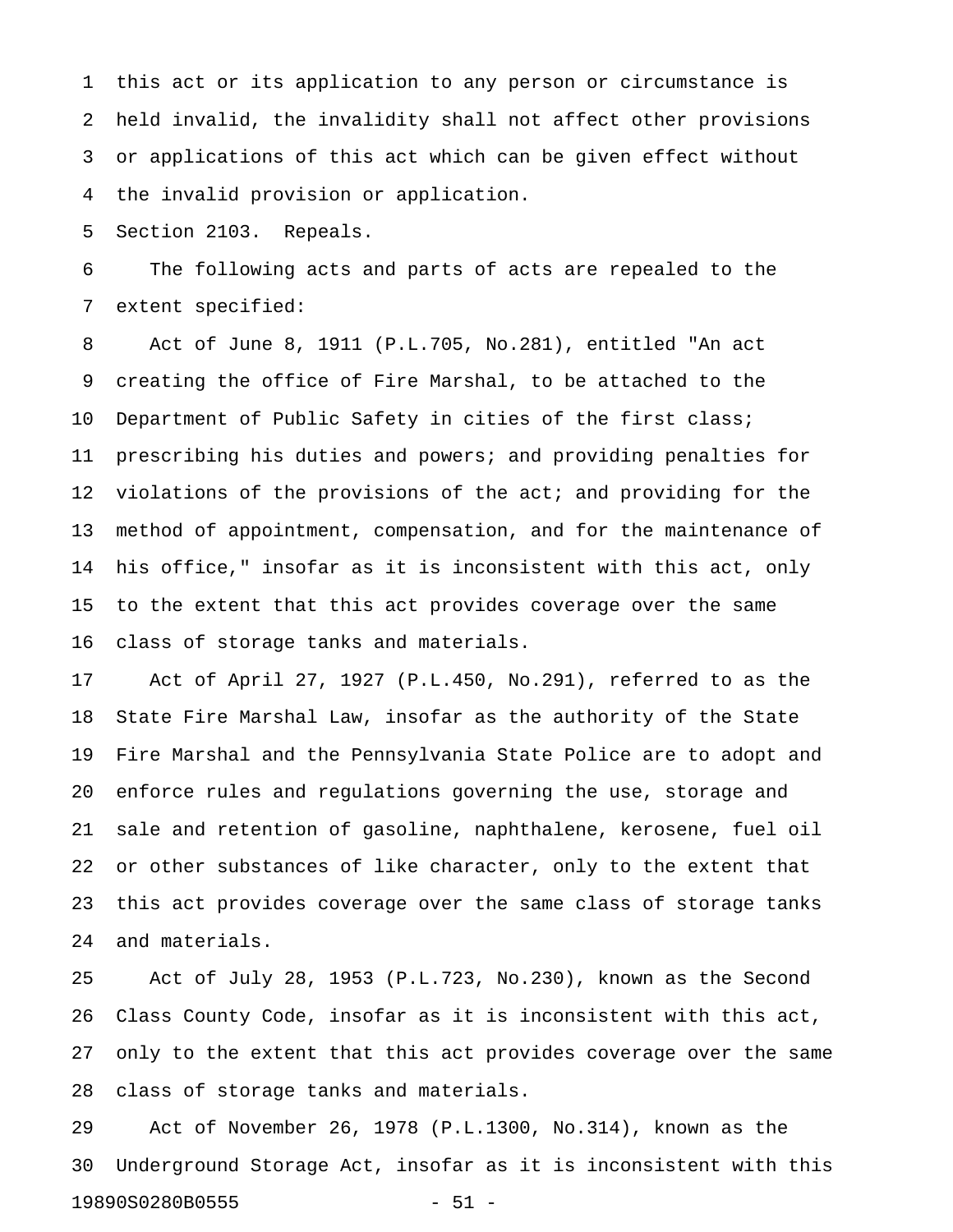this act or its application to any person or circumstance is held invalid, the invalidity shall not affect other provisions or applications of this act which can be given effect without the invalid provision or application.

Section 2103. Repeals.

The following acts and parts of acts are repealed to the extent specified:

Act of June 8, 1911 (P.L.705, No.281), entitled "An act creating the office of Fire Marshal, to be attached to the Department of Public Safety in cities of the first class; prescribing his duties and powers; and providing penalties for violations of the provisions of the act; and providing for the method of appointment, compensation, and for the maintenance of his office," insofar as it is inconsistent with this act, only to the extent that this act provides coverage over the same class of storage tanks and materials.

Act of April 27, 1927 (P.L.450, No.291), referred to as the State Fire Marshal Law, insofar as the authority of the State Fire Marshal and the Pennsylvania State Police are to adopt and enforce rules and regulations governing the use, storage and sale and retention of gasoline, naphthalene, kerosene, fuel oil or other substances of like character, only to the extent that this act provides coverage over the same class of storage tanks and materials.

Act of July 28, 1953 (P.L.723, No.230), known as the Second Class County Code, insofar as it is inconsistent with this act, only to the extent that this act provides coverage over the same class of storage tanks and materials.

Act of November 26, 1978 (P.L.1300, No.314), known as the Underground Storage Act, insofar as it is inconsistent with this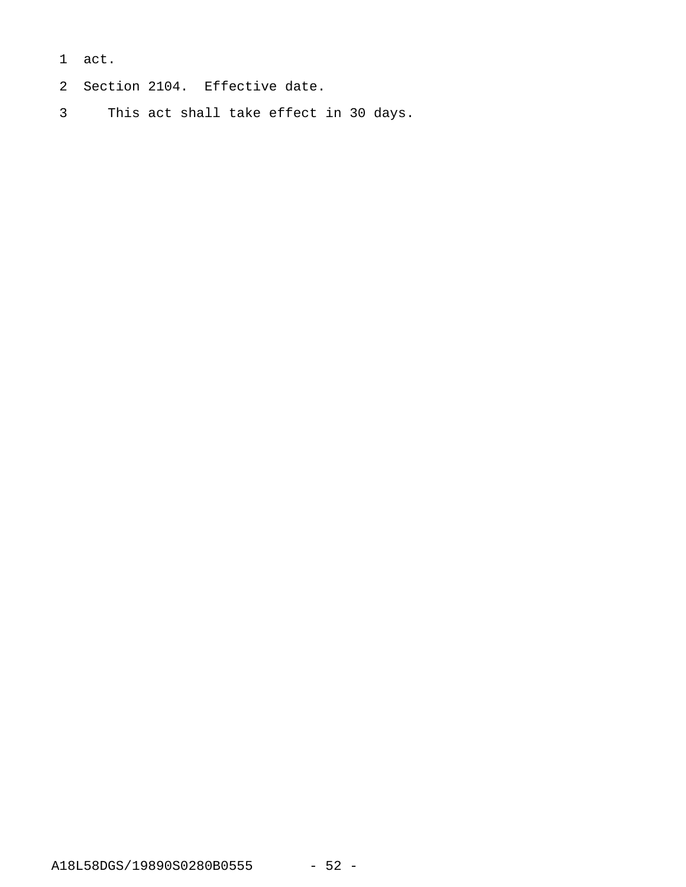act.

Section 2104. Effective date.

This act shall take effect in 30 days.